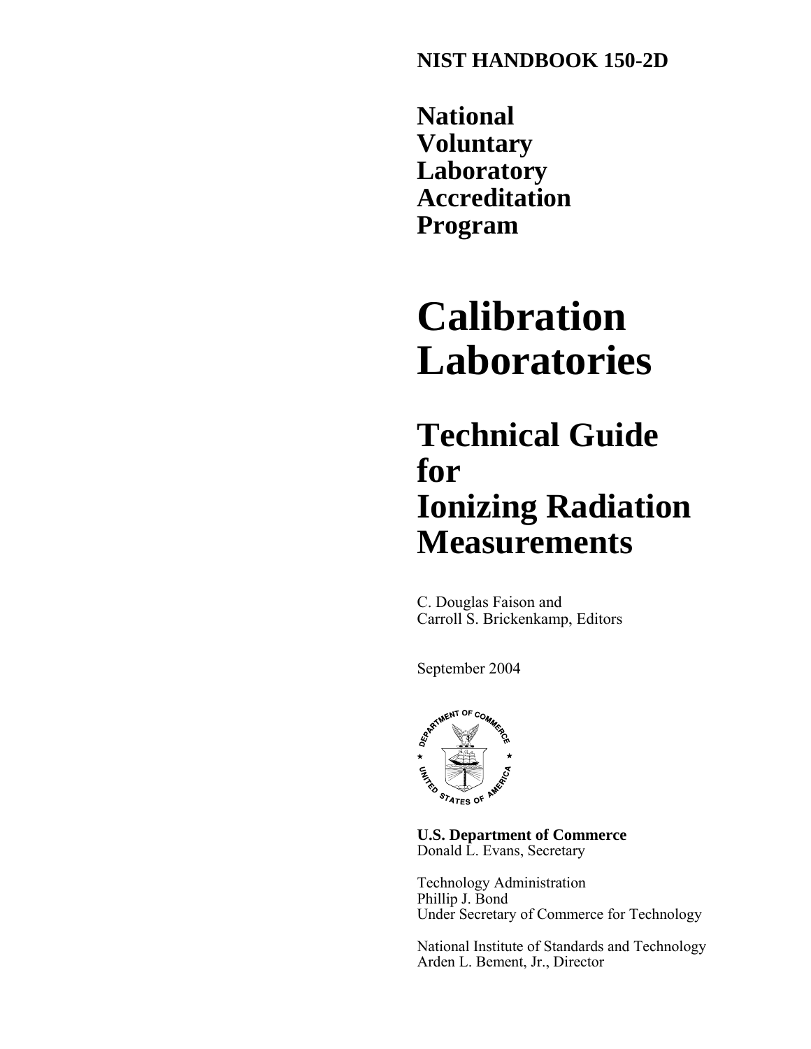**NIST HANDBOOK 150-2D**

# National Voluntary Laboratory Accreditation Program

# Calibration Laboratories

## Technical Guide for Ionizing Radiation Measurements

C. Douglas Faison and
Carroll S. Brickenkamp, Editors

September 2004

**U.S. Department of Commerce**
Donald L. Evans, Secretary

Technology Administration
Phillip J. Bond
Under Secretary of Commerce for Technology

National Institute of Standards and Technology
Arden L. Bement, Jr., Director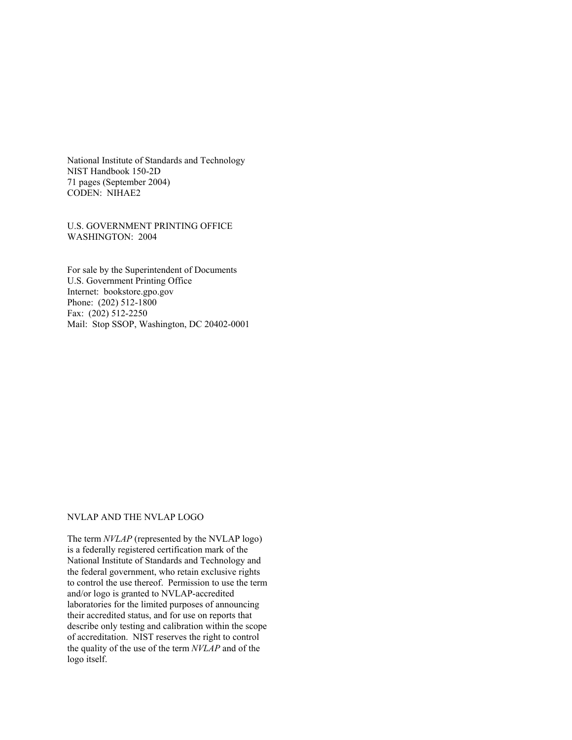National Institute of Standards and Technology
NIST Handbook 150-2D
71 pages (September 2004)
CODEN: NIHAE2

U.S. GOVERNMENT PRINTING OFFICE
WASHINGTON: 2004

For sale by the Superintendent of Documents
U.S. Government Printing Office
Internet: bookstore.gpo.gov
Phone: (202) 512-1800
Fax: (202) 512-2250
Mail: Stop SSOP, Washington, DC 20402-0001

NVLAP AND THE NVLAP LOGO

The term *NVLAP* (represented by the NVLAP logo) is a federally registered certification mark of the National Institute of Standards and Technology and the federal government, who retain exclusive rights to control the use thereof. Permission to use the term and/or logo is granted to NVLAP-accredited laboratories for the limited purposes of announcing their accredited status, and for use on reports that describe only testing and calibration within the scope of accreditation. NIST reserves the right to control the quality of the use of the term *NVLAP* and of the logo itself.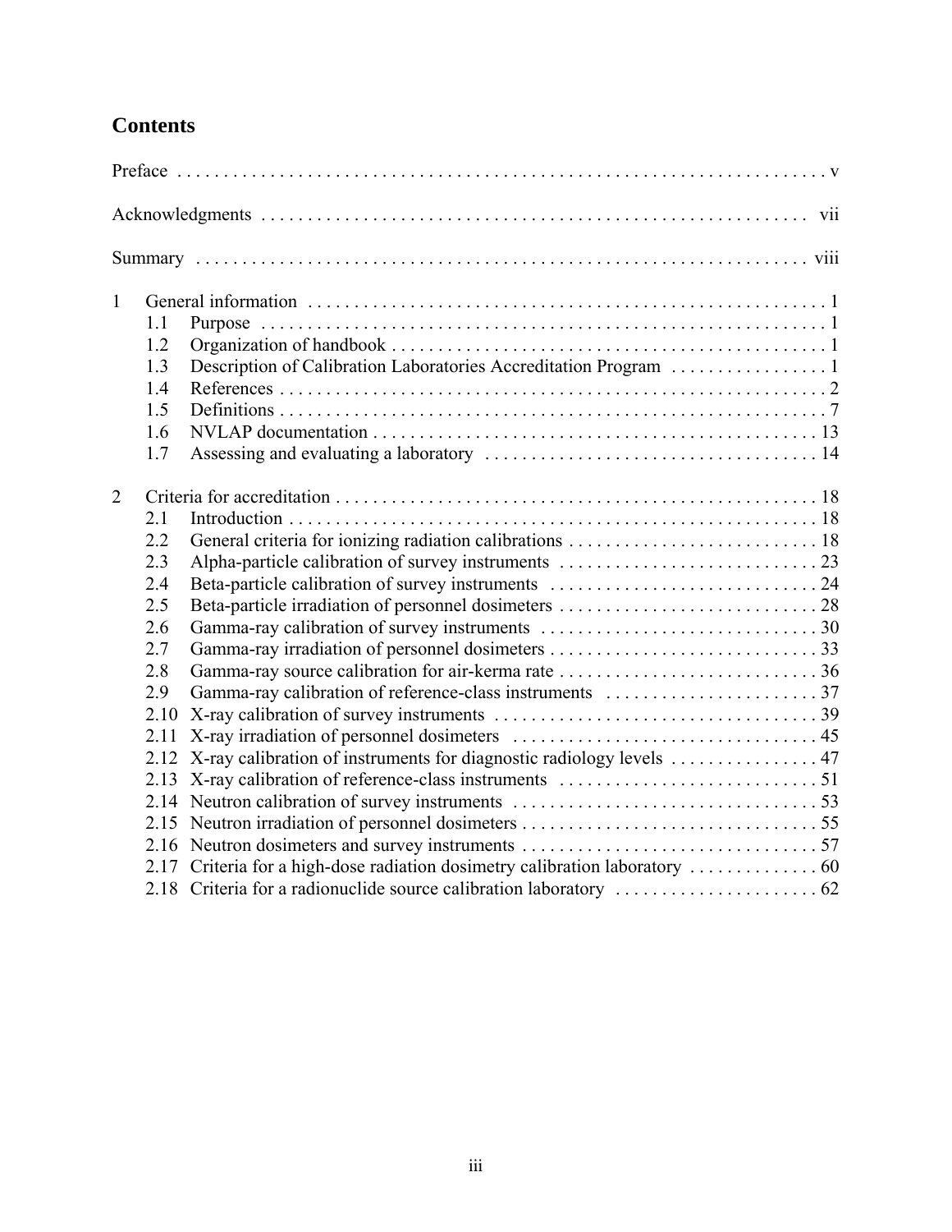## Contents

Preface . . . . . . . . . . . . . . . . . . . . . . . . . . . . . . . . . . . . . . . . . . . . . . . . . . . . . . . . . . . . . . . v

Acknowledgments . . . . . . . . . . . . . . . . . . . . . . . . . . . . . . . . . . . . . . . . . . . . . . . . . . . . . . . . . vii

Summary . . . . . . . . . . . . . . . . . . . . . . . . . . . . . . . . . . . . . . . . . . . . . . . . . . . . . . . . . . . . . viii

1 General information . . . . . . . . . . . . . . . . . . . . . . . . . . . . . . . . . . . . . . . . . . . . . . . . . . . . 1
- 1.1 Purpose . . . . . . . . . . . . . . . . . . . . . . . . . . . . . . . . . . . . . . . . . . . . . . . . . . . . . . . . . 1
- 1.2 Organization of handbook . . . . . . . . . . . . . . . . . . . . . . . . . . . . . . . . . . . . . . . . . . . . . . 1
- 1.3 Description of Calibration Laboratories Accreditation Program . . . . . . . . . . . . . . . . . 1
- 1.4 References . . . . . . . . . . . . . . . . . . . . . . . . . . . . . . . . . . . . . . . . . . . . . . . . . . . . . . . . 2
- 1.5 Definitions . . . . . . . . . . . . . . . . . . . . . . . . . . . . . . . . . . . . . . . . . . . . . . . . . . . . . . . 7
- 1.6 NVLAP documentation . . . . . . . . . . . . . . . . . . . . . . . . . . . . . . . . . . . . . . . . . . . . . . 13
- 1.7 Assessing and evaluating a laboratory . . . . . . . . . . . . . . . . . . . . . . . . . . . . . . . . . . . 14

2 Criteria for accreditation . . . . . . . . . . . . . . . . . . . . . . . . . . . . . . . . . . . . . . . . . . . . . . . . . 18
- 2.1 Introduction . . . . . . . . . . . . . . . . . . . . . . . . . . . . . . . . . . . . . . . . . . . . . . . . . . . . . . 18
- 2.2 General criteria for ionizing radiation calibrations . . . . . . . . . . . . . . . . . . . . . . . . . . 18
- 2.3 Alpha-particle calibration of survey instruments . . . . . . . . . . . . . . . . . . . . . . . . . . . 23
- 2.4 Beta-particle calibration of survey instruments . . . . . . . . . . . . . . . . . . . . . . . . . . . . 24
- 2.5 Beta-particle irradiation of personnel dosimeters . . . . . . . . . . . . . . . . . . . . . . . . . . . 28
- 2.6 Gamma-ray calibration of survey instruments . . . . . . . . . . . . . . . . . . . . . . . . . . . . . 30
- 2.7 Gamma-ray irradiation of personnel dosimeters . . . . . . . . . . . . . . . . . . . . . . . . . . . 33
- 2.8 Gamma-ray source calibration for air-kerma rate . . . . . . . . . . . . . . . . . . . . . . . . . . 36
- 2.9 Gamma-ray calibration of reference-class instruments . . . . . . . . . . . . . . . . . . . . . . 37
- 2.10 X-ray calibration of survey instruments . . . . . . . . . . . . . . . . . . . . . . . . . . . . . . . . . 39
- 2.11 X-ray irradiation of personnel dosimeters . . . . . . . . . . . . . . . . . . . . . . . . . . . . . . . . 45
- 2.12 X-ray calibration of instruments for diagnostic radiology levels . . . . . . . . . . . . . . . . 47
- 2.13 X-ray calibration of reference-class instruments . . . . . . . . . . . . . . . . . . . . . . . . . . . 51
- 2.14 Neutron calibration of survey instruments . . . . . . . . . . . . . . . . . . . . . . . . . . . . . . . . 53
- 2.15 Neutron irradiation of personnel dosimeters . . . . . . . . . . . . . . . . . . . . . . . . . . . . . . . 55
- 2.16 Neutron dosimeters and survey instruments . . . . . . . . . . . . . . . . . . . . . . . . . . . . . . . 57
- 2.17 Criteria for a high-dose radiation dosimetry calibration laboratory . . . . . . . . . . . . . . 60
- 2.18 Criteria for a radionuclide source calibration laboratory . . . . . . . . . . . . . . . . . . . . . 62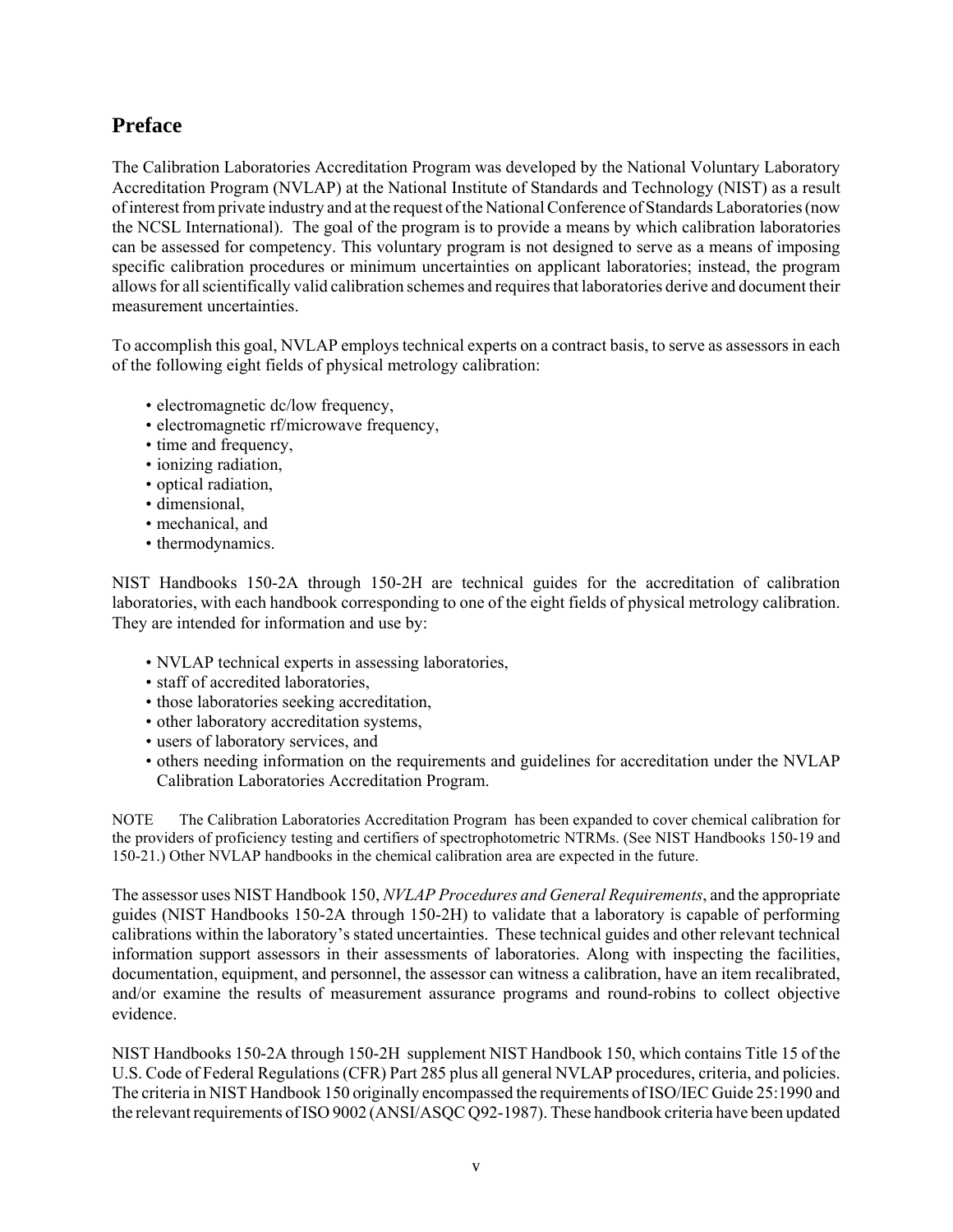## Preface

The Calibration Laboratories Accreditation Program was developed by the National Voluntary Laboratory Accreditation Program (NVLAP) at the National Institute of Standards and Technology (NIST) as a result of interest from private industry and at the request of the National Conference of Standards Laboratories (now the NCSL International). The goal of the program is to provide a means by which calibration laboratories can be assessed for competency. This voluntary program is not designed to serve as a means of imposing specific calibration procedures or minimum uncertainties on applicant laboratories; instead, the program allows for all scientifically valid calibration schemes and requires that laboratories derive and document their measurement uncertainties.

To accomplish this goal, NVLAP employs technical experts on a contract basis, to serve as assessors in each of the following eight fields of physical metrology calibration:

- electromagnetic dc/low frequency,
- electromagnetic rf/microwave frequency,
- time and frequency,
- ionizing radiation,
- optical radiation,
- dimensional,
- mechanical, and
- thermodynamics.

NIST Handbooks 150-2A through 150-2H are technical guides for the accreditation of calibration laboratories, with each handbook corresponding to one of the eight fields of physical metrology calibration. They are intended for information and use by:

- NVLAP technical experts in assessing laboratories,
- staff of accredited laboratories,
- those laboratories seeking accreditation,
- other laboratory accreditation systems,
- users of laboratory services, and
- others needing information on the requirements and guidelines for accreditation under the NVLAP Calibration Laboratories Accreditation Program.

NOTE The Calibration Laboratories Accreditation Program has been expanded to cover chemical calibration for the providers of proficiency testing and certifiers of spectrophotometric NTRMs. (See NIST Handbooks 150-19 and 150-21.) Other NVLAP handbooks in the chemical calibration area are expected in the future.

The assessor uses NIST Handbook 150, *NVLAP Procedures and General Requirements*, and the appropriate guides (NIST Handbooks 150-2A through 150-2H) to validate that a laboratory is capable of performing calibrations within the laboratory's stated uncertainties. These technical guides and other relevant technical information support assessors in their assessments of laboratories. Along with inspecting the facilities, documentation, equipment, and personnel, the assessor can witness a calibration, have an item recalibrated, and/or examine the results of measurement assurance programs and round-robins to collect objective evidence.

NIST Handbooks 150-2A through 150-2H supplement NIST Handbook 150, which contains Title 15 of the U.S. Code of Federal Regulations (CFR) Part 285 plus all general NVLAP procedures, criteria, and policies. The criteria in NIST Handbook 150 originally encompassed the requirements of ISO/IEC Guide 25:1990 and the relevant requirements of ISO 9002 (ANSI/ASQC Q92-1987). These handbook criteria have been updated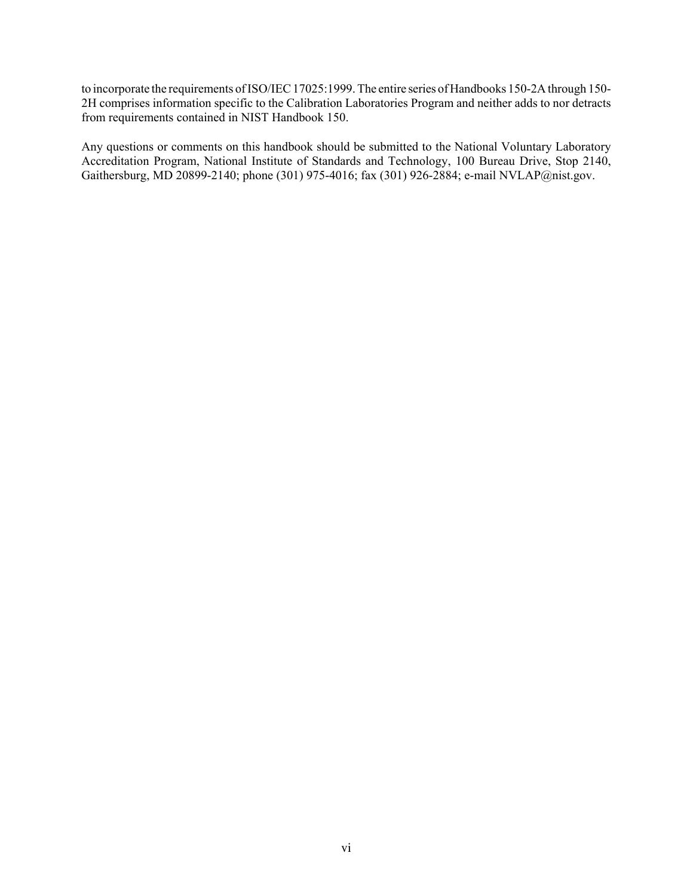to incorporate the requirements of ISO/IEC 17025:1999. The entire series of Handbooks 150-2A through 150-2H comprises information specific to the Calibration Laboratories Program and neither adds to nor detracts from requirements contained in NIST Handbook 150.

Any questions or comments on this handbook should be submitted to the National Voluntary Laboratory Accreditation Program, National Institute of Standards and Technology, 100 Bureau Drive, Stop 2140, Gaithersburg, MD 20899-2140; phone (301) 975-4016; fax (301) 926-2884; e-mail NVLAP@nist.gov.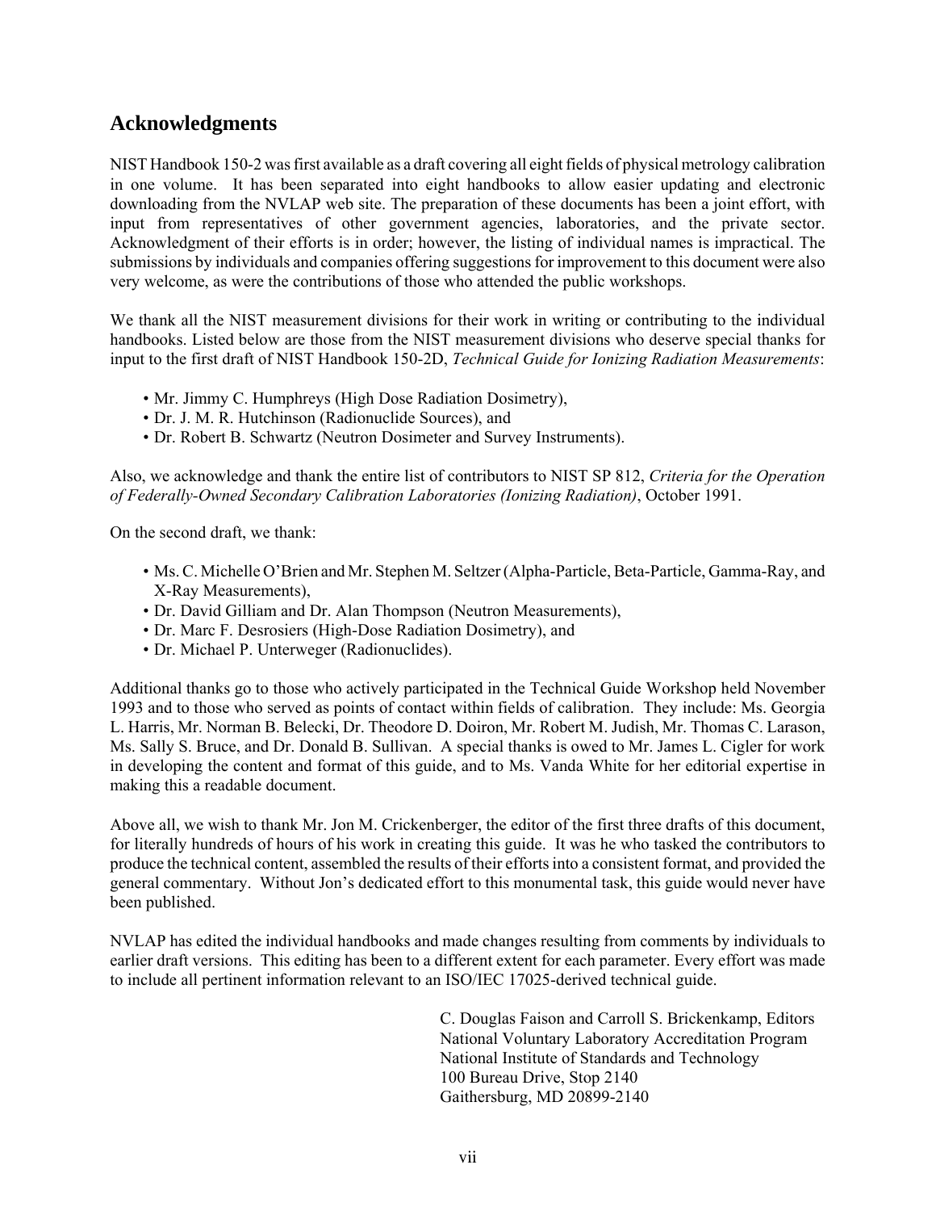## Acknowledgments

NIST Handbook 150-2 was first available as a draft covering all eight fields of physical metrology calibration in one volume. It has been separated into eight handbooks to allow easier updating and electronic downloading from the NVLAP web site. The preparation of these documents has been a joint effort, with input from representatives of other government agencies, laboratories, and the private sector. Acknowledgment of their efforts is in order; however, the listing of individual names is impractical. The submissions by individuals and companies offering suggestions for improvement to this document were also very welcome, as were the contributions of those who attended the public workshops.

We thank all the NIST measurement divisions for their work in writing or contributing to the individual handbooks. Listed below are those from the NIST measurement divisions who deserve special thanks for input to the first draft of NIST Handbook 150-2D, *Technical Guide for Ionizing Radiation Measurements*:

- Mr. Jimmy C. Humphreys (High Dose Radiation Dosimetry),
- Dr. J. M. R. Hutchinson (Radionuclide Sources), and
- Dr. Robert B. Schwartz (Neutron Dosimeter and Survey Instruments).

Also, we acknowledge and thank the entire list of contributors to NIST SP 812, *Criteria for the Operation of Federally-Owned Secondary Calibration Laboratories (Ionizing Radiation)*, October 1991.

On the second draft, we thank:

- Ms. C. Michelle O'Brien and Mr. Stephen M. Seltzer (Alpha-Particle, Beta-Particle, Gamma-Ray, and X-Ray Measurements),
- Dr. David Gilliam and Dr. Alan Thompson (Neutron Measurements),
- Dr. Marc F. Desrosiers (High-Dose Radiation Dosimetry), and
- Dr. Michael P. Unterweger (Radionuclides).

Additional thanks go to those who actively participated in the Technical Guide Workshop held November 1993 and to those who served as points of contact within fields of calibration. They include: Ms. Georgia L. Harris, Mr. Norman B. Belecki, Dr. Theodore D. Doiron, Mr. Robert M. Judish, Mr. Thomas C. Larason, Ms. Sally S. Bruce, and Dr. Donald B. Sullivan. A special thanks is owed to Mr. James L. Cigler for work in developing the content and format of this guide, and to Ms. Vanda White for her editorial expertise in making this a readable document.

Above all, we wish to thank Mr. Jon M. Crickenberger, the editor of the first three drafts of this document, for literally hundreds of hours of his work in creating this guide. It was he who tasked the contributors to produce the technical content, assembled the results of their efforts into a consistent format, and provided the general commentary. Without Jon's dedicated effort to this monumental task, this guide would never have been published.

NVLAP has edited the individual handbooks and made changes resulting from comments by individuals to earlier draft versions. This editing has been to a different extent for each parameter. Every effort was made to include all pertinent information relevant to an ISO/IEC 17025-derived technical guide.

C. Douglas Faison and Carroll S. Brickenkamp, Editors
National Voluntary Laboratory Accreditation Program
National Institute of Standards and Technology
100 Bureau Drive, Stop 2140
Gaithersburg, MD 20899-2140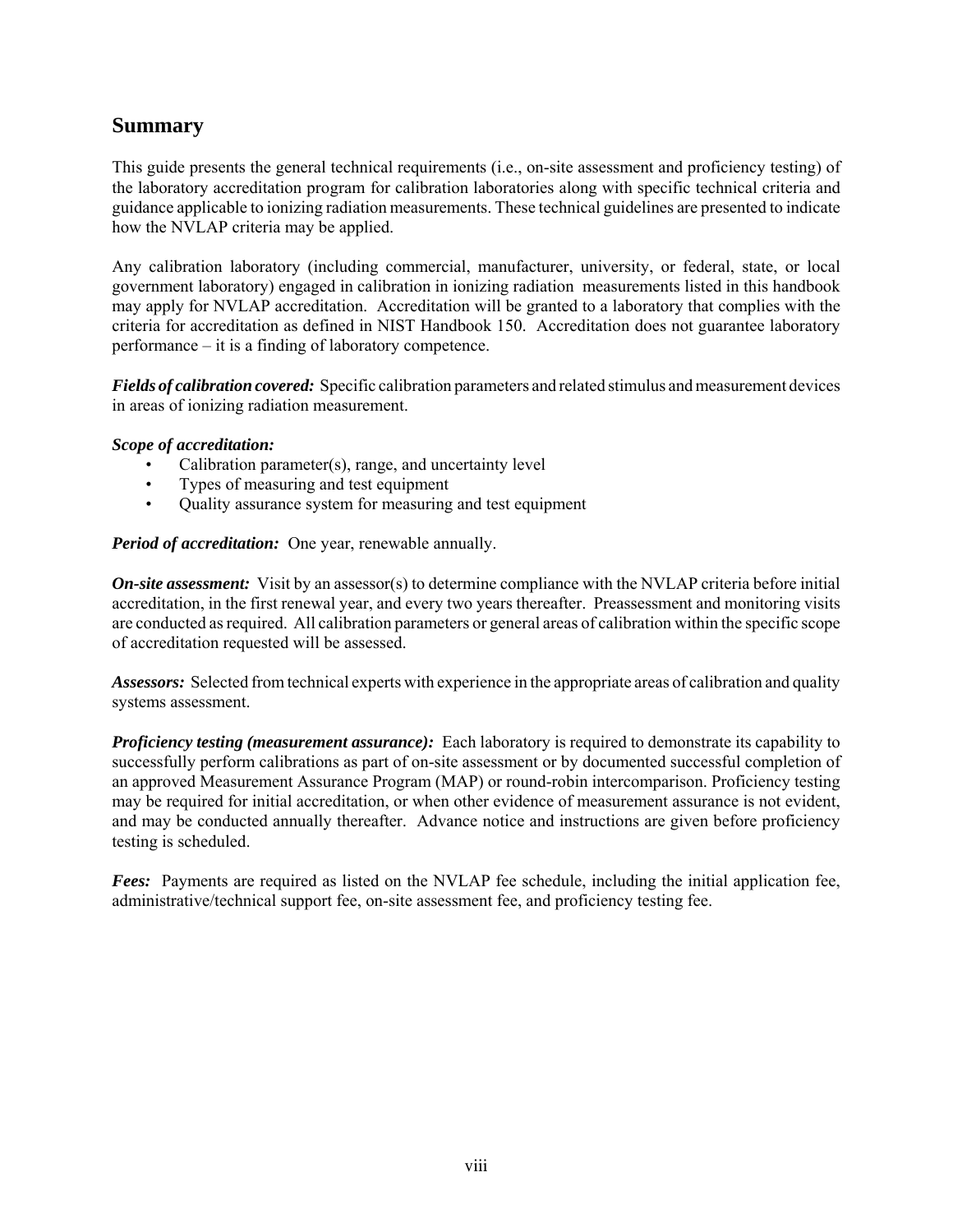## Summary

This guide presents the general technical requirements (i.e., on-site assessment and proficiency testing) of the laboratory accreditation program for calibration laboratories along with specific technical criteria and guidance applicable to ionizing radiation measurements. These technical guidelines are presented to indicate how the NVLAP criteria may be applied.

Any calibration laboratory (including commercial, manufacturer, university, or federal, state, or local government laboratory) engaged in calibration in ionizing radiation measurements listed in this handbook may apply for NVLAP accreditation. Accreditation will be granted to a laboratory that complies with the criteria for accreditation as defined in NIST Handbook 150. Accreditation does not guarantee laboratory performance – it is a finding of laboratory competence.

***Fields of calibration covered:*** Specific calibration parameters and related stimulus and measurement devices in areas of ionizing radiation measurement.

***Scope of accreditation:***

- Calibration parameter(s), range, and uncertainty level
- Types of measuring and test equipment
- Quality assurance system for measuring and test equipment

***Period of accreditation:*** One year, renewable annually.

***On-site assessment:*** Visit by an assessor(s) to determine compliance with the NVLAP criteria before initial accreditation, in the first renewal year, and every two years thereafter. Preassessment and monitoring visits are conducted as required. All calibration parameters or general areas of calibration within the specific scope of accreditation requested will be assessed.

***Assessors:*** Selected from technical experts with experience in the appropriate areas of calibration and quality systems assessment.

***Proficiency testing (measurement assurance):*** Each laboratory is required to demonstrate its capability to successfully perform calibrations as part of on-site assessment or by documented successful completion of an approved Measurement Assurance Program (MAP) or round-robin intercomparison. Proficiency testing may be required for initial accreditation, or when other evidence of measurement assurance is not evident, and may be conducted annually thereafter. Advance notice and instructions are given before proficiency testing is scheduled.

***Fees:*** Payments are required as listed on the NVLAP fee schedule, including the initial application fee, administrative/technical support fee, on-site assessment fee, and proficiency testing fee.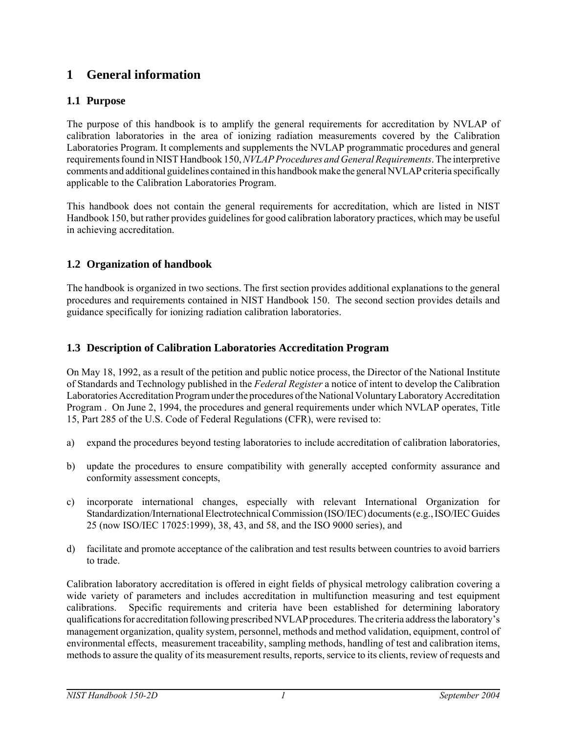# 1 General information

## 1.1 Purpose

The purpose of this handbook is to amplify the general requirements for accreditation by NVLAP of calibration laboratories in the area of ionizing radiation measurements covered by the Calibration Laboratories Program. It complements and supplements the NVLAP programmatic procedures and general requirements found in NIST Handbook 150, *NVLAP Procedures and General Requirements*. The interpretive comments and additional guidelines contained in this handbook make the general NVLAP criteria specifically applicable to the Calibration Laboratories Program.

This handbook does not contain the general requirements for accreditation, which are listed in NIST Handbook 150, but rather provides guidelines for good calibration laboratory practices, which may be useful in achieving accreditation.

## 1.2 Organization of handbook

The handbook is organized in two sections. The first section provides additional explanations to the general procedures and requirements contained in NIST Handbook 150. The second section provides details and guidance specifically for ionizing radiation calibration laboratories.

## 1.3 Description of Calibration Laboratories Accreditation Program

On May 18, 1992, as a result of the petition and public notice process, the Director of the National Institute of Standards and Technology published in the *Federal Register* a notice of intent to develop the Calibration Laboratories Accreditation Program under the procedures of the National Voluntary Laboratory Accreditation Program . On June 2, 1994, the procedures and general requirements under which NVLAP operates, Title 15, Part 285 of the U.S. Code of Federal Regulations (CFR), were revised to:

a) expand the procedures beyond testing laboratories to include accreditation of calibration laboratories,

b) update the procedures to ensure compatibility with generally accepted conformity assurance and conformity assessment concepts,

c) incorporate international changes, especially with relevant International Organization for Standardization/International Electrotechnical Commission (ISO/IEC) documents (e.g., ISO/IEC Guides 25 (now ISO/IEC 17025:1999), 38, 43, and 58, and the ISO 9000 series), and

d) facilitate and promote acceptance of the calibration and test results between countries to avoid barriers to trade.

Calibration laboratory accreditation is offered in eight fields of physical metrology calibration covering a wide variety of parameters and includes accreditation in multifunction measuring and test equipment calibrations. Specific requirements and criteria have been established for determining laboratory qualifications for accreditation following prescribed NVLAP procedures. The criteria address the laboratory's management organization, quality system, personnel, methods and method validation, equipment, control of environmental effects, measurement traceability, sampling methods, handling of test and calibration items, methods to assure the quality of its measurement results, reports, service to its clients, review of requests and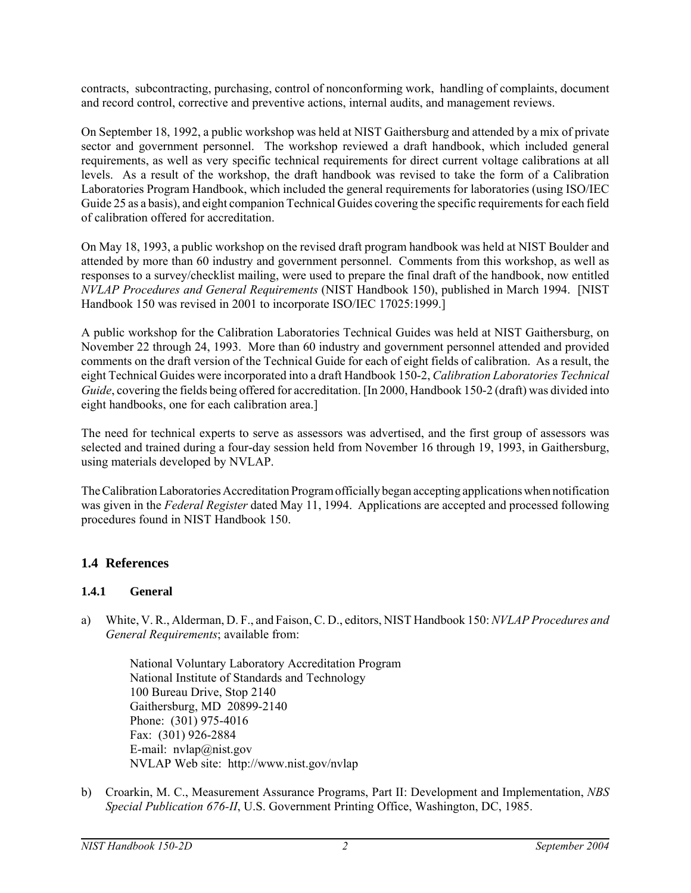contracts, subcontracting, purchasing, control of nonconforming work, handling of complaints, document and record control, corrective and preventive actions, internal audits, and management reviews.

On September 18, 1992, a public workshop was held at NIST Gaithersburg and attended by a mix of private sector and government personnel. The workshop reviewed a draft handbook, which included general requirements, as well as very specific technical requirements for direct current voltage calibrations at all levels. As a result of the workshop, the draft handbook was revised to take the form of a Calibration Laboratories Program Handbook, which included the general requirements for laboratories (using ISO/IEC Guide 25 as a basis), and eight companion Technical Guides covering the specific requirements for each field of calibration offered for accreditation.

On May 18, 1993, a public workshop on the revised draft program handbook was held at NIST Boulder and attended by more than 60 industry and government personnel. Comments from this workshop, as well as responses to a survey/checklist mailing, were used to prepare the final draft of the handbook, now entitled *NVLAP Procedures and General Requirements* (NIST Handbook 150), published in March 1994. [NIST Handbook 150 was revised in 2001 to incorporate ISO/IEC 17025:1999.]

A public workshop for the Calibration Laboratories Technical Guides was held at NIST Gaithersburg, on November 22 through 24, 1993. More than 60 industry and government personnel attended and provided comments on the draft version of the Technical Guide for each of eight fields of calibration. As a result, the eight Technical Guides were incorporated into a draft Handbook 150-2, *Calibration Laboratories Technical Guide*, covering the fields being offered for accreditation. [In 2000, Handbook 150-2 (draft) was divided into eight handbooks, one for each calibration area.]

The need for technical experts to serve as assessors was advertised, and the first group of assessors was selected and trained during a four-day session held from November 16 through 19, 1993, in Gaithersburg, using materials developed by NVLAP.

The Calibration Laboratories Accreditation Program officially began accepting applications when notification was given in the *Federal Register* dated May 11, 1994. Applications are accepted and processed following procedures found in NIST Handbook 150.

## 1.4 References

### 1.4.1 General

a) White, V. R., Alderman, D. F., and Faison, C. D., editors, NIST Handbook 150: *NVLAP Procedures and General Requirements*; available from:

   National Voluntary Laboratory Accreditation Program
   National Institute of Standards and Technology
   100 Bureau Drive, Stop 2140
   Gaithersburg, MD 20899-2140
   Phone: (301) 975-4016
   Fax: (301) 926-2884
   E-mail: nvlap@nist.gov
   NVLAP Web site: http://www.nist.gov/nvlap

b) Croarkin, M. C., Measurement Assurance Programs, Part II: Development and Implementation, *NBS Special Publication 676-II*, U.S. Government Printing Office, Washington, DC, 1985.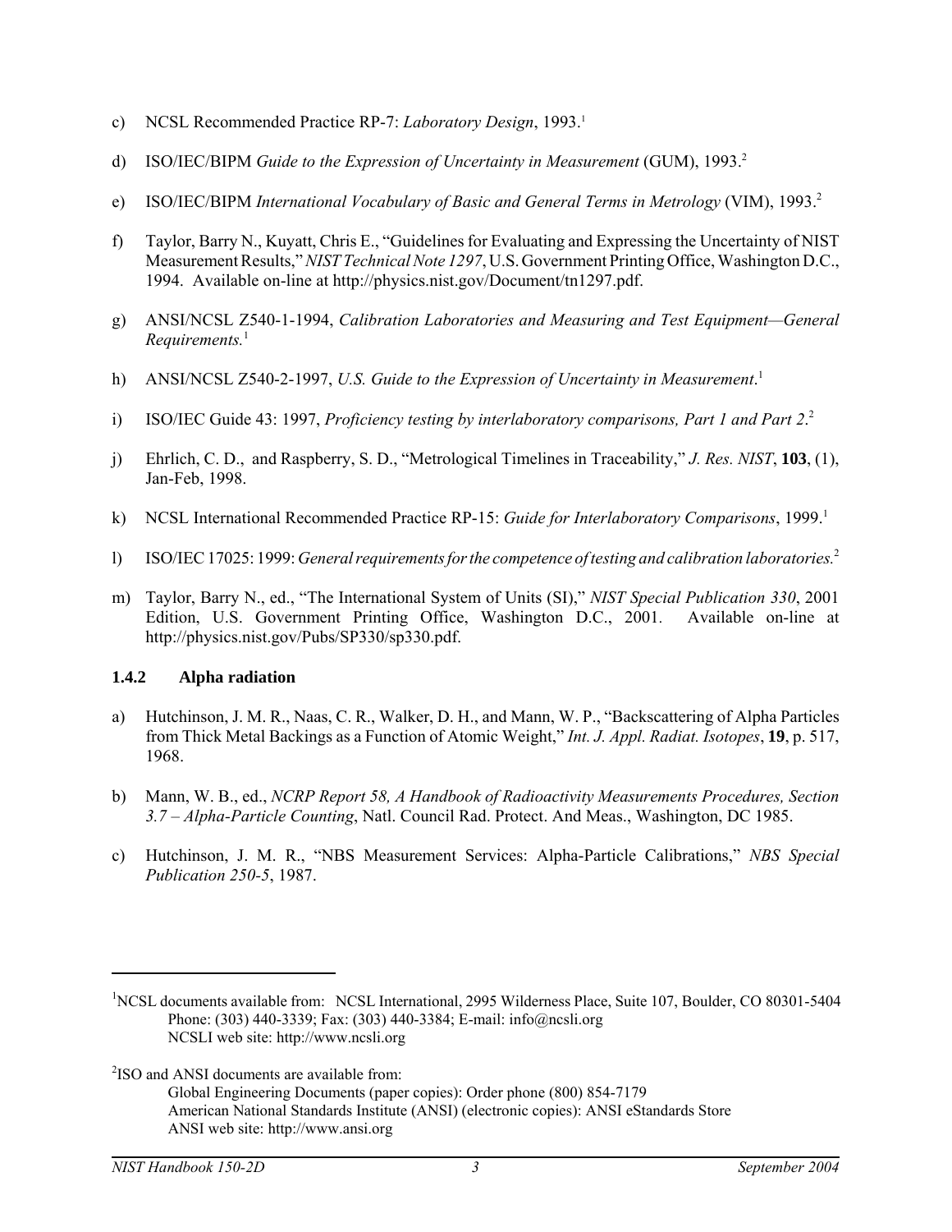c) NCSL Recommended Practice RP-7: *Laboratory Design*, 1993.[1]

d) ISO/IEC/BIPM *Guide to the Expression of Uncertainty in Measurement* (GUM), 1993.[2]

e) ISO/IEC/BIPM *International Vocabulary of Basic and General Terms in Metrology* (VIM), 1993.[2]

f) Taylor, Barry N., Kuyatt, Chris E., "Guidelines for Evaluating and Expressing the Uncertainty of NIST Measurement Results," *NIST Technical Note 1297*, U.S. Government Printing Office, Washington D.C., 1994. Available on-line at http://physics.nist.gov/Document/tn1297.pdf.

g) ANSI/NCSL Z540-1-1994, *Calibration Laboratories and Measuring and Test Equipment—General Requirements.*[1]

h) ANSI/NCSL Z540-2-1997, *U.S. Guide to the Expression of Uncertainty in Measurement*.[1]

i) ISO/IEC Guide 43: 1997, *Proficiency testing by interlaboratory comparisons, Part 1 and Part 2*.[2]

j) Ehrlich, C. D., and Raspberry, S. D., "Metrological Timelines in Traceability," *J. Res. NIST*, **103**, (1), Jan-Feb, 1998.

k) NCSL International Recommended Practice RP-15: *Guide for Interlaboratory Comparisons*, 1999.[1]

l) ISO/IEC 17025: 1999: *General requirements for the competence of testing and calibration laboratories.*[2]

m) Taylor, Barry N., ed., "The International System of Units (SI)," *NIST Special Publication 330*, 2001 Edition, U.S. Government Printing Office, Washington D.C., 2001. Available on-line at http://physics.nist.gov/Pubs/SP330/sp330.pdf.

### 1.4.2 Alpha radiation

a) Hutchinson, J. M. R., Naas, C. R., Walker, D. H., and Mann, W. P., "Backscattering of Alpha Particles from Thick Metal Backings as a Function of Atomic Weight," *Int. J. Appl. Radiat. Isotopes*, **19**, p. 517, 1968.

b) Mann, W. B., ed., *NCRP Report 58, A Handbook of Radioactivity Measurements Procedures, Section 3.7 – Alpha-Particle Counting*, Natl. Council Rad. Protect. And Meas., Washington, DC 1985.

c) Hutchinson, J. M. R., "NBS Measurement Services: Alpha-Particle Calibrations," *NBS Special Publication 250-5*, 1987.

---

[1] NCSL documents available from: NCSL International, 2995 Wilderness Place, Suite 107, Boulder, CO 80301-5404
Phone: (303) 440-3339; Fax: (303) 440-3384; E-mail: info@ncsli.org
NCSLI web site: http://www.ncsli.org

[2] ISO and ANSI documents are available from:
Global Engineering Documents (paper copies): Order phone (800) 854-7179
American National Standards Institute (ANSI) (electronic copies): ANSI eStandards Store
ANSI web site: http://www.ansi.org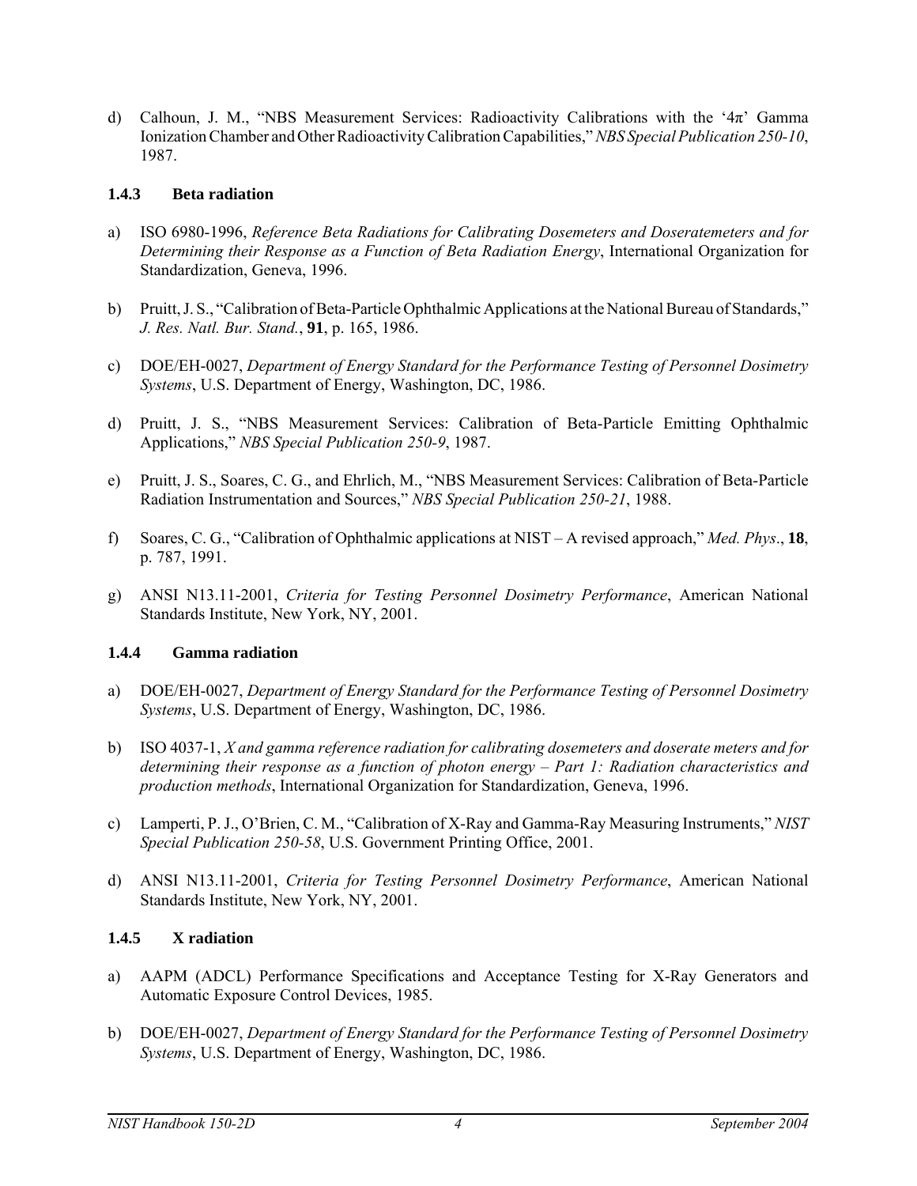d) Calhoun, J. M., "NBS Measurement Services: Radioactivity Calibrations with the '4π' Gamma Ionization Chamber and Other Radioactivity Calibration Capabilities," *NBS Special Publication 250-10*, 1987.

### 1.4.3 Beta radiation

a) ISO 6980-1996, *Reference Beta Radiations for Calibrating Dosemeters and Doseratemeters and for Determining their Response as a Function of Beta Radiation Energy*, International Organization for Standardization, Geneva, 1996.

b) Pruitt, J. S., "Calibration of Beta-Particle Ophthalmic Applications at the National Bureau of Standards," *J. Res. Natl. Bur. Stand.*, **91**, p. 165, 1986.

c) DOE/EH-0027, *Department of Energy Standard for the Performance Testing of Personnel Dosimetry Systems*, U.S. Department of Energy, Washington, DC, 1986.

d) Pruitt, J. S., "NBS Measurement Services: Calibration of Beta-Particle Emitting Ophthalmic Applications," *NBS Special Publication 250-9*, 1987.

e) Pruitt, J. S., Soares, C. G., and Ehrlich, M., "NBS Measurement Services: Calibration of Beta-Particle Radiation Instrumentation and Sources," *NBS Special Publication 250-21*, 1988.

f) Soares, C. G., "Calibration of Ophthalmic applications at NIST – A revised approach," *Med. Phys*., **18**, p. 787, 1991.

g) ANSI N13.11-2001, *Criteria for Testing Personnel Dosimetry Performance*, American National Standards Institute, New York, NY, 2001.

### 1.4.4 Gamma radiation

a) DOE/EH-0027, *Department of Energy Standard for the Performance Testing of Personnel Dosimetry Systems*, U.S. Department of Energy, Washington, DC, 1986.

b) ISO 4037-1, *X and gamma reference radiation for calibrating dosemeters and doserate meters and for determining their response as a function of photon energy – Part 1: Radiation characteristics and production methods*, International Organization for Standardization, Geneva, 1996.

c) Lamperti, P. J., O'Brien, C. M., "Calibration of X-Ray and Gamma-Ray Measuring Instruments," *NIST Special Publication 250-58*, U.S. Government Printing Office, 2001.

d) ANSI N13.11-2001, *Criteria for Testing Personnel Dosimetry Performance*, American National Standards Institute, New York, NY, 2001.

### 1.4.5 X radiation

a) AAPM (ADCL) Performance Specifications and Acceptance Testing for X-Ray Generators and Automatic Exposure Control Devices, 1985.

b) DOE/EH-0027, *Department of Energy Standard for the Performance Testing of Personnel Dosimetry Systems*, U.S. Department of Energy, Washington, DC, 1986.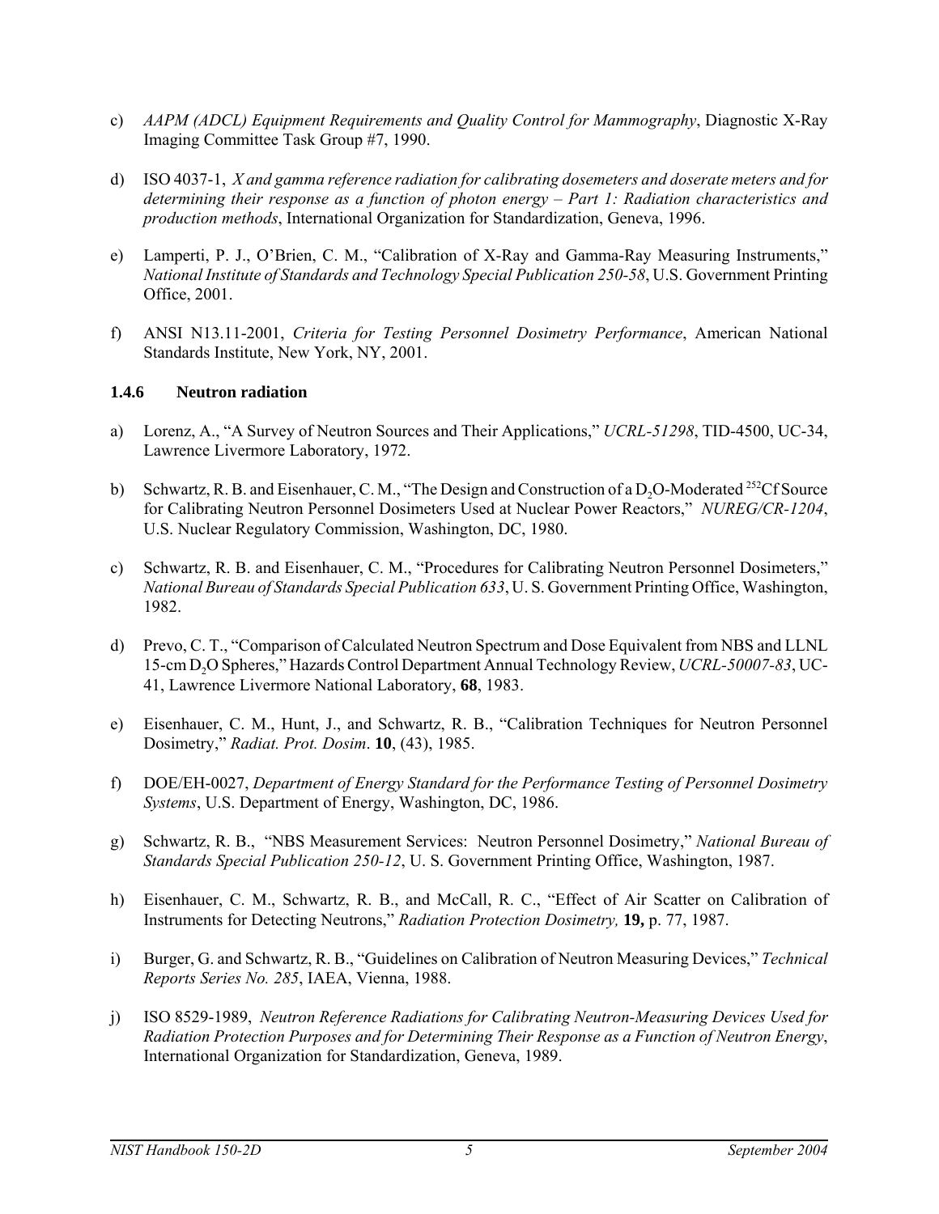c) *AAPM (ADCL) Equipment Requirements and Quality Control for Mammography*, Diagnostic X-Ray Imaging Committee Task Group #7, 1990.

d) ISO 4037-1, *X and gamma reference radiation for calibrating dosemeters and doserate meters and for determining their response as a function of photon energy – Part 1: Radiation characteristics and production methods*, International Organization for Standardization, Geneva, 1996.

e) Lamperti, P. J., O'Brien, C. M., "Calibration of X-Ray and Gamma-Ray Measuring Instruments," *National Institute of Standards and Technology Special Publication 250-58*, U.S. Government Printing Office, 2001.

f) ANSI N13.11-2001, *Criteria for Testing Personnel Dosimetry Performance*, American National Standards Institute, New York, NY, 2001.

### 1.4.6 Neutron radiation

a) Lorenz, A., "A Survey of Neutron Sources and Their Applications," *UCRL-51298*, TID-4500, UC-34, Lawrence Livermore Laboratory, 1972.

b) Schwartz, R. B. and Eisenhauer, C. M., "The Design and Construction of a $D_2O$-Moderated $^{252}Cf$ Source for Calibrating Neutron Personnel Dosimeters Used at Nuclear Power Reactors," *NUREG/CR-1204*, U.S. Nuclear Regulatory Commission, Washington, DC, 1980.

c) Schwartz, R. B. and Eisenhauer, C. M., "Procedures for Calibrating Neutron Personnel Dosimeters," *National Bureau of Standards Special Publication 633*, U. S. Government Printing Office, Washington, 1982.

d) Prevo, C. T., "Comparison of Calculated Neutron Spectrum and Dose Equivalent from NBS and LLNL 15-cm $D_2O$ Spheres," Hazards Control Department Annual Technology Review, *UCRL-50007-83*, UC-41, Lawrence Livermore National Laboratory, **68**, 1983.

e) Eisenhauer, C. M., Hunt, J., and Schwartz, R. B., "Calibration Techniques for Neutron Personnel Dosimetry," *Radiat. Prot. Dosim*. **10**, (43), 1985.

f) DOE/EH-0027, *Department of Energy Standard for the Performance Testing of Personnel Dosimetry Systems*, U.S. Department of Energy, Washington, DC, 1986.

g) Schwartz, R. B., "NBS Measurement Services: Neutron Personnel Dosimetry," *National Bureau of Standards Special Publication 250-12*, U. S. Government Printing Office, Washington, 1987.

h) Eisenhauer, C. M., Schwartz, R. B., and McCall, R. C., "Effect of Air Scatter on Calibration of Instruments for Detecting Neutrons," *Radiation Protection Dosimetry,* **19,** p. 77, 1987.

i) Burger, G. and Schwartz, R. B., "Guidelines on Calibration of Neutron Measuring Devices," *Technical Reports Series No. 285*, IAEA, Vienna, 1988.

j) ISO 8529-1989, *Neutron Reference Radiations for Calibrating Neutron-Measuring Devices Used for Radiation Protection Purposes and for Determining Their Response as a Function of Neutron Energy*, International Organization for Standardization, Geneva, 1989.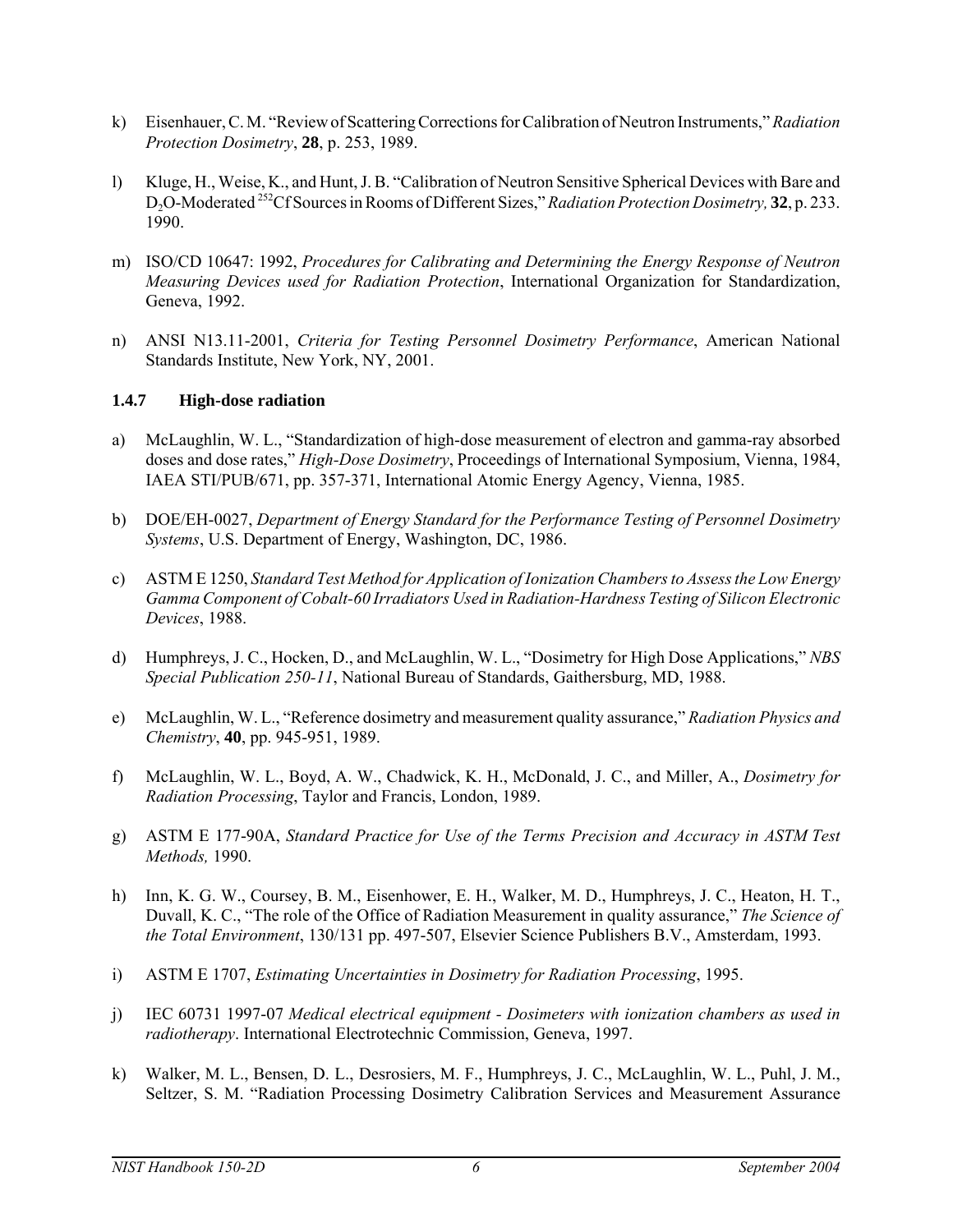k) Eisenhauer, C. M. "Review of Scattering Corrections for Calibration of Neutron Instruments," *Radiation Protection Dosimetry*, **28**, p. 253, 1989.

l) Kluge, H., Weise, K., and Hunt, J. B. "Calibration of Neutron Sensitive Spherical Devices with Bare and $D_2O$-Moderated $^{252}Cf$ Sources in Rooms of Different Sizes," *Radiation Protection Dosimetry,* **32**, p. 233. 1990.

m) ISO/CD 10647: 1992, *Procedures for Calibrating and Determining the Energy Response of Neutron Measuring Devices used for Radiation Protection*, International Organization for Standardization, Geneva, 1992.

n) ANSI N13.11-2001, *Criteria for Testing Personnel Dosimetry Performance*, American National Standards Institute, New York, NY, 2001.

### 1.4.7 High-dose radiation

a) McLaughlin, W. L., "Standardization of high-dose measurement of electron and gamma-ray absorbed doses and dose rates," *High-Dose Dosimetry*, Proceedings of International Symposium, Vienna, 1984, IAEA STI/PUB/671, pp. 357-371, International Atomic Energy Agency, Vienna, 1985.

b) DOE/EH-0027, *Department of Energy Standard for the Performance Testing of Personnel Dosimetry Systems*, U.S. Department of Energy, Washington, DC, 1986.

c) ASTM E 1250, *Standard Test Method for Application of Ionization Chambers to Assess the Low Energy Gamma Component of Cobalt-60 Irradiators Used in Radiation-Hardness Testing of Silicon Electronic Devices*, 1988.

d) Humphreys, J. C., Hocken, D., and McLaughlin, W. L., "Dosimetry for High Dose Applications," *NBS Special Publication 250-11*, National Bureau of Standards, Gaithersburg, MD, 1988.

e) McLaughlin, W. L., "Reference dosimetry and measurement quality assurance," *Radiation Physics and Chemistry*, **40**, pp. 945-951, 1989.

f) McLaughlin, W. L., Boyd, A. W., Chadwick, K. H., McDonald, J. C., and Miller, A., *Dosimetry for Radiation Processing*, Taylor and Francis, London, 1989.

g) ASTM E 177-90A, *Standard Practice for Use of the Terms Precision and Accuracy in ASTM Test Methods,* 1990.

h) Inn, K. G. W., Coursey, B. M., Eisenhower, E. H., Walker, M. D., Humphreys, J. C., Heaton, H. T., Duvall, K. C., "The role of the Office of Radiation Measurement in quality assurance," *The Science of the Total Environment*, 130/131 pp. 497-507, Elsevier Science Publishers B.V., Amsterdam, 1993.

i) ASTM E 1707, *Estimating Uncertainties in Dosimetry for Radiation Processing*, 1995.

j) IEC 60731 1997-07 *Medical electrical equipment - Dosimeters with ionization chambers as used in radiotherapy*. International Electrotechnic Commission, Geneva, 1997.

k) Walker, M. L., Bensen, D. L., Desrosiers, M. F., Humphreys, J. C., McLaughlin, W. L., Puhl, J. M., Seltzer, S. M. "Radiation Processing Dosimetry Calibration Services and Measurement Assurance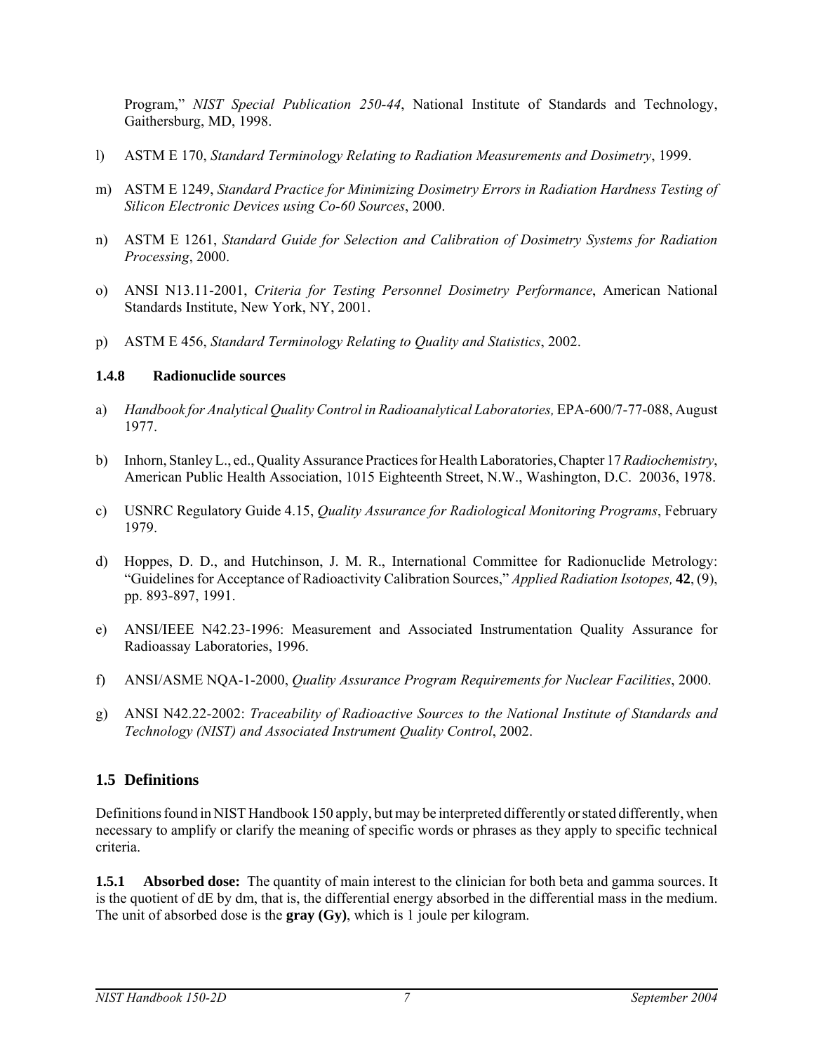Program," *NIST Special Publication 250-44*, National Institute of Standards and Technology, Gaithersburg, MD, 1998.

l) ASTM E 170, *Standard Terminology Relating to Radiation Measurements and Dosimetry*, 1999.

m) ASTM E 1249, *Standard Practice for Minimizing Dosimetry Errors in Radiation Hardness Testing of Silicon Electronic Devices using Co-60 Sources*, 2000.

n) ASTM E 1261, *Standard Guide for Selection and Calibration of Dosimetry Systems for Radiation Processing*, 2000.

o) ANSI N13.11-2001, *Criteria for Testing Personnel Dosimetry Performance*, American National Standards Institute, New York, NY, 2001.

p) ASTM E 456, *Standard Terminology Relating to Quality and Statistics*, 2002.

#### 1.4.8 Radionuclide sources

a) *Handbook for Analytical Quality Control in Radioanalytical Laboratories,* EPA-600/7-77-088, August 1977.

b) Inhorn, Stanley L., ed., Quality Assurance Practices for Health Laboratories, Chapter 17 *Radiochemistry*, American Public Health Association, 1015 Eighteenth Street, N.W., Washington, D.C. 20036, 1978.

c) USNRC Regulatory Guide 4.15, *Quality Assurance for Radiological Monitoring Programs*, February 1979.

d) Hoppes, D. D., and Hutchinson, J. M. R., International Committee for Radionuclide Metrology: "Guidelines for Acceptance of Radioactivity Calibration Sources," *Applied Radiation Isotopes,* **42**, (9), pp. 893-897, 1991.

e) ANSI/IEEE N42.23-1996: Measurement and Associated Instrumentation Quality Assurance for Radioassay Laboratories, 1996.

f) ANSI/ASME NQA-1-2000, *Quality Assurance Program Requirements for Nuclear Facilities*, 2000.

g) ANSI N42.22-2002: *Traceability of Radioactive Sources to the National Institute of Standards and Technology (NIST) and Associated Instrument Quality Control*, 2002.

## 1.5 Definitions

Definitions found in NIST Handbook 150 apply, but may be interpreted differently or stated differently, when necessary to amplify or clarify the meaning of specific words or phrases as they apply to specific technical criteria.

**1.5.1 Absorbed dose:** The quantity of main interest to the clinician for both beta and gamma sources. It is the quotient of dE by dm, that is, the differential energy absorbed in the differential mass in the medium. The unit of absorbed dose is the **gray (Gy)**, which is 1 joule per kilogram.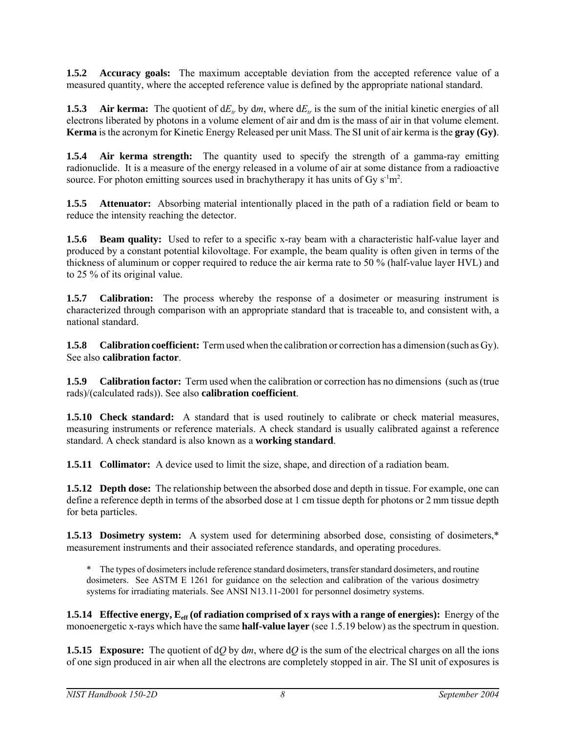**1.5.2 Accuracy goals:** The maximum acceptable deviation from the accepted reference value of a measured quantity, where the accepted reference value is defined by the appropriate national standard.

**1.5.3 Air kerma:** The quotient of $dE_{tr}$ by $dm$, where $dE_{tr}$ is the sum of the initial kinetic energies of all electrons liberated by photons in a volume element of air and dm is the mass of air in that volume element. **Kerma** is the acronym for Kinetic Energy Released per unit Mass. The SI unit of air kerma is the **gray (Gy)**.

**1.5.4 Air kerma strength:** The quantity used to specify the strength of a gamma-ray emitting radionuclide. It is a measure of the energy released in a volume of air at some distance from a radioactive source. For photon emitting sources used in brachytherapy it has units of Gy $s^{-1}m^2$.

**1.5.5 Attenuator:** Absorbing material intentionally placed in the path of a radiation field or beam to reduce the intensity reaching the detector.

**1.5.6 Beam quality:** Used to refer to a specific x-ray beam with a characteristic half-value layer and produced by a constant potential kilovoltage. For example, the beam quality is often given in terms of the thickness of aluminum or copper required to reduce the air kerma rate to 50 % (half-value layer HVL) and to 25 % of its original value.

**1.5.7 Calibration:** The process whereby the response of a dosimeter or measuring instrument is characterized through comparison with an appropriate standard that is traceable to, and consistent with, a national standard.

**1.5.8 Calibration coefficient:** Term used when the calibration or correction has a dimension (such as Gy). See also **calibration factor**.

**1.5.9 Calibration factor:** Term used when the calibration or correction has no dimensions (such as (true rads)/(calculated rads)). See also **calibration coefficient**.

**1.5.10 Check standard:** A standard that is used routinely to calibrate or check material measures, measuring instruments or reference materials. A check standard is usually calibrated against a reference standard. A check standard is also known as a **working standard**.

**1.5.11 Collimator:** A device used to limit the size, shape, and direction of a radiation beam.

**1.5.12 Depth dose:** The relationship between the absorbed dose and depth in tissue. For example, one can define a reference depth in terms of the absorbed dose at 1 cm tissue depth for photons or 2 mm tissue depth for beta particles.

**1.5.13 Dosimetry system:** A system used for determining absorbed dose, consisting of dosimeters,* measurement instruments and their associated reference standards, and operating procedures.

\* The types of dosimeters include reference standard dosimeters, transfer standard dosimeters, and routine dosimeters. See ASTM E 1261 for guidance on the selection and calibration of the various dosimetry systems for irradiating materials. See ANSI N13.11-2001 for personnel dosimetry systems.

**1.5.14 Effective energy, $E_{eff}$ (of radiation comprised of x rays with a range of energies):** Energy of the monoenergetic x-rays which have the same **half-value layer** (see 1.5.19 below) as the spectrum in question.

**1.5.15 Exposure:** The quotient of $dQ$ by $dm$, where $dQ$ is the sum of the electrical charges on all the ions of one sign produced in air when all the electrons are completely stopped in air. The SI unit of exposures is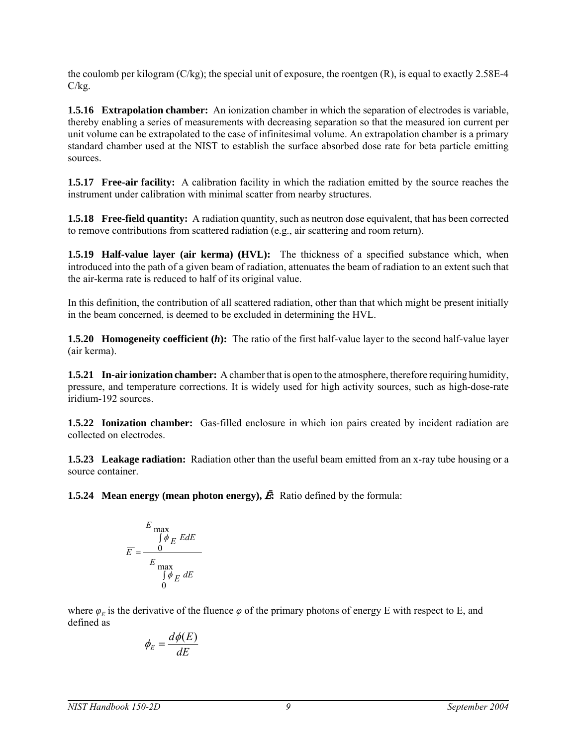the coulomb per kilogram (C/kg); the special unit of exposure, the roentgen (R), is equal to exactly 2.58E-4 C/kg.

**1.5.16 Extrapolation chamber:** An ionization chamber in which the separation of electrodes is variable, thereby enabling a series of measurements with decreasing separation so that the measured ion current per unit volume can be extrapolated to the case of infinitesimal volume. An extrapolation chamber is a primary standard chamber used at the NIST to establish the surface absorbed dose rate for beta particle emitting sources.

**1.5.17 Free-air facility:** A calibration facility in which the radiation emitted by the source reaches the instrument under calibration with minimal scatter from nearby structures.

**1.5.18 Free-field quantity:** A radiation quantity, such as neutron dose equivalent, that has been corrected to remove contributions from scattered radiation (e.g., air scattering and room return).

**1.5.19 Half-value layer (air kerma) (HVL):** The thickness of a specified substance which, when introduced into the path of a given beam of radiation, attenuates the beam of radiation to an extent such that the air-kerma rate is reduced to half of its original value.

In this definition, the contribution of all scattered radiation, other than that which might be present initially in the beam concerned, is deemed to be excluded in determining the HVL.

**1.5.20 Homogeneity coefficient (*h*):** The ratio of the first half-value layer to the second half-value layer (air kerma).

**1.5.21 In-air ionization chamber:** A chamber that is open to the atmosphere, therefore requiring humidity, pressure, and temperature corrections. It is widely used for high activity sources, such as high-dose-rate iridium-192 sources.

**1.5.22 Ionization chamber:** Gas-filled enclosure in which ion pairs created by incident radiation are collected on electrodes.

**1.5.23 Leakage radiation:** Radiation other than the useful beam emitted from an x-ray tube housing or a source container.

**1.5.24 Mean energy (mean photon energy), $\bar{E}$:** Ratio defined by the formula:

$$\overline{E} = \frac{\int_0^{E_{\max}} \phi_E \, E dE}{\int_0^{E_{\max}} \phi_E \, dE}$$

where $\varphi_E$ is the derivative of the fluence $\varphi$ of the primary photons of energy E with respect to E, and defined as

$$\phi_E = \frac{d\phi(E)}{dE}$$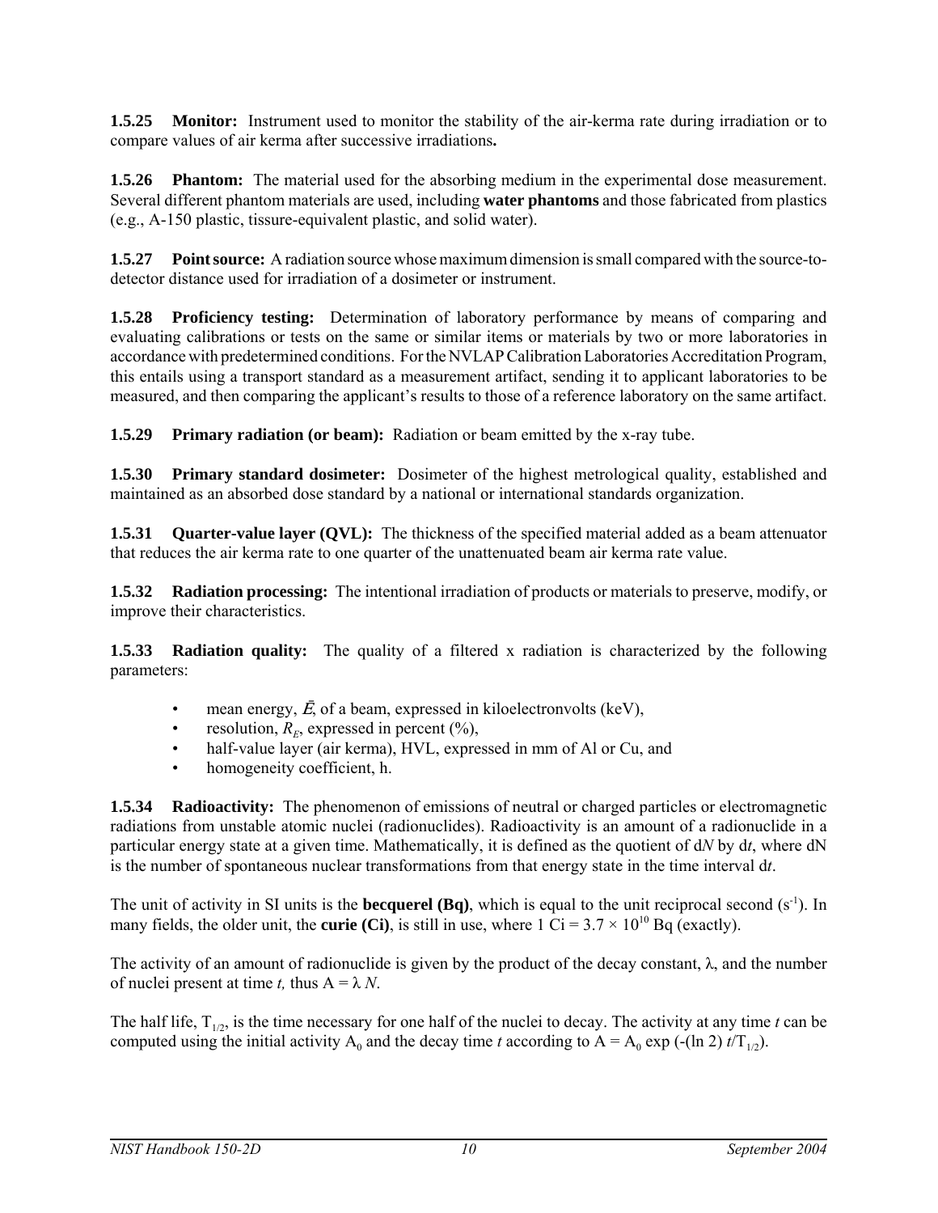**1.5.25 Monitor:** Instrument used to monitor the stability of the air-kerma rate during irradiation or to compare values of air kerma after successive irradiations**.**

**1.5.26 Phantom:** The material used for the absorbing medium in the experimental dose measurement. Several different phantom materials are used, including **water phantoms** and those fabricated from plastics (e.g., A-150 plastic, tissure-equivalent plastic, and solid water).

**1.5.27 Point source:** A radiation source whose maximum dimension is small compared with the source-to-detector distance used for irradiation of a dosimeter or instrument.

**1.5.28 Proficiency testing:** Determination of laboratory performance by means of comparing and evaluating calibrations or tests on the same or similar items or materials by two or more laboratories in accordance with predetermined conditions. For the NVLAP Calibration Laboratories Accreditation Program, this entails using a transport standard as a measurement artifact, sending it to applicant laboratories to be measured, and then comparing the applicant's results to those of a reference laboratory on the same artifact.

**1.5.29 Primary radiation (or beam):** Radiation or beam emitted by the x-ray tube.

**1.5.30 Primary standard dosimeter:** Dosimeter of the highest metrological quality, established and maintained as an absorbed dose standard by a national or international standards organization.

**1.5.31 Quarter-value layer (QVL):** The thickness of the specified material added as a beam attenuator that reduces the air kerma rate to one quarter of the unattenuated beam air kerma rate value.

**1.5.32 Radiation processing:** The intentional irradiation of products or materials to preserve, modify, or improve their characteristics.

**1.5.33 Radiation quality:** The quality of a filtered x radiation is characterized by the following parameters:

- mean energy, $\bar{E}$, of a beam, expressed in kiloelectronvolts (keV),
- resolution, $R_E$, expressed in percent (%),
- half-value layer (air kerma), HVL, expressed in mm of Al or Cu, and
- homogeneity coefficient, h.

**1.5.34 Radioactivity:** The phenomenon of emissions of neutral or charged particles or electromagnetic radiations from unstable atomic nuclei (radionuclides). Radioactivity is an amount of a radionuclide in a particular energy state at a given time. Mathematically, it is defined as the quotient of d*N* by d*t*, where dN is the number of spontaneous nuclear transformations from that energy state in the time interval d*t*.

The unit of activity in SI units is the **becquerel (Bq)**, which is equal to the unit reciprocal second ($s^{-1}$). In many fields, the older unit, the **curie (Ci)**, is still in use, where 1 Ci = $3.7 \times 10^{10}$ Bq (exactly).

The activity of an amount of radionuclide is given by the product of the decay constant, $\lambda$, and the number of nuclei present at time *t,* thus $A = \lambda N$.

The half life, $T_{1/2}$, is the time necessary for one half of the nuclei to decay. The activity at any time *t* can be computed using the initial activity $A_0$ and the decay time *t* according to $A = A_0 \exp(-(\ln 2)\, t/T_{1/2})$.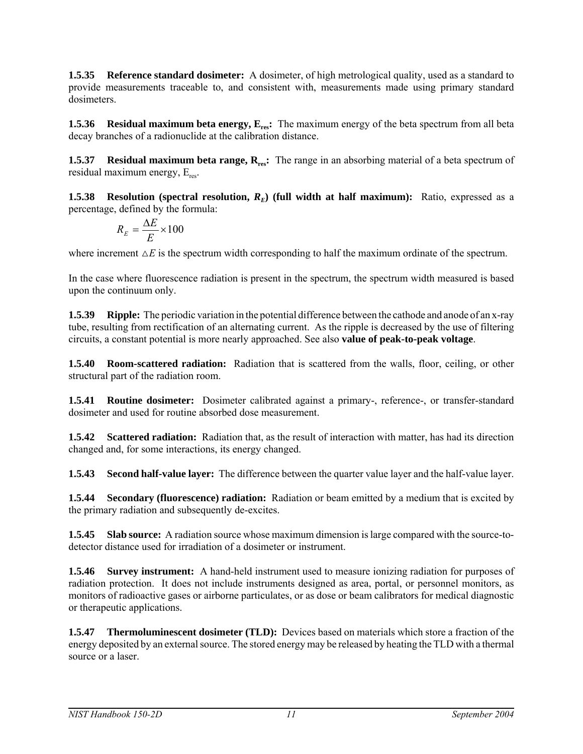**1.5.35 Reference standard dosimeter:** A dosimeter, of high metrological quality, used as a standard to provide measurements traceable to, and consistent with, measurements made using primary standard dosimeters.

**1.5.36 Residual maximum beta energy, $E_{res}$:** The maximum energy of the beta spectrum from all beta decay branches of a radionuclide at the calibration distance.

**1.5.37 Residual maximum beta range, $R_{res}$:** The range in an absorbing material of a beta spectrum of residual maximum energy, $E_{res}$.

**1.5.38 Resolution (spectral resolution, $R_E$) (full width at half maximum):** Ratio, expressed as a percentage, defined by the formula:

$$R_E = \frac{\Delta E}{E} \times 100$$

where increment $\triangle E$ is the spectrum width corresponding to half the maximum ordinate of the spectrum.

In the case where fluorescence radiation is present in the spectrum, the spectrum width measured is based upon the continuum only.

**1.5.39 Ripple:** The periodic variation in the potential difference between the cathode and anode of an x-ray tube, resulting from rectification of an alternating current. As the ripple is decreased by the use of filtering circuits, a constant potential is more nearly approached. See also **value of peak-to-peak voltage**.

**1.5.40 Room-scattered radiation:** Radiation that is scattered from the walls, floor, ceiling, or other structural part of the radiation room.

**1.5.41 Routine dosimeter:** Dosimeter calibrated against a primary-, reference-, or transfer-standard dosimeter and used for routine absorbed dose measurement.

**1.5.42 Scattered radiation:** Radiation that, as the result of interaction with matter, has had its direction changed and, for some interactions, its energy changed.

**1.5.43 Second half-value layer:** The difference between the quarter value layer and the half-value layer.

**1.5.44 Secondary (fluorescence) radiation:** Radiation or beam emitted by a medium that is excited by the primary radiation and subsequently de-excites.

**1.5.45 Slab source:** A radiation source whose maximum dimension is large compared with the source-to-detector distance used for irradiation of a dosimeter or instrument.

**1.5.46 Survey instrument:** A hand-held instrument used to measure ionizing radiation for purposes of radiation protection. It does not include instruments designed as area, portal, or personnel monitors, as monitors of radioactive gases or airborne particulates, or as dose or beam calibrators for medical diagnostic or therapeutic applications.

**1.5.47 Thermoluminescent dosimeter (TLD):** Devices based on materials which store a fraction of the energy deposited by an external source. The stored energy may be released by heating the TLD with a thermal source or a laser.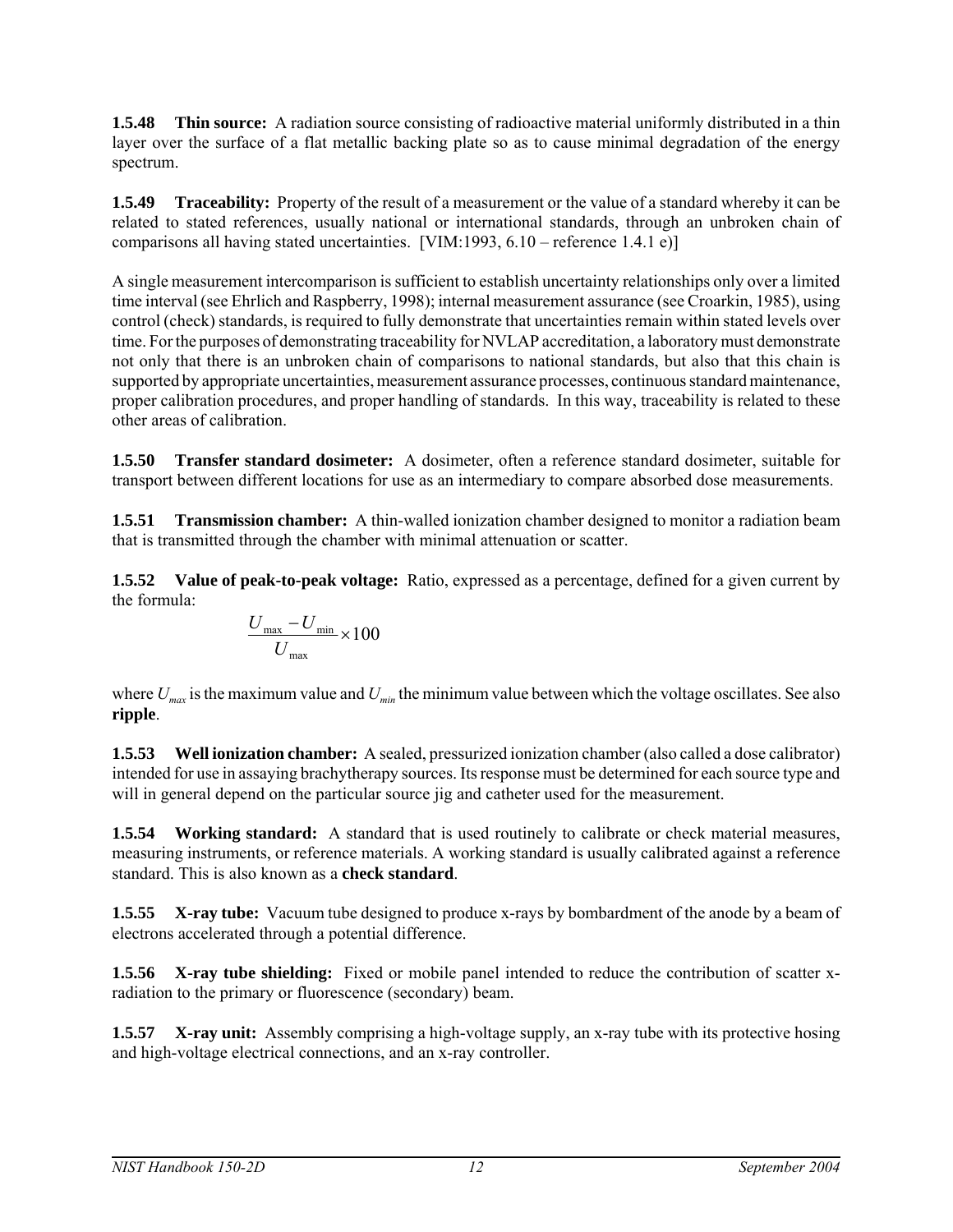**1.5.48 Thin source:** A radiation source consisting of radioactive material uniformly distributed in a thin layer over the surface of a flat metallic backing plate so as to cause minimal degradation of the energy spectrum.

**1.5.49 Traceability:** Property of the result of a measurement or the value of a standard whereby it can be related to stated references, usually national or international standards, through an unbroken chain of comparisons all having stated uncertainties. [VIM:1993, 6.10 – reference 1.4.1 e)]

A single measurement intercomparison is sufficient to establish uncertainty relationships only over a limited time interval (see Ehrlich and Raspberry, 1998); internal measurement assurance (see Croarkin, 1985), using control (check) standards, is required to fully demonstrate that uncertainties remain within stated levels over time. For the purposes of demonstrating traceability for NVLAP accreditation, a laboratory must demonstrate not only that there is an unbroken chain of comparisons to national standards, but also that this chain is supported by appropriate uncertainties, measurement assurance processes, continuous standard maintenance, proper calibration procedures, and proper handling of standards. In this way, traceability is related to these other areas of calibration.

**1.5.50 Transfer standard dosimeter:** A dosimeter, often a reference standard dosimeter, suitable for transport between different locations for use as an intermediary to compare absorbed dose measurements.

**1.5.51 Transmission chamber:** A thin-walled ionization chamber designed to monitor a radiation beam that is transmitted through the chamber with minimal attenuation or scatter.

**1.5.52 Value of peak-to-peak voltage:** Ratio, expressed as a percentage, defined for a given current by the formula:

$$\frac{U_{\max} - U_{\min}}{U_{\max}} \times 100$$

where $U_{max}$ is the maximum value and $U_{min}$ the minimum value between which the voltage oscillates. See also **ripple**.

**1.5.53 Well ionization chamber:** A sealed, pressurized ionization chamber (also called a dose calibrator) intended for use in assaying brachytherapy sources. Its response must be determined for each source type and will in general depend on the particular source jig and catheter used for the measurement.

**1.5.54 Working standard:** A standard that is used routinely to calibrate or check material measures, measuring instruments, or reference materials. A working standard is usually calibrated against a reference standard. This is also known as a **check standard**.

**1.5.55 X-ray tube:** Vacuum tube designed to produce x-rays by bombardment of the anode by a beam of electrons accelerated through a potential difference.

**1.5.56 X-ray tube shielding:** Fixed or mobile panel intended to reduce the contribution of scatter x-radiation to the primary or fluorescence (secondary) beam.

**1.5.57 X-ray unit:** Assembly comprising a high-voltage supply, an x-ray tube with its protective hosing and high-voltage electrical connections, and an x-ray controller.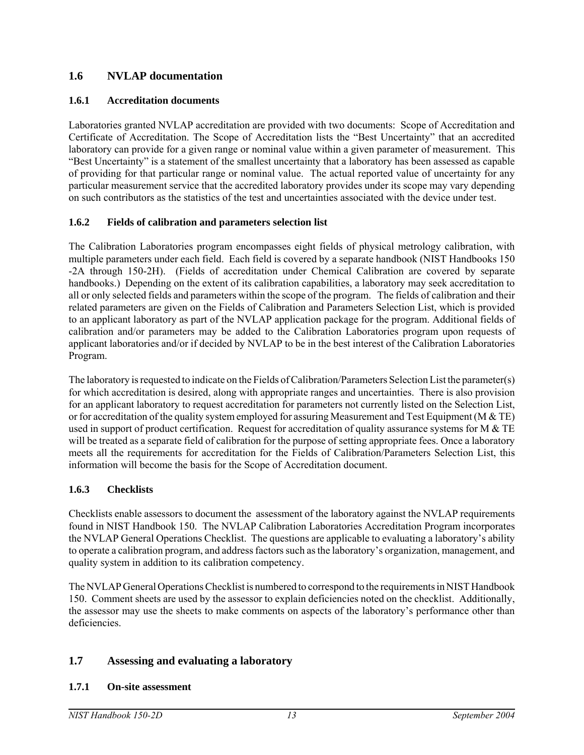## 1.6 NVLAP documentation

### 1.6.1 Accreditation documents

Laboratories granted NVLAP accreditation are provided with two documents: Scope of Accreditation and Certificate of Accreditation. The Scope of Accreditation lists the "Best Uncertainty" that an accredited laboratory can provide for a given range or nominal value within a given parameter of measurement. This "Best Uncertainty" is a statement of the smallest uncertainty that a laboratory has been assessed as capable of providing for that particular range or nominal value. The actual reported value of uncertainty for any particular measurement service that the accredited laboratory provides under its scope may vary depending on such contributors as the statistics of the test and uncertainties associated with the device under test.

### 1.6.2 Fields of calibration and parameters selection list

The Calibration Laboratories program encompasses eight fields of physical metrology calibration, with multiple parameters under each field. Each field is covered by a separate handbook (NIST Handbooks 150 -2A through 150-2H). (Fields of accreditation under Chemical Calibration are covered by separate handbooks.) Depending on the extent of its calibration capabilities, a laboratory may seek accreditation to all or only selected fields and parameters within the scope of the program. The fields of calibration and their related parameters are given on the Fields of Calibration and Parameters Selection List, which is provided to an applicant laboratory as part of the NVLAP application package for the program. Additional fields of calibration and/or parameters may be added to the Calibration Laboratories program upon requests of applicant laboratories and/or if decided by NVLAP to be in the best interest of the Calibration Laboratories Program.

The laboratory is requested to indicate on the Fields of Calibration/Parameters Selection List the parameter(s) for which accreditation is desired, along with appropriate ranges and uncertainties. There is also provision for an applicant laboratory to request accreditation for parameters not currently listed on the Selection List, or for accreditation of the quality system employed for assuring Measurement and Test Equipment (M & TE) used in support of product certification. Request for accreditation of quality assurance systems for M & TE will be treated as a separate field of calibration for the purpose of setting appropriate fees. Once a laboratory meets all the requirements for accreditation for the Fields of Calibration/Parameters Selection List, this information will become the basis for the Scope of Accreditation document.

### 1.6.3 Checklists

Checklists enable assessors to document the assessment of the laboratory against the NVLAP requirements found in NIST Handbook 150. The NVLAP Calibration Laboratories Accreditation Program incorporates the NVLAP General Operations Checklist. The questions are applicable to evaluating a laboratory's ability to operate a calibration program, and address factors such as the laboratory's organization, management, and quality system in addition to its calibration competency.

The NVLAP General Operations Checklist is numbered to correspond to the requirements in NIST Handbook 150. Comment sheets are used by the assessor to explain deficiencies noted on the checklist. Additionally, the assessor may use the sheets to make comments on aspects of the laboratory's performance other than deficiencies.

## 1.7 Assessing and evaluating a laboratory

### 1.7.1 On-site assessment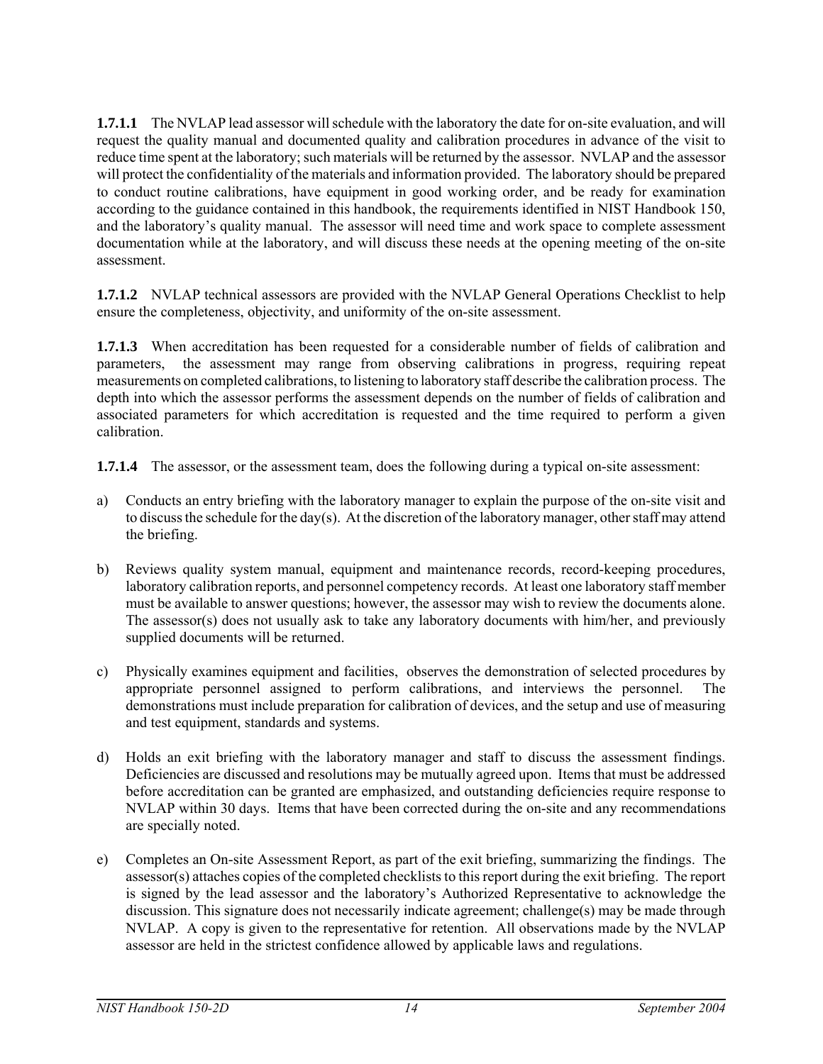**1.7.1.1** The NVLAP lead assessor will schedule with the laboratory the date for on-site evaluation, and will request the quality manual and documented quality and calibration procedures in advance of the visit to reduce time spent at the laboratory; such materials will be returned by the assessor. NVLAP and the assessor will protect the confidentiality of the materials and information provided. The laboratory should be prepared to conduct routine calibrations, have equipment in good working order, and be ready for examination according to the guidance contained in this handbook, the requirements identified in NIST Handbook 150, and the laboratory's quality manual. The assessor will need time and work space to complete assessment documentation while at the laboratory, and will discuss these needs at the opening meeting of the on-site assessment.

**1.7.1.2** NVLAP technical assessors are provided with the NVLAP General Operations Checklist to help ensure the completeness, objectivity, and uniformity of the on-site assessment.

**1.7.1.3** When accreditation has been requested for a considerable number of fields of calibration and parameters, the assessment may range from observing calibrations in progress, requiring repeat measurements on completed calibrations, to listening to laboratory staff describe the calibration process. The depth into which the assessor performs the assessment depends on the number of fields of calibration and associated parameters for which accreditation is requested and the time required to perform a given calibration.

**1.7.1.4** The assessor, or the assessment team, does the following during a typical on-site assessment:

a) Conducts an entry briefing with the laboratory manager to explain the purpose of the on-site visit and to discuss the schedule for the day(s). At the discretion of the laboratory manager, other staff may attend the briefing.

b) Reviews quality system manual, equipment and maintenance records, record-keeping procedures, laboratory calibration reports, and personnel competency records. At least one laboratory staff member must be available to answer questions; however, the assessor may wish to review the documents alone. The assessor(s) does not usually ask to take any laboratory documents with him/her, and previously supplied documents will be returned.

c) Physically examines equipment and facilities, observes the demonstration of selected procedures by appropriate personnel assigned to perform calibrations, and interviews the personnel. The demonstrations must include preparation for calibration of devices, and the setup and use of measuring and test equipment, standards and systems.

d) Holds an exit briefing with the laboratory manager and staff to discuss the assessment findings. Deficiencies are discussed and resolutions may be mutually agreed upon. Items that must be addressed before accreditation can be granted are emphasized, and outstanding deficiencies require response to NVLAP within 30 days. Items that have been corrected during the on-site and any recommendations are specially noted.

e) Completes an On-site Assessment Report, as part of the exit briefing, summarizing the findings. The assessor(s) attaches copies of the completed checklists to this report during the exit briefing. The report is signed by the lead assessor and the laboratory's Authorized Representative to acknowledge the discussion. This signature does not necessarily indicate agreement; challenge(s) may be made through NVLAP. A copy is given to the representative for retention. All observations made by the NVLAP assessor are held in the strictest confidence allowed by applicable laws and regulations.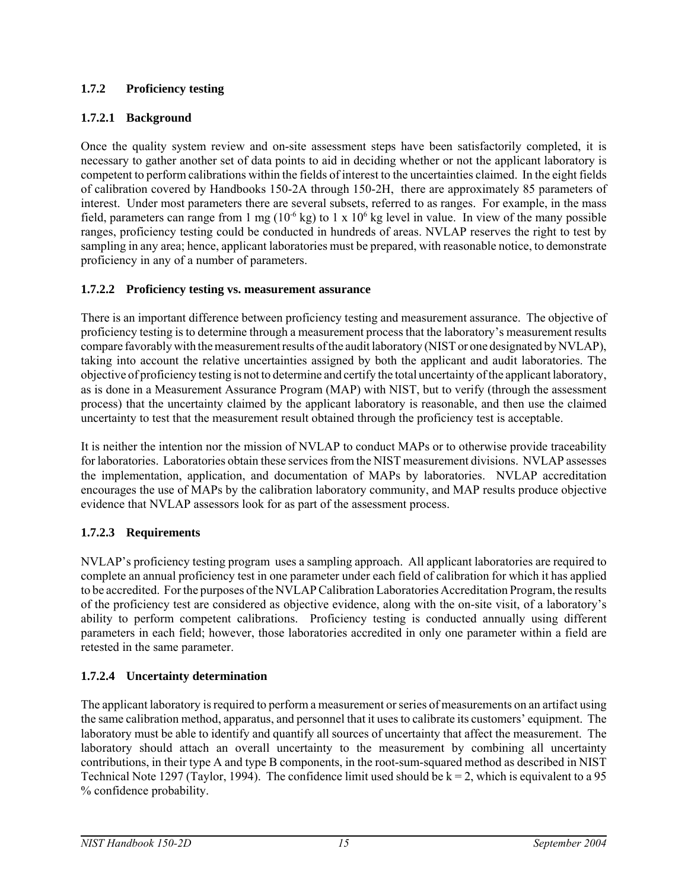### 1.7.2 Proficiency testing

#### 1.7.2.1 Background

Once the quality system review and on-site assessment steps have been satisfactorily completed, it is necessary to gather another set of data points to aid in deciding whether or not the applicant laboratory is competent to perform calibrations within the fields of interest to the uncertainties claimed. In the eight fields of calibration covered by Handbooks 150-2A through 150-2H, there are approximately 85 parameters of interest. Under most parameters there are several subsets, referred to as ranges. For example, in the mass field, parameters can range from 1 mg ($10^{-6}$ kg) to 1 x $10^{6}$ kg level in value. In view of the many possible ranges, proficiency testing could be conducted in hundreds of areas. NVLAP reserves the right to test by sampling in any area; hence, applicant laboratories must be prepared, with reasonable notice, to demonstrate proficiency in any of a number of parameters.

#### 1.7.2.2 Proficiency testing vs. measurement assurance

There is an important difference between proficiency testing and measurement assurance. The objective of proficiency testing is to determine through a measurement process that the laboratory's measurement results compare favorably with the measurement results of the audit laboratory (NIST or one designated by NVLAP), taking into account the relative uncertainties assigned by both the applicant and audit laboratories. The objective of proficiency testing is not to determine and certify the total uncertainty of the applicant laboratory, as is done in a Measurement Assurance Program (MAP) with NIST, but to verify (through the assessment process) that the uncertainty claimed by the applicant laboratory is reasonable, and then use the claimed uncertainty to test that the measurement result obtained through the proficiency test is acceptable.

It is neither the intention nor the mission of NVLAP to conduct MAPs or to otherwise provide traceability for laboratories. Laboratories obtain these services from the NIST measurement divisions. NVLAP assesses the implementation, application, and documentation of MAPs by laboratories. NVLAP accreditation encourages the use of MAPs by the calibration laboratory community, and MAP results produce objective evidence that NVLAP assessors look for as part of the assessment process.

#### 1.7.2.3 Requirements

NVLAP's proficiency testing program uses a sampling approach. All applicant laboratories are required to complete an annual proficiency test in one parameter under each field of calibration for which it has applied to be accredited. For the purposes of the NVLAP Calibration Laboratories Accreditation Program, the results of the proficiency test are considered as objective evidence, along with the on-site visit, of a laboratory's ability to perform competent calibrations. Proficiency testing is conducted annually using different parameters in each field; however, those laboratories accredited in only one parameter within a field are retested in the same parameter.

#### 1.7.2.4 Uncertainty determination

The applicant laboratory is required to perform a measurement or series of measurements on an artifact using the same calibration method, apparatus, and personnel that it uses to calibrate its customers' equipment. The laboratory must be able to identify and quantify all sources of uncertainty that affect the measurement. The laboratory should attach an overall uncertainty to the measurement by combining all uncertainty contributions, in their type A and type B components, in the root-sum-squared method as described in NIST Technical Note 1297 (Taylor, 1994). The confidence limit used should be $k = 2$, which is equivalent to a 95 % confidence probability.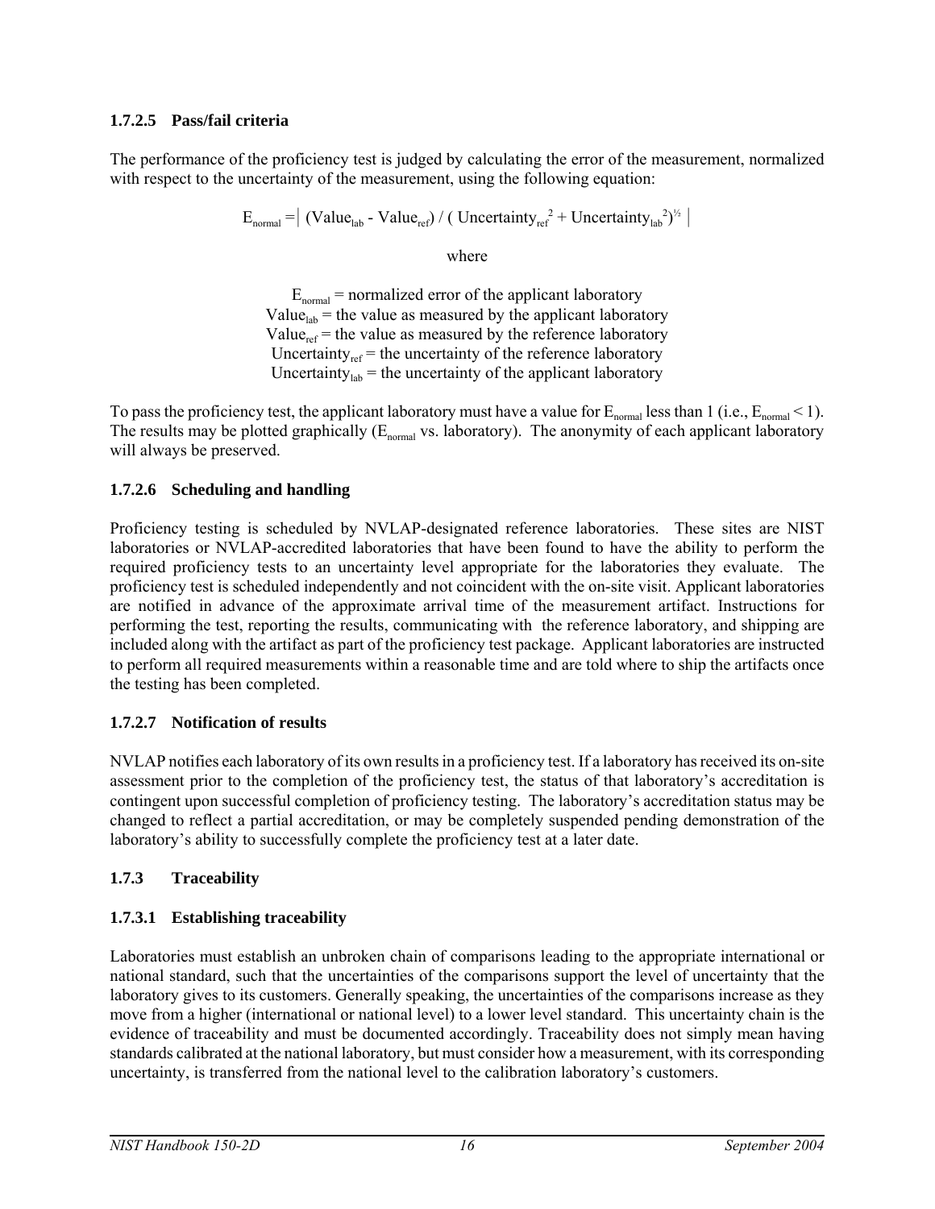#### 1.7.2.5 Pass/fail criteria

The performance of the proficiency test is judged by calculating the error of the measurement, normalized with respect to the uncertainty of the measurement, using the following equation:

$$E_{normal} = \left| (Value_{lab} - Value_{ref}) / (Uncertainty_{ref}^2 + Uncertainty_{lab}^2)^{1/2} \right|$$

where

$E_{normal}$ = normalized error of the applicant laboratory
$Value_{lab}$ = the value as measured by the applicant laboratory
$Value_{ref}$ = the value as measured by the reference laboratory
$Uncertainty_{ref}$ = the uncertainty of the reference laboratory
$Uncertainty_{lab}$ = the uncertainty of the applicant laboratory

To pass the proficiency test, the applicant laboratory must have a value for $E_{normal}$ less than 1 (i.e., $E_{normal} < 1$). The results may be plotted graphically ($E_{normal}$ vs. laboratory). The anonymity of each applicant laboratory will always be preserved.

#### 1.7.2.6 Scheduling and handling

Proficiency testing is scheduled by NVLAP-designated reference laboratories. These sites are NIST laboratories or NVLAP-accredited laboratories that have been found to have the ability to perform the required proficiency tests to an uncertainty level appropriate for the laboratories they evaluate. The proficiency test is scheduled independently and not coincident with the on-site visit. Applicant laboratories are notified in advance of the approximate arrival time of the measurement artifact. Instructions for performing the test, reporting the results, communicating with the reference laboratory, and shipping are included along with the artifact as part of the proficiency test package. Applicant laboratories are instructed to perform all required measurements within a reasonable time and are told where to ship the artifacts once the testing has been completed.

#### 1.7.2.7 Notification of results

NVLAP notifies each laboratory of its own results in a proficiency test. If a laboratory has received its on-site assessment prior to the completion of the proficiency test, the status of that laboratory's accreditation is contingent upon successful completion of proficiency testing. The laboratory's accreditation status may be changed to reflect a partial accreditation, or may be completely suspended pending demonstration of the laboratory's ability to successfully complete the proficiency test at a later date.

### 1.7.3 Traceability

#### 1.7.3.1 Establishing traceability

Laboratories must establish an unbroken chain of comparisons leading to the appropriate international or national standard, such that the uncertainties of the comparisons support the level of uncertainty that the laboratory gives to its customers. Generally speaking, the uncertainties of the comparisons increase as they move from a higher (international or national level) to a lower level standard. This uncertainty chain is the evidence of traceability and must be documented accordingly. Traceability does not simply mean having standards calibrated at the national laboratory, but must consider how a measurement, with its corresponding uncertainty, is transferred from the national level to the calibration laboratory's customers.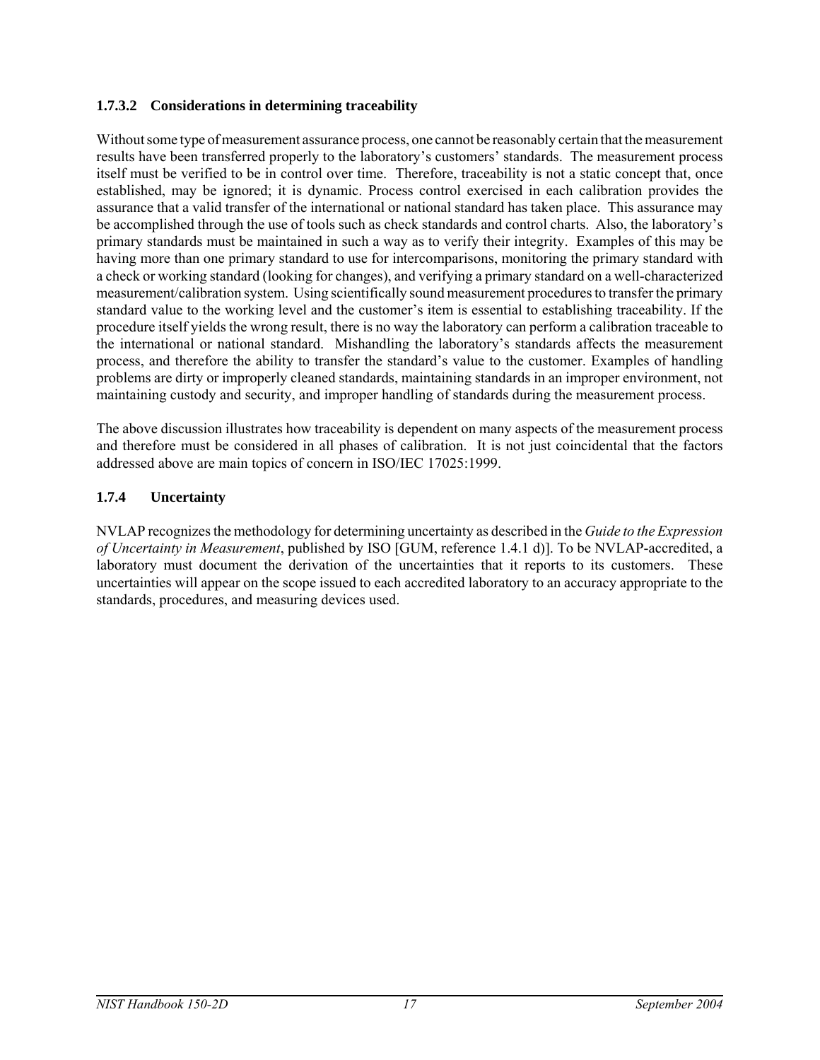#### 1.7.3.2 Considerations in determining traceability

Without some type of measurement assurance process, one cannot be reasonably certain that the measurement results have been transferred properly to the laboratory's customers' standards. The measurement process itself must be verified to be in control over time. Therefore, traceability is not a static concept that, once established, may be ignored; it is dynamic. Process control exercised in each calibration provides the assurance that a valid transfer of the international or national standard has taken place. This assurance may be accomplished through the use of tools such as check standards and control charts. Also, the laboratory's primary standards must be maintained in such a way as to verify their integrity. Examples of this may be having more than one primary standard to use for intercomparisons, monitoring the primary standard with a check or working standard (looking for changes), and verifying a primary standard on a well-characterized measurement/calibration system. Using scientifically sound measurement procedures to transfer the primary standard value to the working level and the customer's item is essential to establishing traceability. If the procedure itself yields the wrong result, there is no way the laboratory can perform a calibration traceable to the international or national standard. Mishandling the laboratory's standards affects the measurement process, and therefore the ability to transfer the standard's value to the customer. Examples of handling problems are dirty or improperly cleaned standards, maintaining standards in an improper environment, not maintaining custody and security, and improper handling of standards during the measurement process.

The above discussion illustrates how traceability is dependent on many aspects of the measurement process and therefore must be considered in all phases of calibration. It is not just coincidental that the factors addressed above are main topics of concern in ISO/IEC 17025:1999.

### 1.7.4 Uncertainty

NVLAP recognizes the methodology for determining uncertainty as described in the *Guide to the Expression of Uncertainty in Measurement*, published by ISO [GUM, reference 1.4.1 d)]. To be NVLAP-accredited, a laboratory must document the derivation of the uncertainties that it reports to its customers. These uncertainties will appear on the scope issued to each accredited laboratory to an accuracy appropriate to the standards, procedures, and measuring devices used.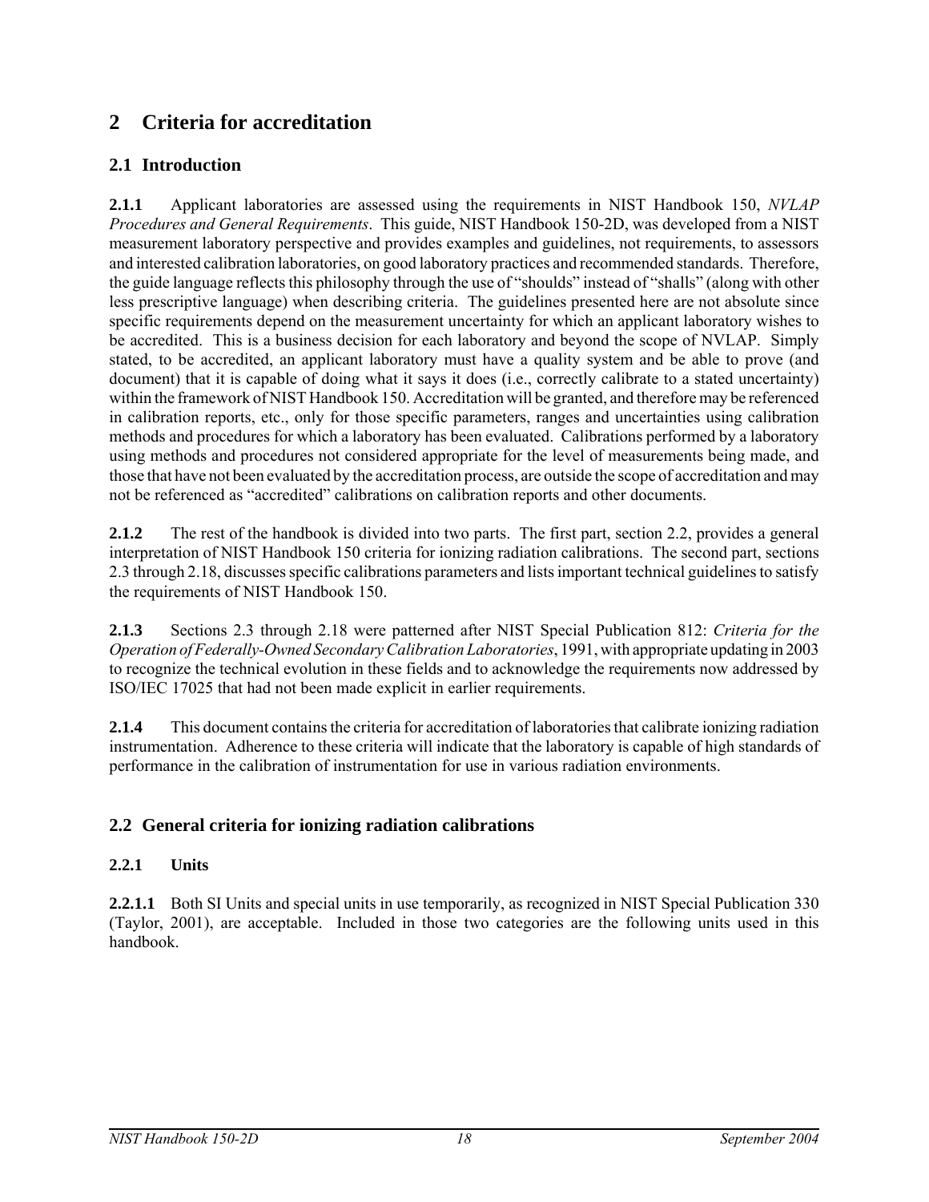# 2 Criteria for accreditation

## 2.1 Introduction

**2.1.1** Applicant laboratories are assessed using the requirements in NIST Handbook 150, *NVLAP Procedures and General Requirements*. This guide, NIST Handbook 150-2D, was developed from a NIST measurement laboratory perspective and provides examples and guidelines, not requirements, to assessors and interested calibration laboratories, on good laboratory practices and recommended standards. Therefore, the guide language reflects this philosophy through the use of "shoulds" instead of "shalls" (along with other less prescriptive language) when describing criteria. The guidelines presented here are not absolute since specific requirements depend on the measurement uncertainty for which an applicant laboratory wishes to be accredited. This is a business decision for each laboratory and beyond the scope of NVLAP. Simply stated, to be accredited, an applicant laboratory must have a quality system and be able to prove (and document) that it is capable of doing what it says it does (i.e., correctly calibrate to a stated uncertainty) within the framework of NIST Handbook 150. Accreditation will be granted, and therefore may be referenced in calibration reports, etc., only for those specific parameters, ranges and uncertainties using calibration methods and procedures for which a laboratory has been evaluated. Calibrations performed by a laboratory using methods and procedures not considered appropriate for the level of measurements being made, and those that have not been evaluated by the accreditation process, are outside the scope of accreditation and may not be referenced as "accredited" calibrations on calibration reports and other documents.

**2.1.2** The rest of the handbook is divided into two parts. The first part, section 2.2, provides a general interpretation of NIST Handbook 150 criteria for ionizing radiation calibrations. The second part, sections 2.3 through 2.18, discusses specific calibrations parameters and lists important technical guidelines to satisfy the requirements of NIST Handbook 150.

**2.1.3** Sections 2.3 through 2.18 were patterned after NIST Special Publication 812: *Criteria for the Operation of Federally-Owned Secondary Calibration Laboratories*, 1991, with appropriate updating in 2003 to recognize the technical evolution in these fields and to acknowledge the requirements now addressed by ISO/IEC 17025 that had not been made explicit in earlier requirements.

**2.1.4** This document contains the criteria for accreditation of laboratories that calibrate ionizing radiation instrumentation. Adherence to these criteria will indicate that the laboratory is capable of high standards of performance in the calibration of instrumentation for use in various radiation environments.

## 2.2 General criteria for ionizing radiation calibrations

### 2.2.1 Units

**2.2.1.1** Both SI Units and special units in use temporarily, as recognized in NIST Special Publication 330 (Taylor, 2001), are acceptable. Included in those two categories are the following units used in this handbook.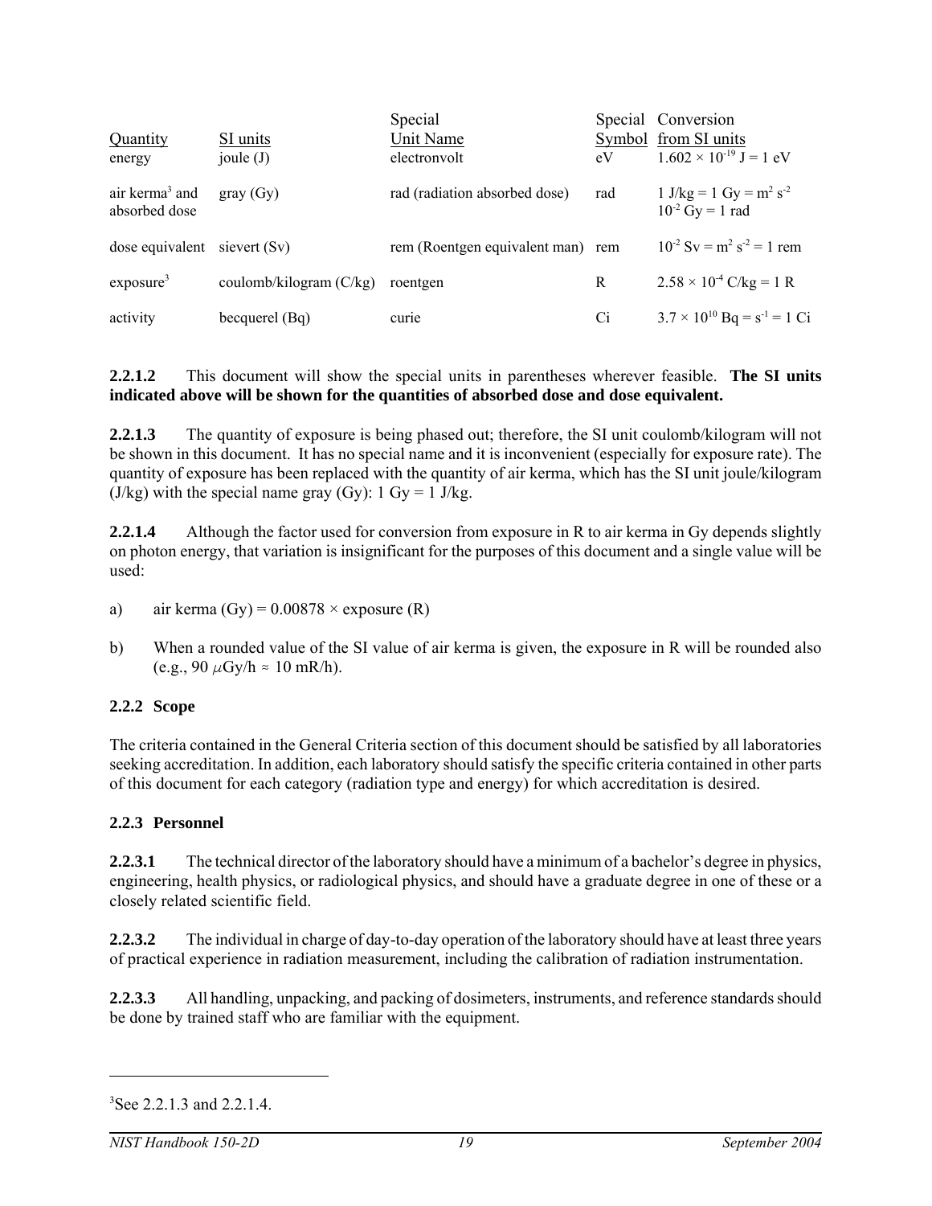| Quantity | SI units | Special Unit Name | Special Symbol | Conversion from SI units |
|---|---|---|---|---|
| energy | joule (J) | electronvolt | eV | $1.602 \times 10^{-19}$ J = 1 eV |
| air kerma[3] and absorbed dose | gray (Gy) | rad (radiation absorbed dose) | rad | 1 J/kg = 1 Gy = $m^2 s^{-2}$<br>$10^{-2}$ Gy = 1 rad |
| dose equivalent | sievert (Sv) | rem (Roentgen equivalent man) | rem | $10^{-2}$ Sv = $m^2 s^{-2}$ = 1 rem |
| exposure[3] | coulomb/kilogram (C/kg) | roentgen | R | $2.58 \times 10^{-4}$ C/kg = 1 R |
| activity | becquerel (Bq) | curie | Ci | $3.7 \times 10^{10}$ Bq = $s^{-1}$ = 1 Ci |

**2.2.1.2** This document will show the special units in parentheses wherever feasible. **The SI units indicated above will be shown for the quantities of absorbed dose and dose equivalent.**

**2.2.1.3** The quantity of exposure is being phased out; therefore, the SI unit coulomb/kilogram will not be shown in this document. It has no special name and it is inconvenient (especially for exposure rate). The quantity of exposure has been replaced with the quantity of air kerma, which has the SI unit joule/kilogram (J/kg) with the special name gray (Gy): 1 Gy = 1 J/kg.

**2.2.1.4** Although the factor used for conversion from exposure in R to air kerma in Gy depends slightly on photon energy, that variation is insignificant for the purposes of this document and a single value will be used:

a) air kerma (Gy) = 0.00878 × exposure (R)

b) When a rounded value of the SI value of air kerma is given, the exposure in R will be rounded also (e.g., 90 $\mu$Gy/h ≈ 10 mR/h).

### 2.2.2 Scope

The criteria contained in the General Criteria section of this document should be satisfied by all laboratories seeking accreditation. In addition, each laboratory should satisfy the specific criteria contained in other parts of this document for each category (radiation type and energy) for which accreditation is desired.

### 2.2.3 Personnel

**2.2.3.1** The technical director of the laboratory should have a minimum of a bachelor's degree in physics, engineering, health physics, or radiological physics, and should have a graduate degree in one of these or a closely related scientific field.

**2.2.3.2** The individual in charge of day-to-day operation of the laboratory should have at least three years of practical experience in radiation measurement, including the calibration of radiation instrumentation.

**2.2.3.3** All handling, unpacking, and packing of dosimeters, instruments, and reference standards should be done by trained staff who are familiar with the equipment.

---

[3] See 2.2.1.3 and 2.2.1.4.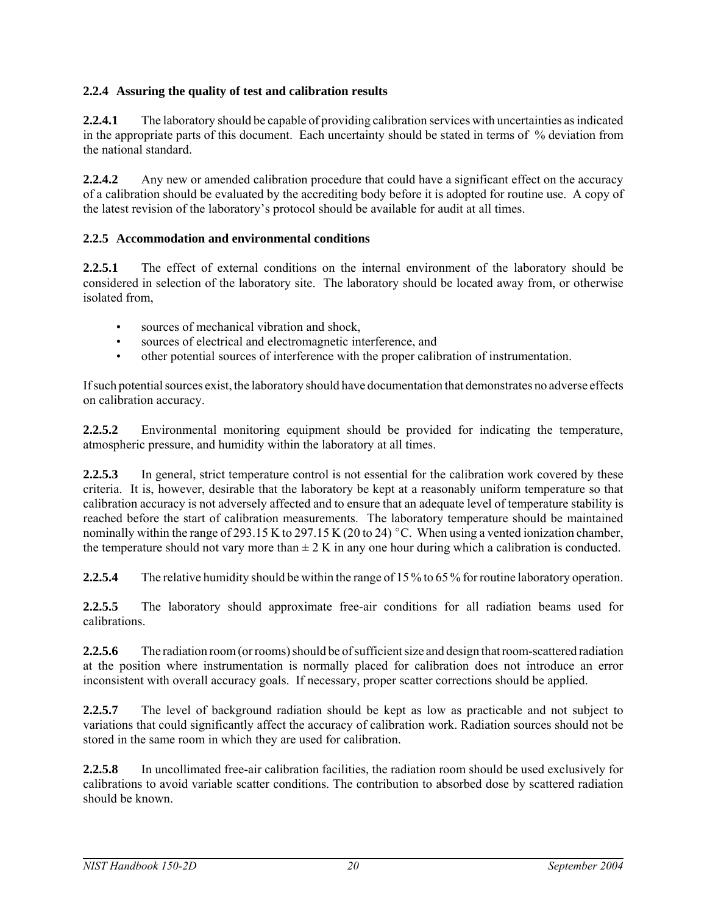### 2.2.4 Assuring the quality of test and calibration results

**2.2.4.1** The laboratory should be capable of providing calibration services with uncertainties as indicated in the appropriate parts of this document. Each uncertainty should be stated in terms of % deviation from the national standard.

**2.2.4.2** Any new or amended calibration procedure that could have a significant effect on the accuracy of a calibration should be evaluated by the accrediting body before it is adopted for routine use. A copy of the latest revision of the laboratory's protocol should be available for audit at all times.

### 2.2.5 Accommodation and environmental conditions

**2.2.5.1** The effect of external conditions on the internal environment of the laboratory should be considered in selection of the laboratory site. The laboratory should be located away from, or otherwise isolated from,

- sources of mechanical vibration and shock,
- sources of electrical and electromagnetic interference, and
- other potential sources of interference with the proper calibration of instrumentation.

If such potential sources exist, the laboratory should have documentation that demonstrates no adverse effects on calibration accuracy.

**2.2.5.2** Environmental monitoring equipment should be provided for indicating the temperature, atmospheric pressure, and humidity within the laboratory at all times.

**2.2.5.3** In general, strict temperature control is not essential for the calibration work covered by these criteria. It is, however, desirable that the laboratory be kept at a reasonably uniform temperature so that calibration accuracy is not adversely affected and to ensure that an adequate level of temperature stability is reached before the start of calibration measurements. The laboratory temperature should be maintained nominally within the range of 293.15 K to 297.15 K (20 to 24) °C. When using a vented ionization chamber, the temperature should not vary more than $\pm$ 2 K in any one hour during which a calibration is conducted.

**2.2.5.4** The relative humidity should be within the range of 15 % to 65 % for routine laboratory operation.

**2.2.5.5** The laboratory should approximate free-air conditions for all radiation beams used for calibrations.

**2.2.5.6** The radiation room (or rooms) should be of sufficient size and design that room-scattered radiation at the position where instrumentation is normally placed for calibration does not introduce an error inconsistent with overall accuracy goals. If necessary, proper scatter corrections should be applied.

**2.2.5.7** The level of background radiation should be kept as low as practicable and not subject to variations that could significantly affect the accuracy of calibration work. Radiation sources should not be stored in the same room in which they are used for calibration.

**2.2.5.8** In uncollimated free-air calibration facilities, the radiation room should be used exclusively for calibrations to avoid variable scatter conditions. The contribution to absorbed dose by scattered radiation should be known.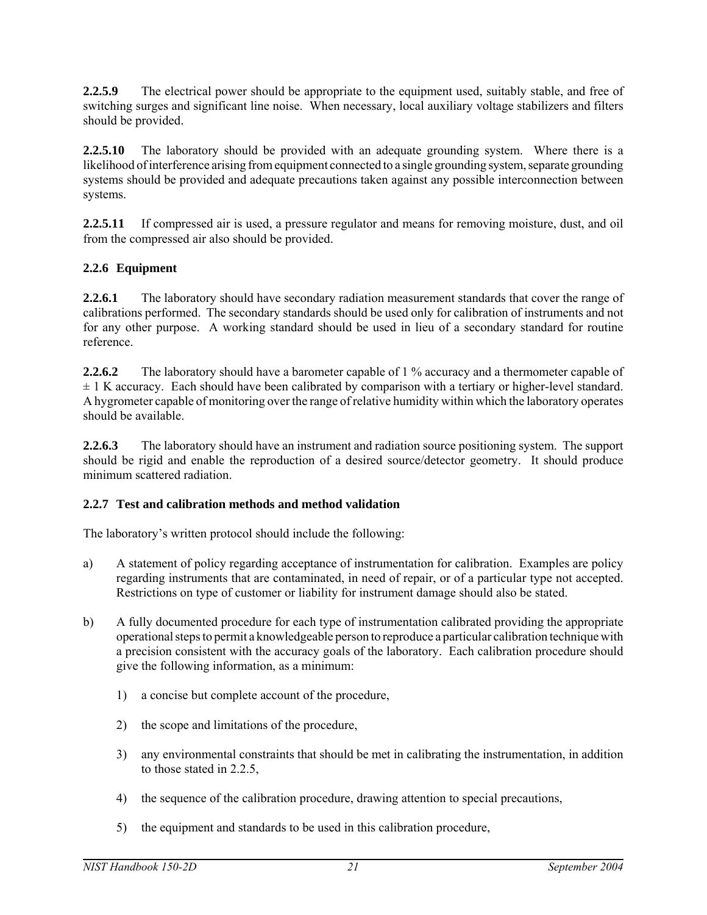**2.2.5.9** The electrical power should be appropriate to the equipment used, suitably stable, and free of switching surges and significant line noise. When necessary, local auxiliary voltage stabilizers and filters should be provided.

**2.2.5.10** The laboratory should be provided with an adequate grounding system. Where there is a likelihood of interference arising from equipment connected to a single grounding system, separate grounding systems should be provided and adequate precautions taken against any possible interconnection between systems.

**2.2.5.11** If compressed air is used, a pressure regulator and means for removing moisture, dust, and oil from the compressed air also should be provided.

### 2.2.6 Equipment

**2.2.6.1** The laboratory should have secondary radiation measurement standards that cover the range of calibrations performed. The secondary standards should be used only for calibration of instruments and not for any other purpose. A working standard should be used in lieu of a secondary standard for routine reference.

**2.2.6.2** The laboratory should have a barometer capable of 1 % accuracy and a thermometer capable of ± 1 K accuracy. Each should have been calibrated by comparison with a tertiary or higher-level standard. A hygrometer capable of monitoring over the range of relative humidity within which the laboratory operates should be available.

**2.2.6.3** The laboratory should have an instrument and radiation source positioning system. The support should be rigid and enable the reproduction of a desired source/detector geometry. It should produce minimum scattered radiation.

### 2.2.7 Test and calibration methods and method validation

The laboratory's written protocol should include the following:

a) A statement of policy regarding acceptance of instrumentation for calibration. Examples are policy regarding instruments that are contaminated, in need of repair, or of a particular type not accepted. Restrictions on type of customer or liability for instrument damage should also be stated.

b) A fully documented procedure for each type of instrumentation calibrated providing the appropriate operational steps to permit a knowledgeable person to reproduce a particular calibration technique with a precision consistent with the accuracy goals of the laboratory. Each calibration procedure should give the following information, as a minimum:

   1) a concise but complete account of the procedure,

   2) the scope and limitations of the procedure,

   3) any environmental constraints that should be met in calibrating the instrumentation, in addition to those stated in 2.2.5,

   4) the sequence of the calibration procedure, drawing attention to special precautions,

   5) the equipment and standards to be used in this calibration procedure,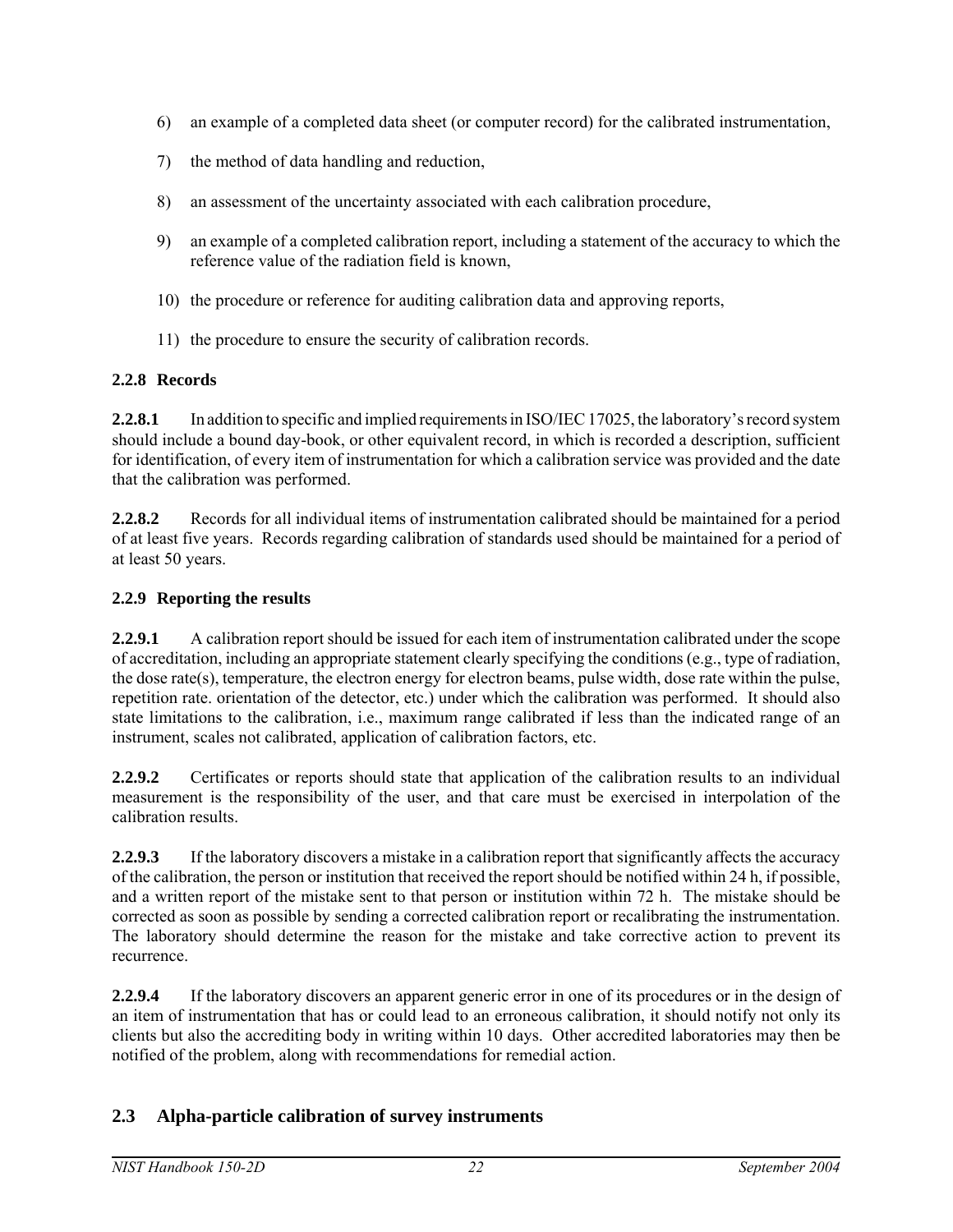6) an example of a completed data sheet (or computer record) for the calibrated instrumentation,

7) the method of data handling and reduction,

8) an assessment of the uncertainty associated with each calibration procedure,

9) an example of a completed calibration report, including a statement of the accuracy to which the reference value of the radiation field is known,

10) the procedure or reference for auditing calibration data and approving reports,

11) the procedure to ensure the security of calibration records.

### 2.2.8 Records

**2.2.8.1** In addition to specific and implied requirements in ISO/IEC 17025, the laboratory's record system should include a bound day-book, or other equivalent record, in which is recorded a description, sufficient for identification, of every item of instrumentation for which a calibration service was provided and the date that the calibration was performed.

**2.2.8.2** Records for all individual items of instrumentation calibrated should be maintained for a period of at least five years. Records regarding calibration of standards used should be maintained for a period of at least 50 years.

### 2.2.9 Reporting the results

**2.2.9.1** A calibration report should be issued for each item of instrumentation calibrated under the scope of accreditation, including an appropriate statement clearly specifying the conditions (e.g., type of radiation, the dose rate(s), temperature, the electron energy for electron beams, pulse width, dose rate within the pulse, repetition rate. orientation of the detector, etc.) under which the calibration was performed. It should also state limitations to the calibration, i.e., maximum range calibrated if less than the indicated range of an instrument, scales not calibrated, application of calibration factors, etc.

**2.2.9.2** Certificates or reports should state that application of the calibration results to an individual measurement is the responsibility of the user, and that care must be exercised in interpolation of the calibration results.

**2.2.9.3** If the laboratory discovers a mistake in a calibration report that significantly affects the accuracy of the calibration, the person or institution that received the report should be notified within 24 h, if possible, and a written report of the mistake sent to that person or institution within 72 h. The mistake should be corrected as soon as possible by sending a corrected calibration report or recalibrating the instrumentation. The laboratory should determine the reason for the mistake and take corrective action to prevent its recurrence.

**2.2.9.4** If the laboratory discovers an apparent generic error in one of its procedures or in the design of an item of instrumentation that has or could lead to an erroneous calibration, it should notify not only its clients but also the accrediting body in writing within 10 days. Other accredited laboratories may then be notified of the problem, along with recommendations for remedial action.

## 2.3 Alpha-particle calibration of survey instruments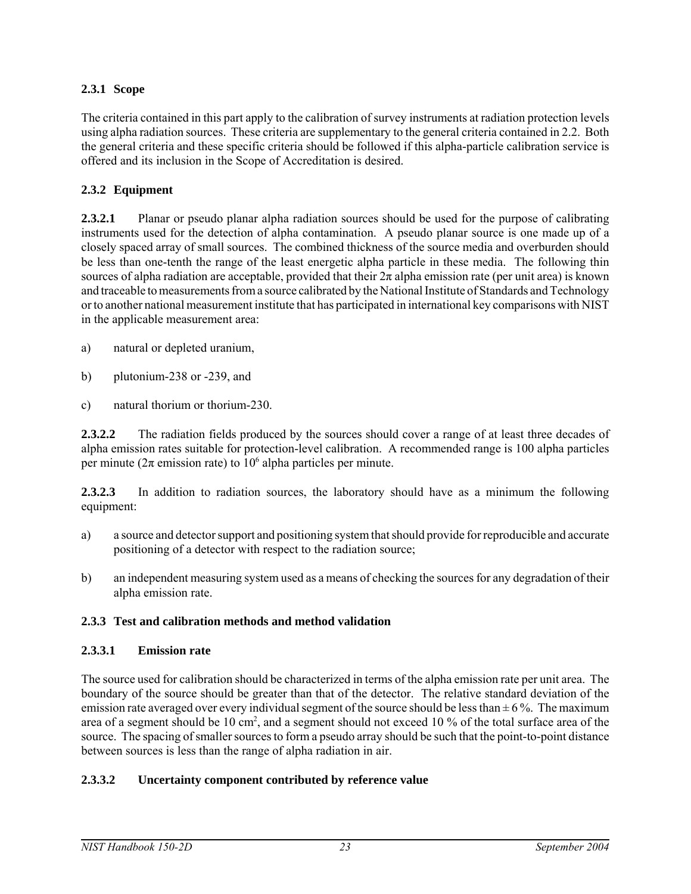### 2.3.1 Scope

The criteria contained in this part apply to the calibration of survey instruments at radiation protection levels using alpha radiation sources. These criteria are supplementary to the general criteria contained in 2.2. Both the general criteria and these specific criteria should be followed if this alpha-particle calibration service is offered and its inclusion in the Scope of Accreditation is desired.

### 2.3.2 Equipment

**2.3.2.1** Planar or pseudo planar alpha radiation sources should be used for the purpose of calibrating instruments used for the detection of alpha contamination. A pseudo planar source is one made up of a closely spaced array of small sources. The combined thickness of the source media and overburden should be less than one-tenth the range of the least energetic alpha particle in these media. The following thin sources of alpha radiation are acceptable, provided that their $2\pi$ alpha emission rate (per unit area) is known and traceable to measurements from a source calibrated by the National Institute of Standards and Technology or to another national measurement institute that has participated in international key comparisons with NIST in the applicable measurement area:

a) natural or depleted uranium,

b) plutonium-238 or -239, and

c) natural thorium or thorium-230.

**2.3.2.2** The radiation fields produced by the sources should cover a range of at least three decades of alpha emission rates suitable for protection-level calibration. A recommended range is 100 alpha particles per minute ($2\pi$ emission rate) to $10^6$ alpha particles per minute.

**2.3.2.3** In addition to radiation sources, the laboratory should have as a minimum the following equipment:

a) a source and detector support and positioning system that should provide for reproducible and accurate positioning of a detector with respect to the radiation source;

b) an independent measuring system used as a means of checking the sources for any degradation of their alpha emission rate.

### 2.3.3 Test and calibration methods and method validation

#### 2.3.3.1 Emission rate

The source used for calibration should be characterized in terms of the alpha emission rate per unit area. The boundary of the source should be greater than that of the detector. The relative standard deviation of the emission rate averaged over every individual segment of the source should be less than $\pm$ 6 %. The maximum area of a segment should be 10 $cm^2$, and a segment should not exceed 10 % of the total surface area of the source. The spacing of smaller sources to form a pseudo array should be such that the point-to-point distance between sources is less than the range of alpha radiation in air.

#### 2.3.3.2 Uncertainty component contributed by reference value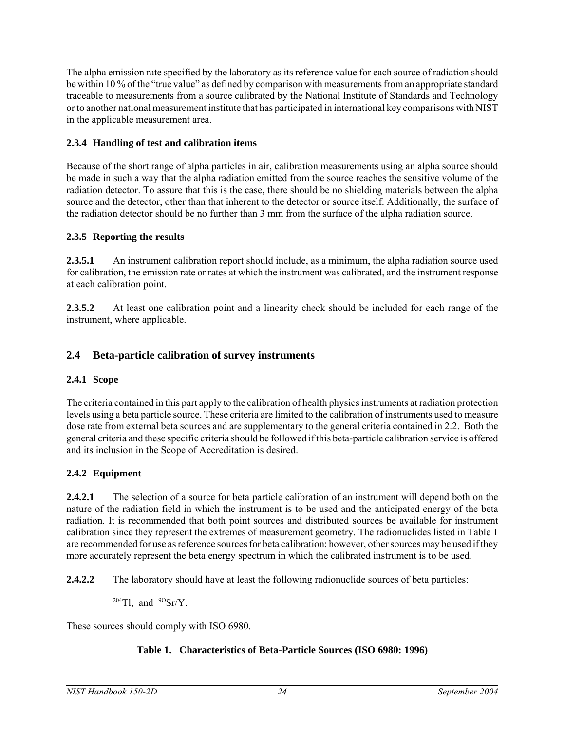The alpha emission rate specified by the laboratory as its reference value for each source of radiation should be within 10 % of the "true value" as defined by comparison with measurements from an appropriate standard traceable to measurements from a source calibrated by the National Institute of Standards and Technology or to another national measurement institute that has participated in international key comparisons with NIST in the applicable measurement area.

### 2.3.4 Handling of test and calibration items

Because of the short range of alpha particles in air, calibration measurements using an alpha source should be made in such a way that the alpha radiation emitted from the source reaches the sensitive volume of the radiation detector. To assure that this is the case, there should be no shielding materials between the alpha source and the detector, other than that inherent to the detector or source itself. Additionally, the surface of the radiation detector should be no further than 3 mm from the surface of the alpha radiation source.

### 2.3.5 Reporting the results

**2.3.5.1** An instrument calibration report should include, as a minimum, the alpha radiation source used for calibration, the emission rate or rates at which the instrument was calibrated, and the instrument response at each calibration point.

**2.3.5.2** At least one calibration point and a linearity check should be included for each range of the instrument, where applicable.

## 2.4 Beta-particle calibration of survey instruments

### 2.4.1 Scope

The criteria contained in this part apply to the calibration of health physics instruments at radiation protection levels using a beta particle source. These criteria are limited to the calibration of instruments used to measure dose rate from external beta sources and are supplementary to the general criteria contained in 2.2. Both the general criteria and these specific criteria should be followed if this beta-particle calibration service is offered and its inclusion in the Scope of Accreditation is desired.

### 2.4.2 Equipment

**2.4.2.1** The selection of a source for beta particle calibration of an instrument will depend both on the nature of the radiation field in which the instrument is to be used and the anticipated energy of the beta radiation. It is recommended that both point sources and distributed sources be available for instrument calibration since they represent the extremes of measurement geometry. The radionuclides listed in Table 1 are recommended for use as reference sources for beta calibration; however, other sources may be used if they more accurately represent the beta energy spectrum in which the calibrated instrument is to be used.

**2.4.2.2** The laboratory should have at least the following radionuclide sources of beta particles:

$^{204}$Tl, and $^{90}$Sr/Y.

These sources should comply with ISO 6980.

**Table 1. Characteristics of Beta-Particle Sources (ISO 6980: 1996)**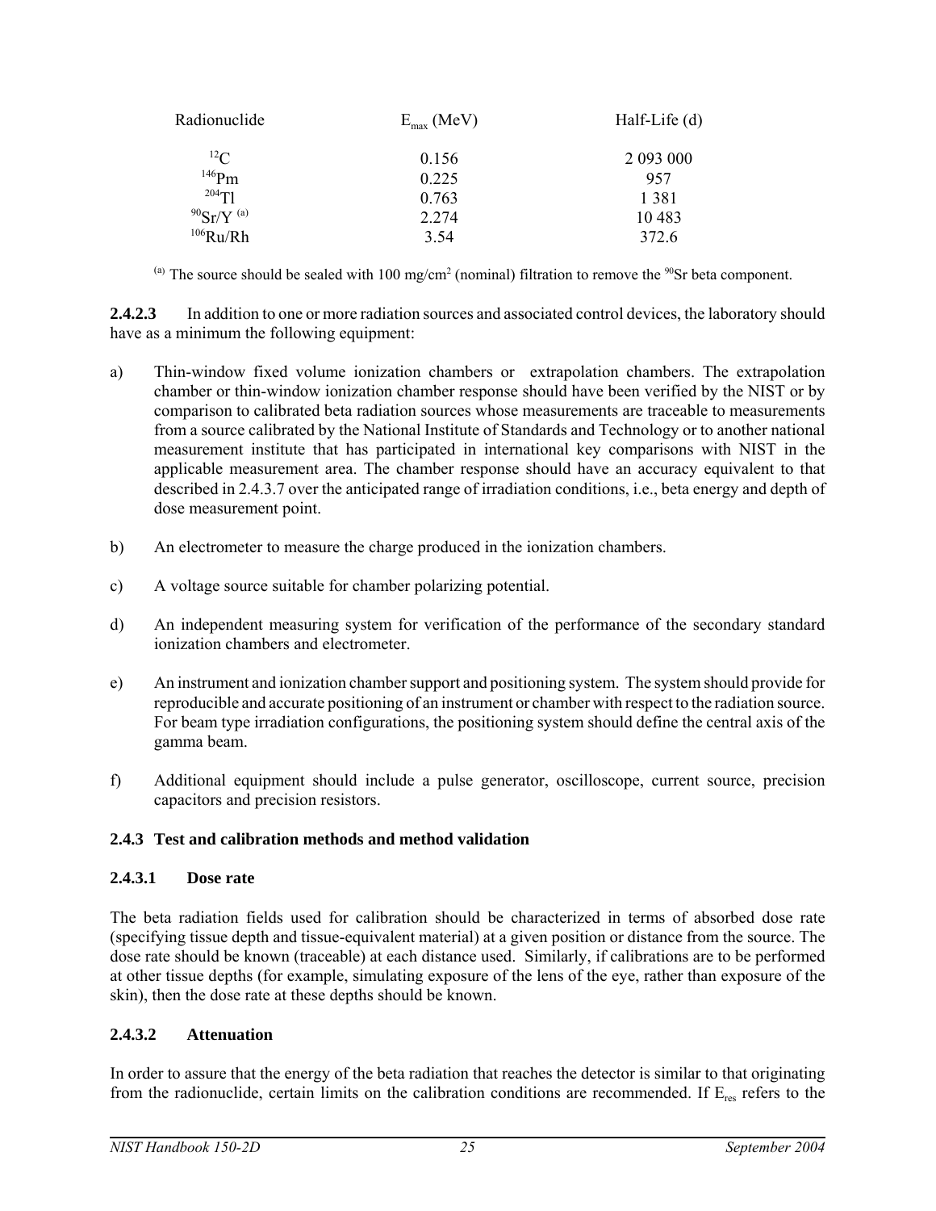| Radionuclide | $E_{max}$ (MeV) | Half-Life (d) |
|---|---|---|
| $^{12}C$ | 0.156 | 2 093 000 |
| $^{146}Pm$ | 0.225 | 957 |
| $^{204}Tl$ | 0.763 | 1 381 |
| $^{90}Sr/Y$ [(a)] | 2.274 | 10 483 |
| $^{106}Ru/Rh$ | 3.54 | 372.6 |

[(a)] The source should be sealed with 100 mg/cm$^2$ (nominal) filtration to remove the $^{90}Sr$ beta component.

**2.4.2.3** In addition to one or more radiation sources and associated control devices, the laboratory should have as a minimum the following equipment:

a) Thin-window fixed volume ionization chambers or extrapolation chambers. The extrapolation chamber or thin-window ionization chamber response should have been verified by the NIST or by comparison to calibrated beta radiation sources whose measurements are traceable to measurements from a source calibrated by the National Institute of Standards and Technology or to another national measurement institute that has participated in international key comparisons with NIST in the applicable measurement area. The chamber response should have an accuracy equivalent to that described in 2.4.3.7 over the anticipated range of irradiation conditions, i.e., beta energy and depth of dose measurement point.

b) An electrometer to measure the charge produced in the ionization chambers.

c) A voltage source suitable for chamber polarizing potential.

d) An independent measuring system for verification of the performance of the secondary standard ionization chambers and electrometer.

e) An instrument and ionization chamber support and positioning system. The system should provide for reproducible and accurate positioning of an instrument or chamber with respect to the radiation source. For beam type irradiation configurations, the positioning system should define the central axis of the gamma beam.

f) Additional equipment should include a pulse generator, oscilloscope, current source, precision capacitors and precision resistors.

### 2.4.3 Test and calibration methods and method validation

#### 2.4.3.1 Dose rate

The beta radiation fields used for calibration should be characterized in terms of absorbed dose rate (specifying tissue depth and tissue-equivalent material) at a given position or distance from the source. The dose rate should be known (traceable) at each distance used. Similarly, if calibrations are to be performed at other tissue depths (for example, simulating exposure of the lens of the eye, rather than exposure of the skin), then the dose rate at these depths should be known.

#### 2.4.3.2 Attenuation

In order to assure that the energy of the beta radiation that reaches the detector is similar to that originating from the radionuclide, certain limits on the calibration conditions are recommended. If $E_{res}$ refers to the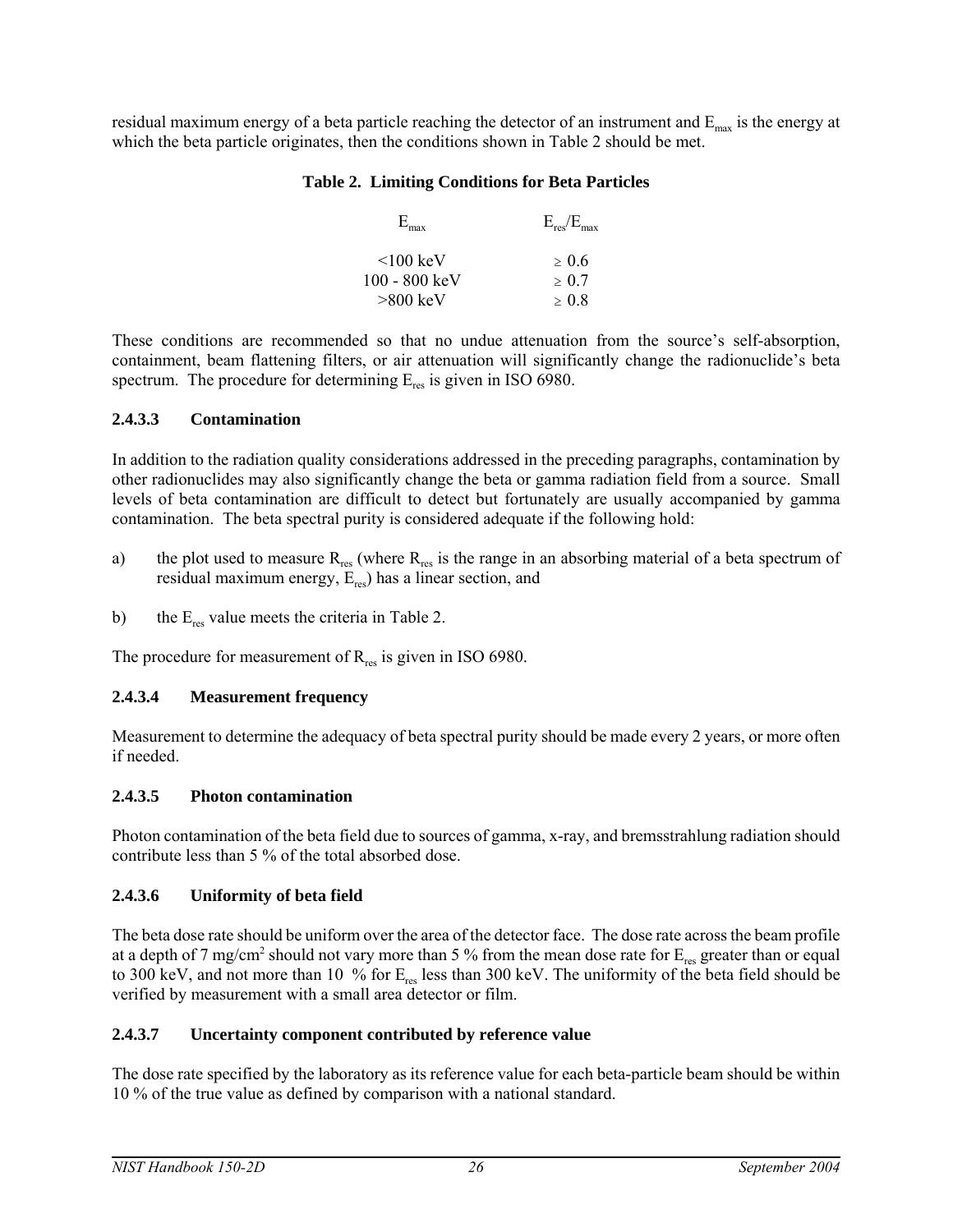residual maximum energy of a beta particle reaching the detector of an instrument and $E_{max}$ is the energy at which the beta particle originates, then the conditions shown in Table 2 should be met.

**Table 2. Limiting Conditions for Beta Particles**

| $E_{max}$ | $E_{res}/E_{max}$ |
|---|---|
| <100 keV | ≥ 0.6 |
| 100 - 800 keV | ≥ 0.7 |
| >800 keV | ≥ 0.8 |

These conditions are recommended so that no undue attenuation from the source's self-absorption, containment, beam flattening filters, or air attenuation will significantly change the radionuclide's beta spectrum. The procedure for determining $E_{res}$ is given in ISO 6980.

### 2.4.3.3 Contamination

In addition to the radiation quality considerations addressed in the preceding paragraphs, contamination by other radionuclides may also significantly change the beta or gamma radiation field from a source. Small levels of beta contamination are difficult to detect but fortunately are usually accompanied by gamma contamination. The beta spectral purity is considered adequate if the following hold:

a) the plot used to measure $R_{res}$ (where $R_{res}$ is the range in an absorbing material of a beta spectrum of residual maximum energy, $E_{res}$) has a linear section, and

b) the $E_{res}$ value meets the criteria in Table 2.

The procedure for measurement of $R_{res}$ is given in ISO 6980.

### 2.4.3.4 Measurement frequency

Measurement to determine the adequacy of beta spectral purity should be made every 2 years, or more often if needed.

### 2.4.3.5 Photon contamination

Photon contamination of the beta field due to sources of gamma, x-ray, and bremsstrahlung radiation should contribute less than 5 % of the total absorbed dose.

### 2.4.3.6 Uniformity of beta field

The beta dose rate should be uniform over the area of the detector face. The dose rate across the beam profile at a depth of 7 mg/cm$^2$ should not vary more than 5 % from the mean dose rate for $E_{res}$ greater than or equal to 300 keV, and not more than 10 % for $E_{res}$ less than 300 keV. The uniformity of the beta field should be verified by measurement with a small area detector or film.

### 2.4.3.7 Uncertainty component contributed by reference value

The dose rate specified by the laboratory as its reference value for each beta-particle beam should be within 10 % of the true value as defined by comparison with a national standard.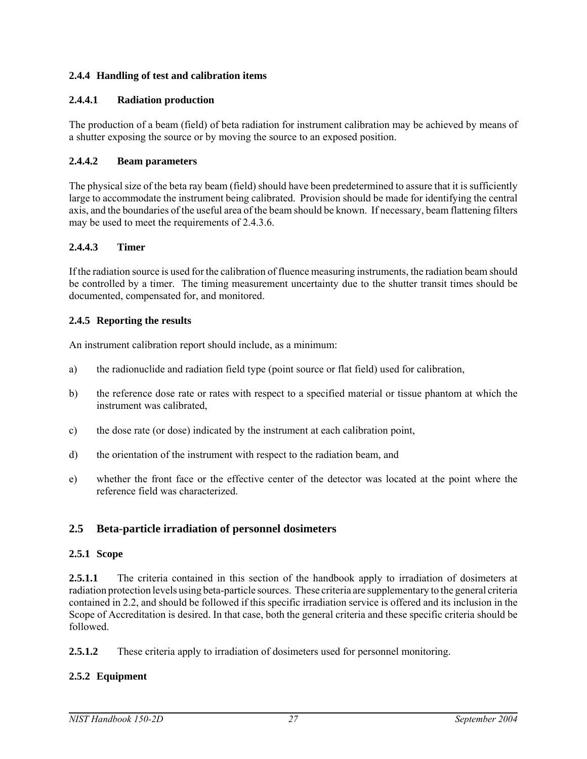### 2.4.4 Handling of test and calibration items

#### 2.4.4.1 Radiation production

The production of a beam (field) of beta radiation for instrument calibration may be achieved by means of a shutter exposing the source or by moving the source to an exposed position.

#### 2.4.4.2 Beam parameters

The physical size of the beta ray beam (field) should have been predetermined to assure that it is sufficiently large to accommodate the instrument being calibrated. Provision should be made for identifying the central axis, and the boundaries of the useful area of the beam should be known. If necessary, beam flattening filters may be used to meet the requirements of 2.4.3.6.

#### 2.4.4.3 Timer

If the radiation source is used for the calibration of fluence measuring instruments, the radiation beam should be controlled by a timer. The timing measurement uncertainty due to the shutter transit times should be documented, compensated for, and monitored.

### 2.4.5 Reporting the results

An instrument calibration report should include, as a minimum:

a) the radionuclide and radiation field type (point source or flat field) used for calibration,

b) the reference dose rate or rates with respect to a specified material or tissue phantom at which the instrument was calibrated,

c) the dose rate (or dose) indicated by the instrument at each calibration point,

d) the orientation of the instrument with respect to the radiation beam, and

e) whether the front face or the effective center of the detector was located at the point where the reference field was characterized.

## 2.5 Beta-particle irradiation of personnel dosimeters

### 2.5.1 Scope

**2.5.1.1** The criteria contained in this section of the handbook apply to irradiation of dosimeters at radiation protection levels using beta-particle sources. These criteria are supplementary to the general criteria contained in 2.2, and should be followed if this specific irradiation service is offered and its inclusion in the Scope of Accreditation is desired. In that case, both the general criteria and these specific criteria should be followed.

**2.5.1.2** These criteria apply to irradiation of dosimeters used for personnel monitoring.

### 2.5.2 Equipment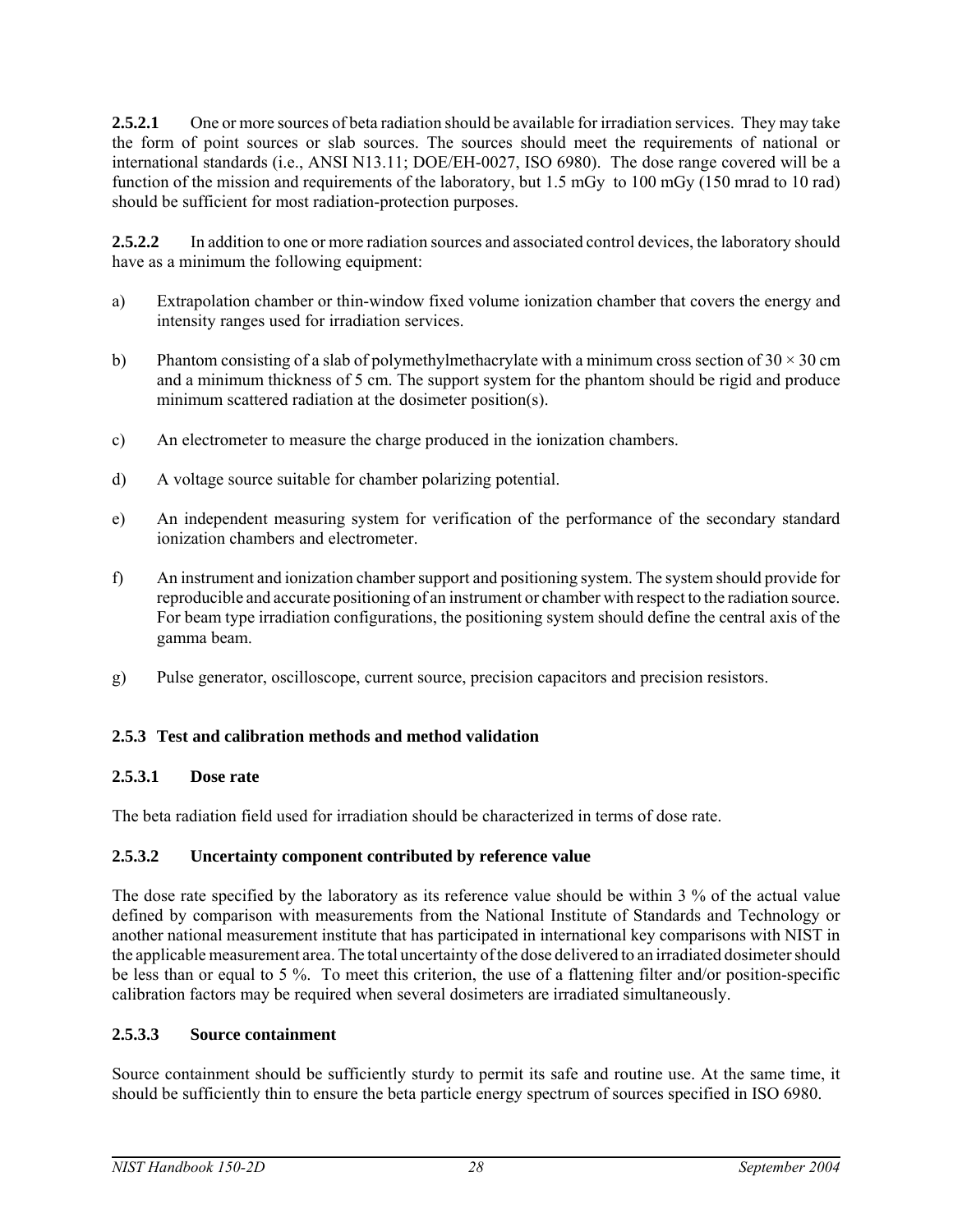**2.5.2.1** One or more sources of beta radiation should be available for irradiation services. They may take the form of point sources or slab sources. The sources should meet the requirements of national or international standards (i.e., ANSI N13.11; DOE/EH-0027, ISO 6980). The dose range covered will be a function of the mission and requirements of the laboratory, but 1.5 mGy to 100 mGy (150 mrad to 10 rad) should be sufficient for most radiation-protection purposes.

**2.5.2.2** In addition to one or more radiation sources and associated control devices, the laboratory should have as a minimum the following equipment:

a) Extrapolation chamber or thin-window fixed volume ionization chamber that covers the energy and intensity ranges used for irradiation services.

b) Phantom consisting of a slab of polymethylmethacrylate with a minimum cross section of $30 \times 30$ cm and a minimum thickness of 5 cm. The support system for the phantom should be rigid and produce minimum scattered radiation at the dosimeter position(s).

c) An electrometer to measure the charge produced in the ionization chambers.

d) A voltage source suitable for chamber polarizing potential.

e) An independent measuring system for verification of the performance of the secondary standard ionization chambers and electrometer.

f) An instrument and ionization chamber support and positioning system. The system should provide for reproducible and accurate positioning of an instrument or chamber with respect to the radiation source. For beam type irradiation configurations, the positioning system should define the central axis of the gamma beam.

g) Pulse generator, oscilloscope, current source, precision capacitors and precision resistors.

### 2.5.3 Test and calibration methods and method validation

#### 2.5.3.1 Dose rate

The beta radiation field used for irradiation should be characterized in terms of dose rate.

#### 2.5.3.2 Uncertainty component contributed by reference value

The dose rate specified by the laboratory as its reference value should be within 3 % of the actual value defined by comparison with measurements from the National Institute of Standards and Technology or another national measurement institute that has participated in international key comparisons with NIST in the applicable measurement area. The total uncertainty of the dose delivered to an irradiated dosimeter should be less than or equal to 5 %. To meet this criterion, the use of a flattening filter and/or position-specific calibration factors may be required when several dosimeters are irradiated simultaneously.

#### 2.5.3.3 Source containment

Source containment should be sufficiently sturdy to permit its safe and routine use. At the same time, it should be sufficiently thin to ensure the beta particle energy spectrum of sources specified in ISO 6980.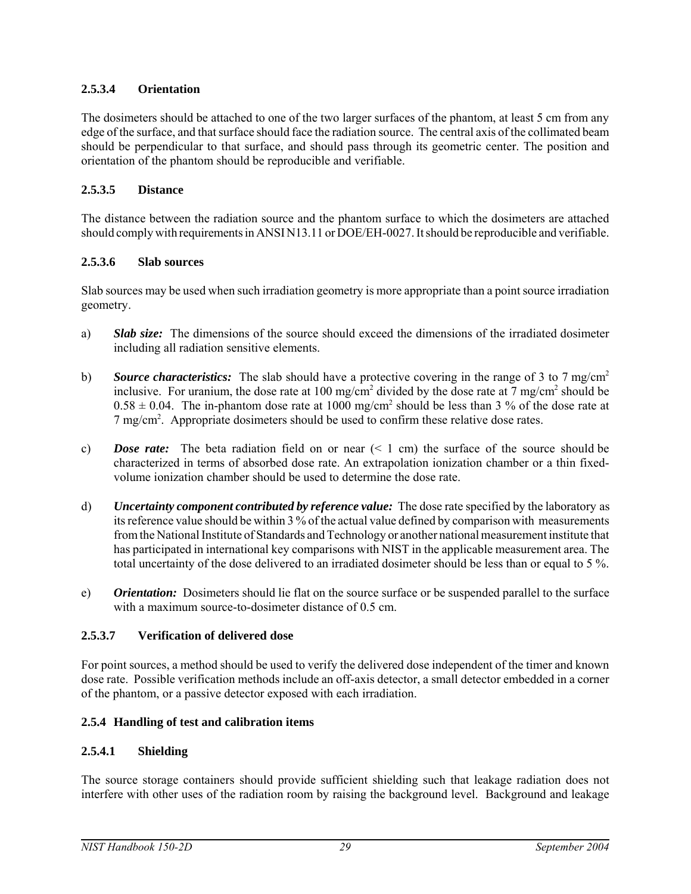#### 2.5.3.4 Orientation

The dosimeters should be attached to one of the two larger surfaces of the phantom, at least 5 cm from any edge of the surface, and that surface should face the radiation source. The central axis of the collimated beam should be perpendicular to that surface, and should pass through its geometric center. The position and orientation of the phantom should be reproducible and verifiable.

#### 2.5.3.5 Distance

The distance between the radiation source and the phantom surface to which the dosimeters are attached should comply with requirements in ANSI N13.11 or DOE/EH-0027. It should be reproducible and verifiable.

#### 2.5.3.6 Slab sources

Slab sources may be used when such irradiation geometry is more appropriate than a point source irradiation geometry.

a) ***Slab size:*** The dimensions of the source should exceed the dimensions of the irradiated dosimeter including all radiation sensitive elements.

b) ***Source characteristics:*** The slab should have a protective covering in the range of 3 to 7 mg/cm$^2$ inclusive. For uranium, the dose rate at 100 mg/cm$^2$ divided by the dose rate at 7 mg/cm$^2$ should be $0.58 \pm 0.04$. The in-phantom dose rate at 1000 mg/cm$^2$ should be less than 3 % of the dose rate at 7 mg/cm$^2$. Appropriate dosimeters should be used to confirm these relative dose rates.

c) ***Dose rate:*** The beta radiation field on or near (< 1 cm) the surface of the source should be characterized in terms of absorbed dose rate. An extrapolation ionization chamber or a thin fixed-volume ionization chamber should be used to determine the dose rate.

d) ***Uncertainty component contributed by reference value:*** The dose rate specified by the laboratory as its reference value should be within 3 % of the actual value defined by comparison with measurements from the National Institute of Standards and Technology or another national measurement institute that has participated in international key comparisons with NIST in the applicable measurement area. The total uncertainty of the dose delivered to an irradiated dosimeter should be less than or equal to 5 %.

e) ***Orientation:*** Dosimeters should lie flat on the source surface or be suspended parallel to the surface with a maximum source-to-dosimeter distance of 0.5 cm.

#### 2.5.3.7 Verification of delivered dose

For point sources, a method should be used to verify the delivered dose independent of the timer and known dose rate. Possible verification methods include an off-axis detector, a small detector embedded in a corner of the phantom, or a passive detector exposed with each irradiation.

### 2.5.4 Handling of test and calibration items

#### 2.5.4.1 Shielding

The source storage containers should provide sufficient shielding such that leakage radiation does not interfere with other uses of the radiation room by raising the background level. Background and leakage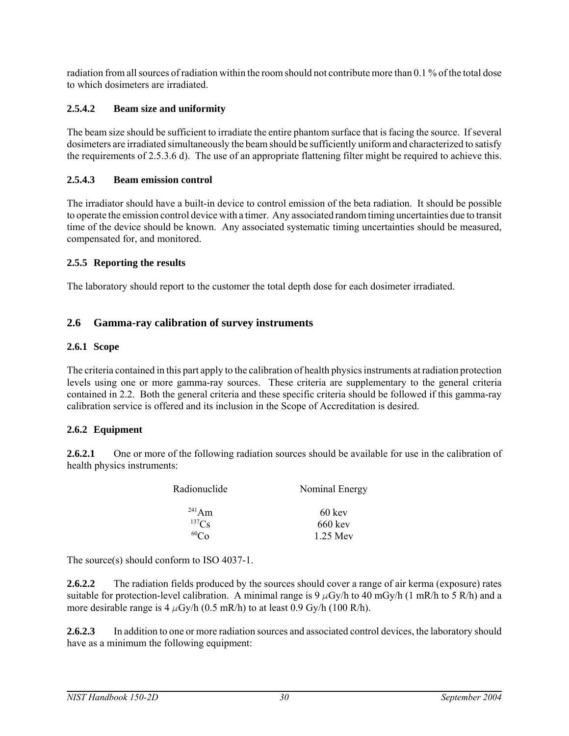radiation from all sources of radiation within the room should not contribute more than 0.1 % of the total dose to which dosimeters are irradiated.

#### 2.5.4.2 Beam size and uniformity

The beam size should be sufficient to irradiate the entire phantom surface that is facing the source. If several dosimeters are irradiated simultaneously the beam should be sufficiently uniform and characterized to satisfy the requirements of 2.5.3.6 d). The use of an appropriate flattening filter might be required to achieve this.

#### 2.5.4.3 Beam emission control

The irradiator should have a built-in device to control emission of the beta radiation. It should be possible to operate the emission control device with a timer. Any associated random timing uncertainties due to transit time of the device should be known. Any associated systematic timing uncertainties should be measured, compensated for, and monitored.

### 2.5.5 Reporting the results

The laboratory should report to the customer the total depth dose for each dosimeter irradiated.

## 2.6 Gamma-ray calibration of survey instruments

### 2.6.1 Scope

The criteria contained in this part apply to the calibration of health physics instruments at radiation protection levels using one or more gamma-ray sources. These criteria are supplementary to the general criteria contained in 2.2. Both the general criteria and these specific criteria should be followed if this gamma-ray calibration service is offered and its inclusion in the Scope of Accreditation is desired.

### 2.6.2 Equipment

**2.6.2.1** One or more of the following radiation sources should be available for use in the calibration of health physics instruments:

| Radionuclide | Nominal Energy |
|---|---|
| $^{241}$Am | 60 kev |
| $^{137}$Cs | 660 kev |
| $^{60}$Co | 1.25 Mev |

The source(s) should conform to ISO 4037-1.

**2.6.2.2** The radiation fields produced by the sources should cover a range of air kerma (exposure) rates suitable for protection-level calibration. A minimal range is 9 $\mu$Gy/h to 40 mGy/h (1 mR/h to 5 R/h) and a more desirable range is 4 $\mu$Gy/h (0.5 mR/h) to at least 0.9 Gy/h (100 R/h).

**2.6.2.3** In addition to one or more radiation sources and associated control devices, the laboratory should have as a minimum the following equipment: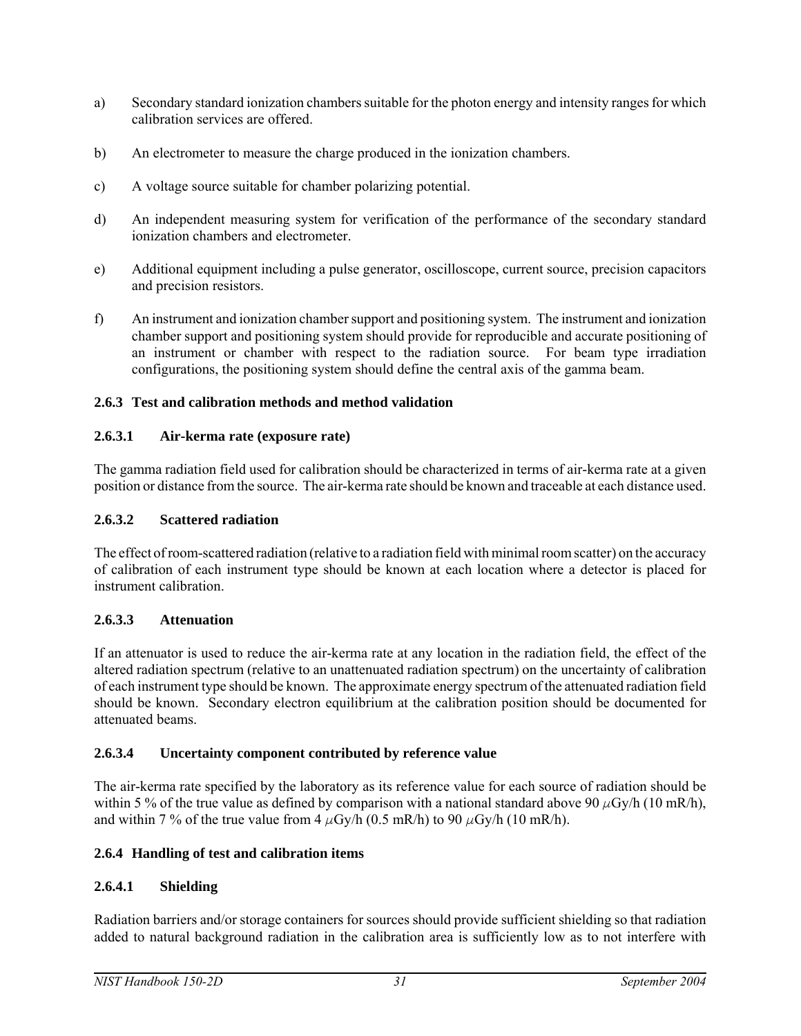a) Secondary standard ionization chambers suitable for the photon energy and intensity ranges for which calibration services are offered.

b) An electrometer to measure the charge produced in the ionization chambers.

c) A voltage source suitable for chamber polarizing potential.

d) An independent measuring system for verification of the performance of the secondary standard ionization chambers and electrometer.

e) Additional equipment including a pulse generator, oscilloscope, current source, precision capacitors and precision resistors.

f) An instrument and ionization chamber support and positioning system. The instrument and ionization chamber support and positioning system should provide for reproducible and accurate positioning of an instrument or chamber with respect to the radiation source. For beam type irradiation configurations, the positioning system should define the central axis of the gamma beam.

### 2.6.3 Test and calibration methods and method validation

#### 2.6.3.1 Air-kerma rate (exposure rate)

The gamma radiation field used for calibration should be characterized in terms of air-kerma rate at a given position or distance from the source. The air-kerma rate should be known and traceable at each distance used.

#### 2.6.3.2 Scattered radiation

The effect of room-scattered radiation (relative to a radiation field with minimal room scatter) on the accuracy of calibration of each instrument type should be known at each location where a detector is placed for instrument calibration.

#### 2.6.3.3 Attenuation

If an attenuator is used to reduce the air-kerma rate at any location in the radiation field, the effect of the altered radiation spectrum (relative to an unattenuated radiation spectrum) on the uncertainty of calibration of each instrument type should be known. The approximate energy spectrum of the attenuated radiation field should be known. Secondary electron equilibrium at the calibration position should be documented for attenuated beams.

#### 2.6.3.4 Uncertainty component contributed by reference value

The air-kerma rate specified by the laboratory as its reference value for each source of radiation should be within 5 % of the true value as defined by comparison with a national standard above 90 $\mu$Gy/h (10 mR/h), and within 7 % of the true value from 4 $\mu$Gy/h (0.5 mR/h) to 90 $\mu$Gy/h (10 mR/h).

### 2.6.4 Handling of test and calibration items

#### 2.6.4.1 Shielding

Radiation barriers and/or storage containers for sources should provide sufficient shielding so that radiation added to natural background radiation in the calibration area is sufficiently low as to not interfere with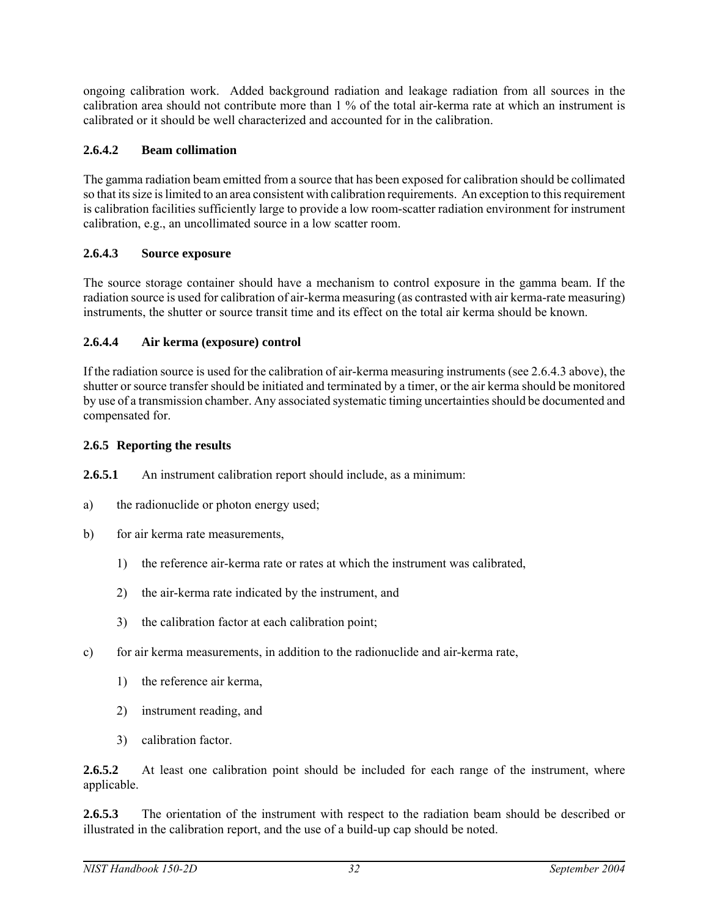ongoing calibration work. Added background radiation and leakage radiation from all sources in the calibration area should not contribute more than 1 % of the total air-kerma rate at which an instrument is calibrated or it should be well characterized and accounted for in the calibration.

#### 2.6.4.2 Beam collimation

The gamma radiation beam emitted from a source that has been exposed for calibration should be collimated so that its size is limited to an area consistent with calibration requirements. An exception to this requirement is calibration facilities sufficiently large to provide a low room-scatter radiation environment for instrument calibration, e.g., an uncollimated source in a low scatter room.

#### 2.6.4.3 Source exposure

The source storage container should have a mechanism to control exposure in the gamma beam. If the radiation source is used for calibration of air-kerma measuring (as contrasted with air kerma-rate measuring) instruments, the shutter or source transit time and its effect on the total air kerma should be known.

#### 2.6.4.4 Air kerma (exposure) control

If the radiation source is used for the calibration of air-kerma measuring instruments (see 2.6.4.3 above), the shutter or source transfer should be initiated and terminated by a timer, or the air kerma should be monitored by use of a transmission chamber. Any associated systematic timing uncertainties should be documented and compensated for.

### 2.6.5 Reporting the results

**2.6.5.1** An instrument calibration report should include, as a minimum:

a) the radionuclide or photon energy used;

b) for air kerma rate measurements,

   1) the reference air-kerma rate or rates at which the instrument was calibrated,

   2) the air-kerma rate indicated by the instrument, and

   3) the calibration factor at each calibration point;

c) for air kerma measurements, in addition to the radionuclide and air-kerma rate,

   1) the reference air kerma,

   2) instrument reading, and

   3) calibration factor.

**2.6.5.2** At least one calibration point should be included for each range of the instrument, where applicable.

**2.6.5.3** The orientation of the instrument with respect to the radiation beam should be described or illustrated in the calibration report, and the use of a build-up cap should be noted.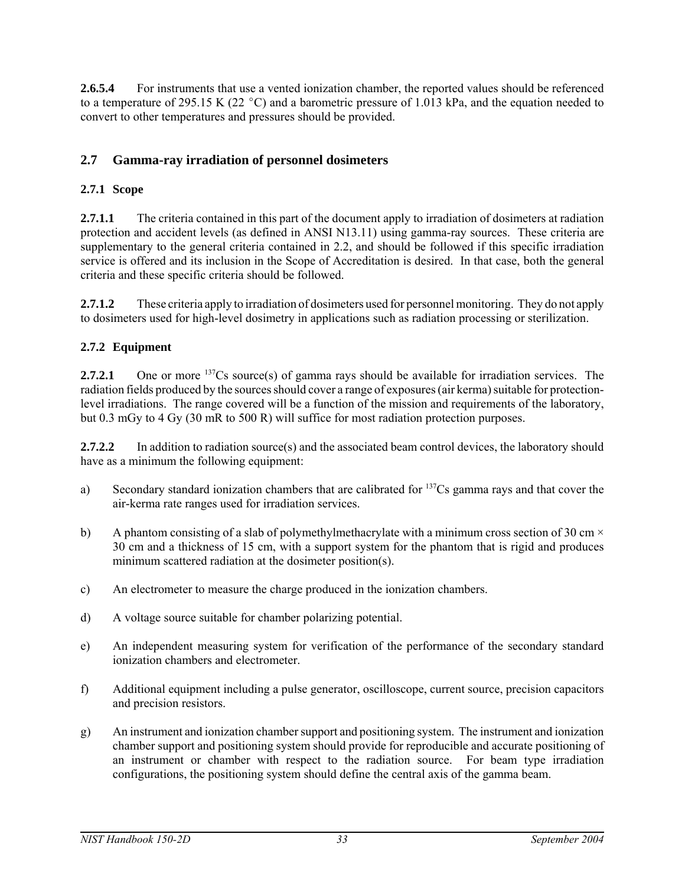**2.6.5.4** For instruments that use a vented ionization chamber, the reported values should be referenced to a temperature of 295.15 K (22 °C) and a barometric pressure of 1.013 kPa, and the equation needed to convert to other temperatures and pressures should be provided.

## 2.7 Gamma-ray irradiation of personnel dosimeters

### 2.7.1 Scope

**2.7.1.1** The criteria contained in this part of the document apply to irradiation of dosimeters at radiation protection and accident levels (as defined in ANSI N13.11) using gamma-ray sources. These criteria are supplementary to the general criteria contained in 2.2, and should be followed if this specific irradiation service is offered and its inclusion in the Scope of Accreditation is desired. In that case, both the general criteria and these specific criteria should be followed.

**2.7.1.2** These criteria apply to irradiation of dosimeters used for personnel monitoring. They do not apply to dosimeters used for high-level dosimetry in applications such as radiation processing or sterilization.

### 2.7.2 Equipment

**2.7.2.1** One or more $^{137}Cs$ source(s) of gamma rays should be available for irradiation services. The radiation fields produced by the sources should cover a range of exposures (air kerma) suitable for protection-level irradiations. The range covered will be a function of the mission and requirements of the laboratory, but 0.3 mGy to 4 Gy (30 mR to 500 R) will suffice for most radiation protection purposes.

**2.7.2.2** In addition to radiation source(s) and the associated beam control devices, the laboratory should have as a minimum the following equipment:

a) Secondary standard ionization chambers that are calibrated for $^{137}Cs$ gamma rays and that cover the air-kerma rate ranges used for irradiation services.

b) A phantom consisting of a slab of polymethylmethacrylate with a minimum cross section of 30 cm × 30 cm and a thickness of 15 cm, with a support system for the phantom that is rigid and produces minimum scattered radiation at the dosimeter position(s).

c) An electrometer to measure the charge produced in the ionization chambers.

d) A voltage source suitable for chamber polarizing potential.

e) An independent measuring system for verification of the performance of the secondary standard ionization chambers and electrometer.

f) Additional equipment including a pulse generator, oscilloscope, current source, precision capacitors and precision resistors.

g) An instrument and ionization chamber support and positioning system. The instrument and ionization chamber support and positioning system should provide for reproducible and accurate positioning of an instrument or chamber with respect to the radiation source. For beam type irradiation configurations, the positioning system should define the central axis of the gamma beam.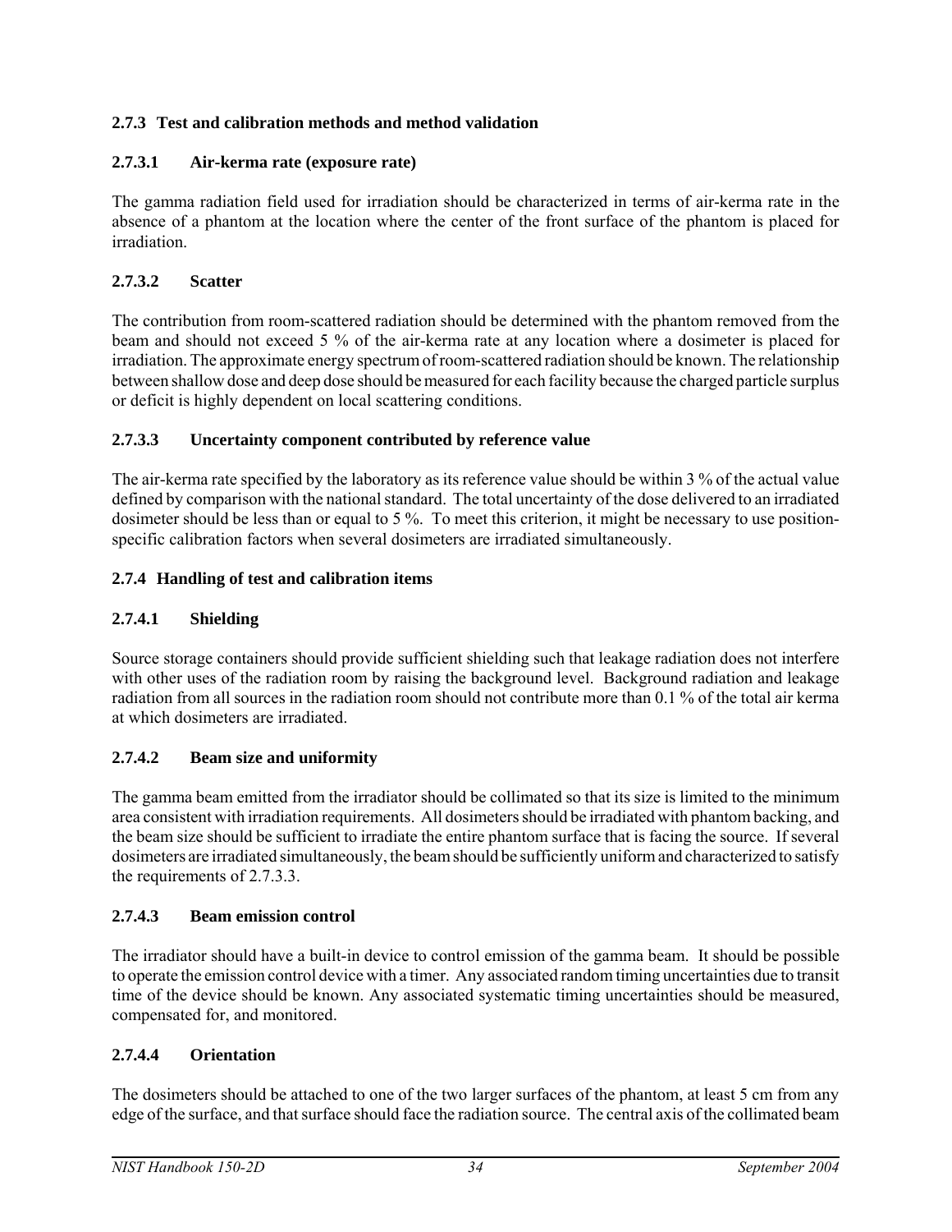### 2.7.3 Test and calibration methods and method validation

#### 2.7.3.1 Air-kerma rate (exposure rate)

The gamma radiation field used for irradiation should be characterized in terms of air-kerma rate in the absence of a phantom at the location where the center of the front surface of the phantom is placed for irradiation.

#### 2.7.3.2 Scatter

The contribution from room-scattered radiation should be determined with the phantom removed from the beam and should not exceed 5 % of the air-kerma rate at any location where a dosimeter is placed for irradiation. The approximate energy spectrum of room-scattered radiation should be known. The relationship between shallow dose and deep dose should be measured for each facility because the charged particle surplus or deficit is highly dependent on local scattering conditions.

#### 2.7.3.3 Uncertainty component contributed by reference value

The air-kerma rate specified by the laboratory as its reference value should be within 3 % of the actual value defined by comparison with the national standard. The total uncertainty of the dose delivered to an irradiated dosimeter should be less than or equal to 5 %. To meet this criterion, it might be necessary to use position-specific calibration factors when several dosimeters are irradiated simultaneously.

### 2.7.4 Handling of test and calibration items

#### 2.7.4.1 Shielding

Source storage containers should provide sufficient shielding such that leakage radiation does not interfere with other uses of the radiation room by raising the background level. Background radiation and leakage radiation from all sources in the radiation room should not contribute more than 0.1 % of the total air kerma at which dosimeters are irradiated.

#### 2.7.4.2 Beam size and uniformity

The gamma beam emitted from the irradiator should be collimated so that its size is limited to the minimum area consistent with irradiation requirements. All dosimeters should be irradiated with phantom backing, and the beam size should be sufficient to irradiate the entire phantom surface that is facing the source. If several dosimeters are irradiated simultaneously, the beam should be sufficiently uniform and characterized to satisfy the requirements of 2.7.3.3.

#### 2.7.4.3 Beam emission control

The irradiator should have a built-in device to control emission of the gamma beam. It should be possible to operate the emission control device with a timer. Any associated random timing uncertainties due to transit time of the device should be known. Any associated systematic timing uncertainties should be measured, compensated for, and monitored.

#### 2.7.4.4 Orientation

The dosimeters should be attached to one of the two larger surfaces of the phantom, at least 5 cm from any edge of the surface, and that surface should face the radiation source. The central axis of the collimated beam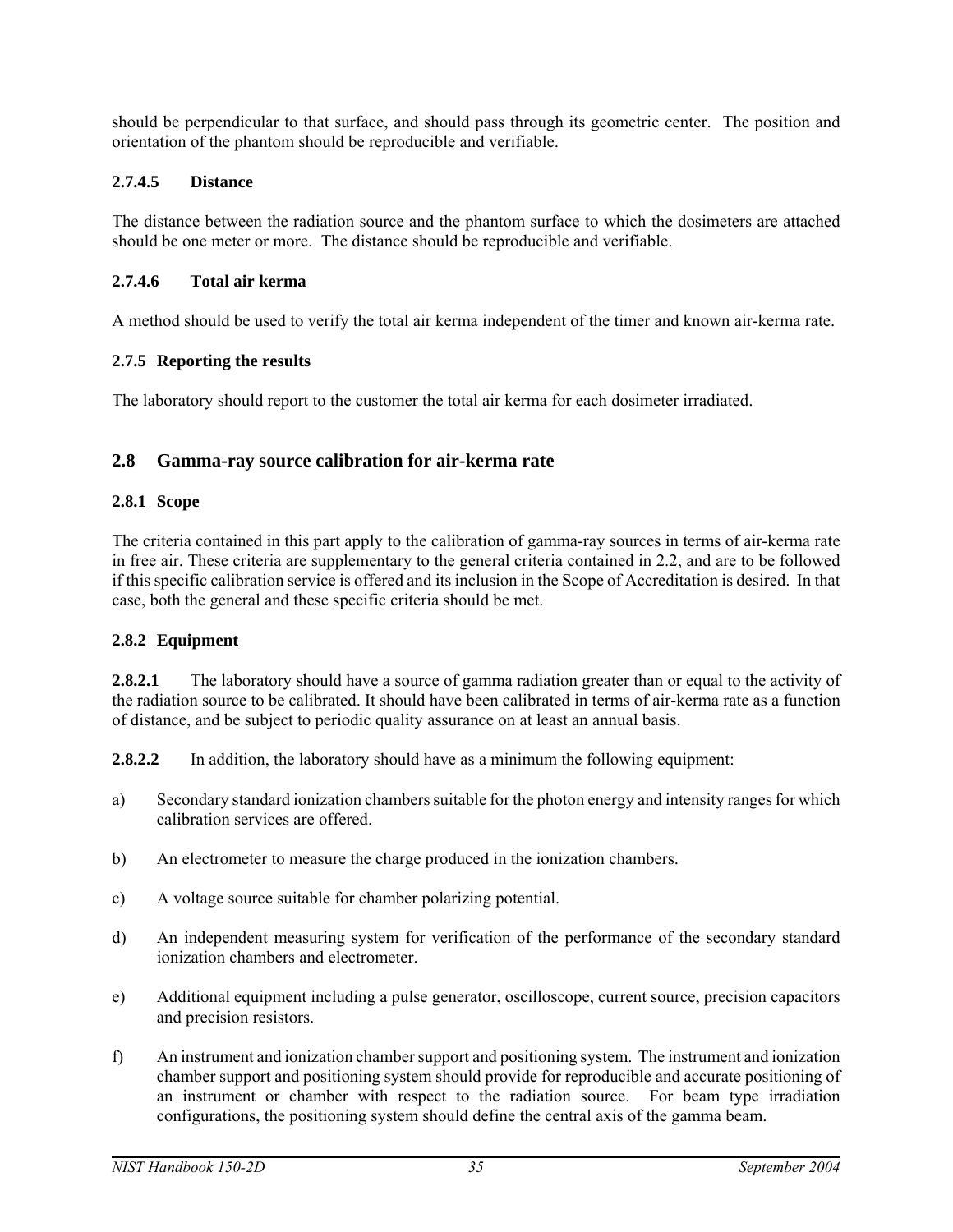should be perpendicular to that surface, and should pass through its geometric center. The position and orientation of the phantom should be reproducible and verifiable.

#### 2.7.4.5 Distance

The distance between the radiation source and the phantom surface to which the dosimeters are attached should be one meter or more. The distance should be reproducible and verifiable.

#### 2.7.4.6 Total air kerma

A method should be used to verify the total air kerma independent of the timer and known air-kerma rate.

### 2.7.5 Reporting the results

The laboratory should report to the customer the total air kerma for each dosimeter irradiated.

## 2.8 Gamma-ray source calibration for air-kerma rate

### 2.8.1 Scope

The criteria contained in this part apply to the calibration of gamma-ray sources in terms of air-kerma rate in free air. These criteria are supplementary to the general criteria contained in 2.2, and are to be followed if this specific calibration service is offered and its inclusion in the Scope of Accreditation is desired. In that case, both the general and these specific criteria should be met.

### 2.8.2 Equipment

**2.8.2.1** The laboratory should have a source of gamma radiation greater than or equal to the activity of the radiation source to be calibrated. It should have been calibrated in terms of air-kerma rate as a function of distance, and be subject to periodic quality assurance on at least an annual basis.

**2.8.2.2** In addition, the laboratory should have as a minimum the following equipment:

a) Secondary standard ionization chambers suitable for the photon energy and intensity ranges for which calibration services are offered.

b) An electrometer to measure the charge produced in the ionization chambers.

c) A voltage source suitable for chamber polarizing potential.

d) An independent measuring system for verification of the performance of the secondary standard ionization chambers and electrometer.

e) Additional equipment including a pulse generator, oscilloscope, current source, precision capacitors and precision resistors.

f) An instrument and ionization chamber support and positioning system. The instrument and ionization chamber support and positioning system should provide for reproducible and accurate positioning of an instrument or chamber with respect to the radiation source. For beam type irradiation configurations, the positioning system should define the central axis of the gamma beam.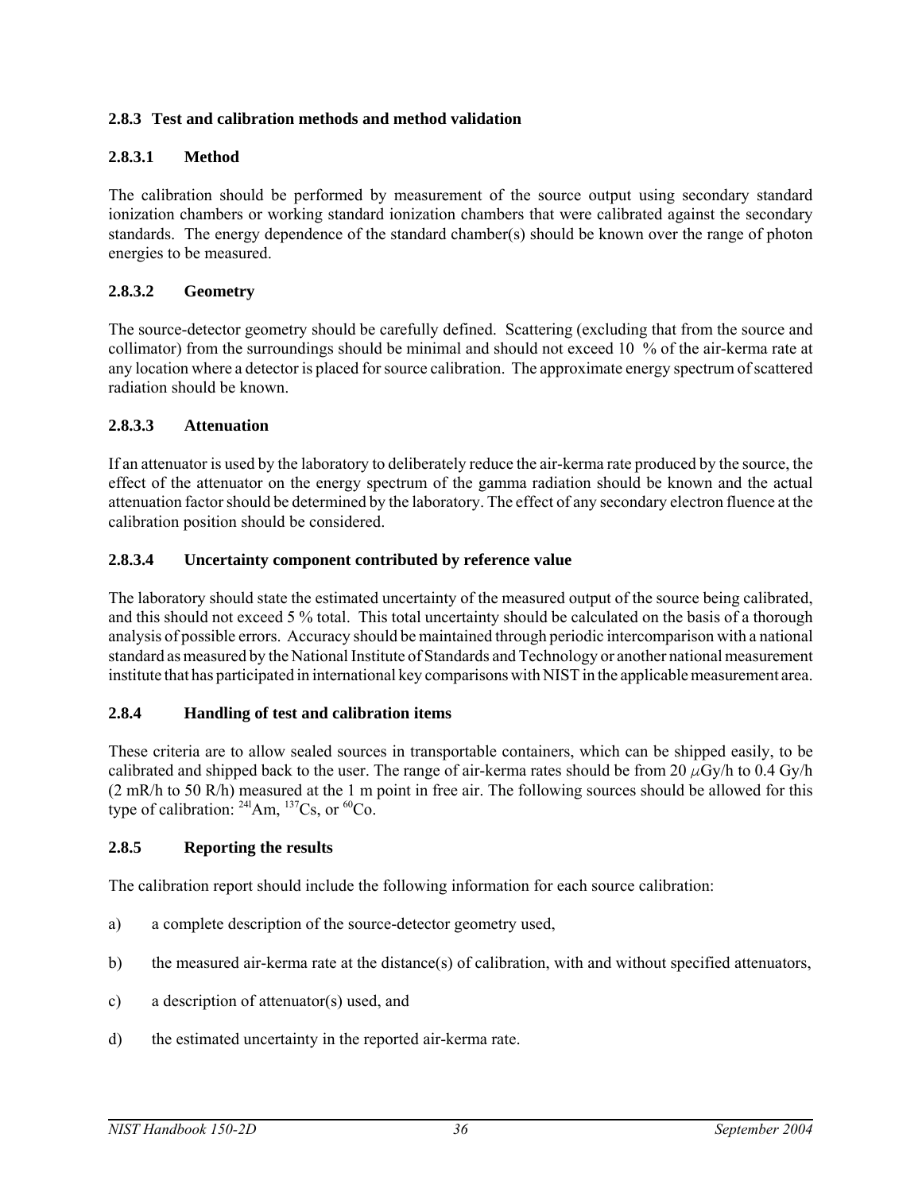### 2.8.3 Test and calibration methods and method validation

#### 2.8.3.1 Method

The calibration should be performed by measurement of the source output using secondary standard ionization chambers or working standard ionization chambers that were calibrated against the secondary standards. The energy dependence of the standard chamber(s) should be known over the range of photon energies to be measured.

#### 2.8.3.2 Geometry

The source-detector geometry should be carefully defined. Scattering (excluding that from the source and collimator) from the surroundings should be minimal and should not exceed 10 % of the air-kerma rate at any location where a detector is placed for source calibration. The approximate energy spectrum of scattered radiation should be known.

#### 2.8.3.3 Attenuation

If an attenuator is used by the laboratory to deliberately reduce the air-kerma rate produced by the source, the effect of the attenuator on the energy spectrum of the gamma radiation should be known and the actual attenuation factor should be determined by the laboratory. The effect of any secondary electron fluence at the calibration position should be considered.

#### 2.8.3.4 Uncertainty component contributed by reference value

The laboratory should state the estimated uncertainty of the measured output of the source being calibrated, and this should not exceed 5 % total. This total uncertainty should be calculated on the basis of a thorough analysis of possible errors. Accuracy should be maintained through periodic intercomparison with a national standard as measured by the National Institute of Standards and Technology or another national measurement institute that has participated in international key comparisons with NIST in the applicable measurement area.

### 2.8.4 Handling of test and calibration items

These criteria are to allow sealed sources in transportable containers, which can be shipped easily, to be calibrated and shipped back to the user. The range of air-kerma rates should be from 20 $\mu$Gy/h to 0.4 Gy/h (2 mR/h to 50 R/h) measured at the 1 m point in free air. The following sources should be allowed for this type of calibration: $^{241}$Am, $^{137}$Cs, or $^{60}$Co.

### 2.8.5 Reporting the results

The calibration report should include the following information for each source calibration:

a) a complete description of the source-detector geometry used,

b) the measured air-kerma rate at the distance(s) of calibration, with and without specified attenuators,

c) a description of attenuator(s) used, and

d) the estimated uncertainty in the reported air-kerma rate.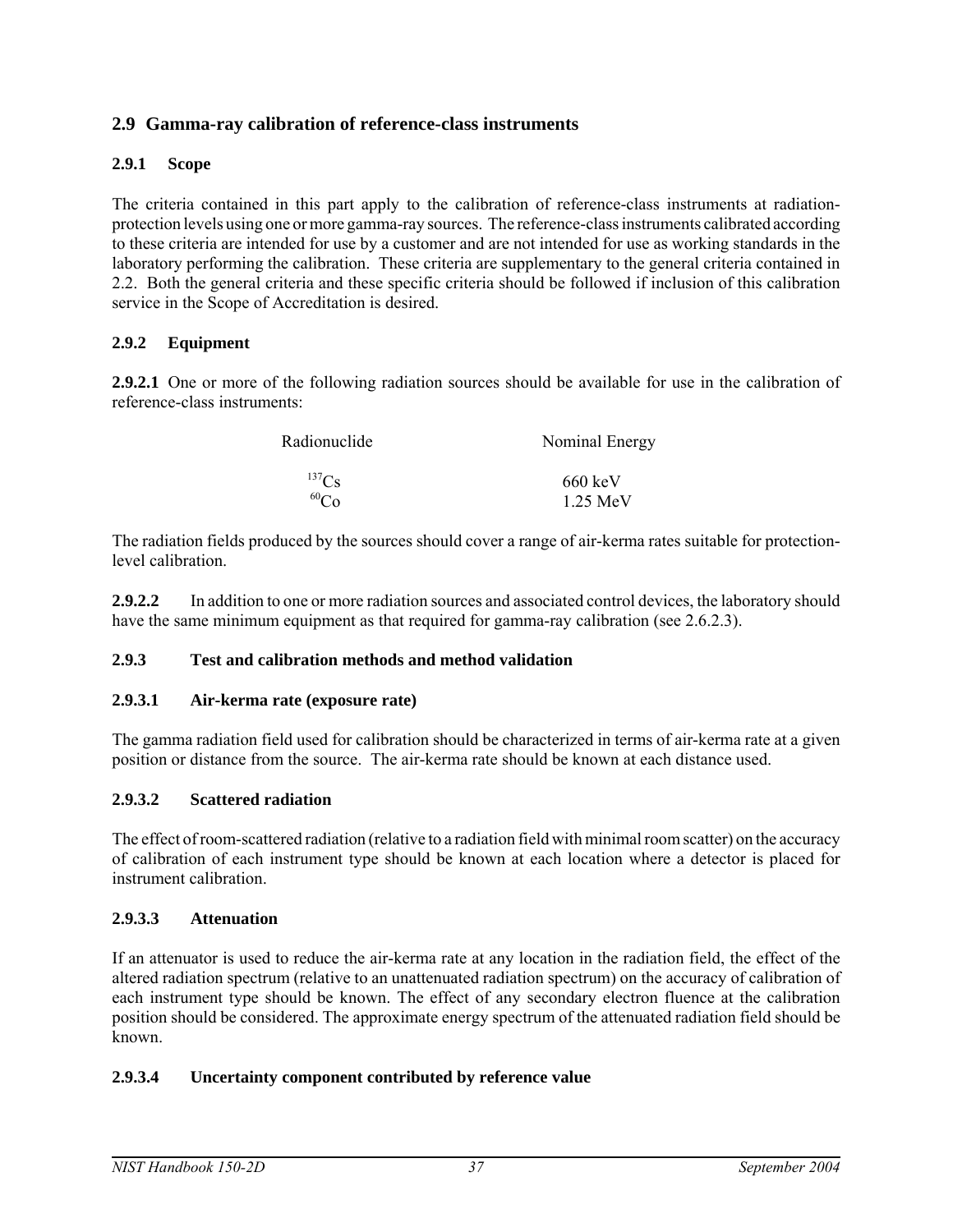## 2.9 Gamma-ray calibration of reference-class instruments

### 2.9.1 Scope

The criteria contained in this part apply to the calibration of reference-class instruments at radiation-protection levels using one or more gamma-ray sources. The reference-class instruments calibrated according to these criteria are intended for use by a customer and are not intended for use as working standards in the laboratory performing the calibration. These criteria are supplementary to the general criteria contained in 2.2. Both the general criteria and these specific criteria should be followed if inclusion of this calibration service in the Scope of Accreditation is desired.

### 2.9.2 Equipment

**2.9.2.1** One or more of the following radiation sources should be available for use in the calibration of reference-class instruments:

| Radionuclide | Nominal Energy |
|---|---|
| $^{137}Cs$ | 660 keV |
| $^{60}Co$ | 1.25 MeV |

The radiation fields produced by the sources should cover a range of air-kerma rates suitable for protection-level calibration.

**2.9.2.2** In addition to one or more radiation sources and associated control devices, the laboratory should have the same minimum equipment as that required for gamma-ray calibration (see 2.6.2.3).

### 2.9.3 Test and calibration methods and method validation

#### 2.9.3.1 Air-kerma rate (exposure rate)

The gamma radiation field used for calibration should be characterized in terms of air-kerma rate at a given position or distance from the source. The air-kerma rate should be known at each distance used.

#### 2.9.3.2 Scattered radiation

The effect of room-scattered radiation (relative to a radiation field with minimal room scatter) on the accuracy of calibration of each instrument type should be known at each location where a detector is placed for instrument calibration.

#### 2.9.3.3 Attenuation

If an attenuator is used to reduce the air-kerma rate at any location in the radiation field, the effect of the altered radiation spectrum (relative to an unattenuated radiation spectrum) on the accuracy of calibration of each instrument type should be known. The effect of any secondary electron fluence at the calibration position should be considered. The approximate energy spectrum of the attenuated radiation field should be known.

#### 2.9.3.4 Uncertainty component contributed by reference value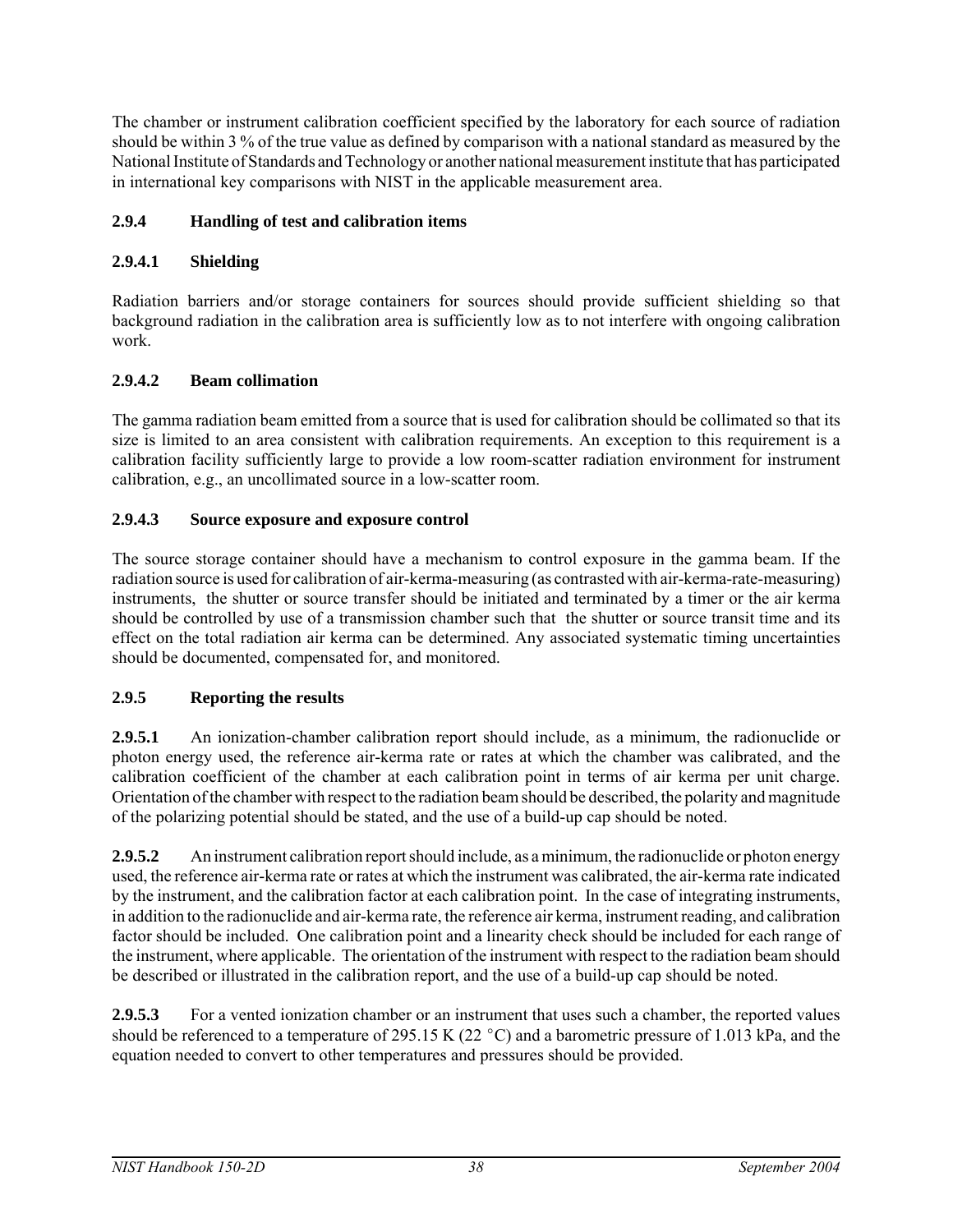The chamber or instrument calibration coefficient specified by the laboratory for each source of radiation should be within 3 % of the true value as defined by comparison with a national standard as measured by the National Institute of Standards and Technology or another national measurement institute that has participated in international key comparisons with NIST in the applicable measurement area.

### 2.9.4 Handling of test and calibration items

#### 2.9.4.1 Shielding

Radiation barriers and/or storage containers for sources should provide sufficient shielding so that background radiation in the calibration area is sufficiently low as to not interfere with ongoing calibration work.

#### 2.9.4.2 Beam collimation

The gamma radiation beam emitted from a source that is used for calibration should be collimated so that its size is limited to an area consistent with calibration requirements. An exception to this requirement is a calibration facility sufficiently large to provide a low room-scatter radiation environment for instrument calibration, e.g., an uncollimated source in a low-scatter room.

#### 2.9.4.3 Source exposure and exposure control

The source storage container should have a mechanism to control exposure in the gamma beam. If the radiation source is used for calibration of air-kerma-measuring (as contrasted with air-kerma-rate-measuring) instruments, the shutter or source transfer should be initiated and terminated by a timer or the air kerma should be controlled by use of a transmission chamber such that the shutter or source transit time and its effect on the total radiation air kerma can be determined. Any associated systematic timing uncertainties should be documented, compensated for, and monitored.

### 2.9.5 Reporting the results

**2.9.5.1** An ionization-chamber calibration report should include, as a minimum, the radionuclide or photon energy used, the reference air-kerma rate or rates at which the chamber was calibrated, and the calibration coefficient of the chamber at each calibration point in terms of air kerma per unit charge. Orientation of the chamber with respect to the radiation beam should be described, the polarity and magnitude of the polarizing potential should be stated, and the use of a build-up cap should be noted.

**2.9.5.2** An instrument calibration report should include, as a minimum, the radionuclide or photon energy used, the reference air-kerma rate or rates at which the instrument was calibrated, the air-kerma rate indicated by the instrument, and the calibration factor at each calibration point. In the case of integrating instruments, in addition to the radionuclide and air-kerma rate, the reference air kerma, instrument reading, and calibration factor should be included. One calibration point and a linearity check should be included for each range of the instrument, where applicable. The orientation of the instrument with respect to the radiation beam should be described or illustrated in the calibration report, and the use of a build-up cap should be noted.

**2.9.5.3** For a vented ionization chamber or an instrument that uses such a chamber, the reported values should be referenced to a temperature of 295.15 K (22 °C) and a barometric pressure of 1.013 kPa, and the equation needed to convert to other temperatures and pressures should be provided.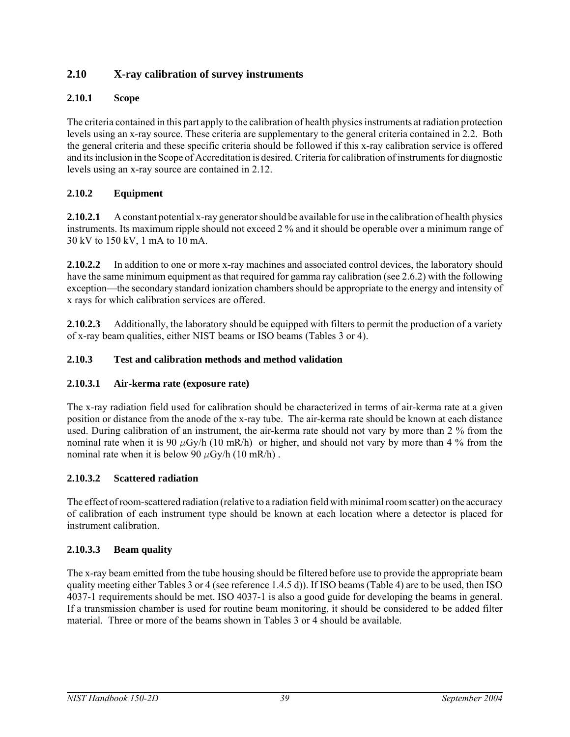## 2.10 X-ray calibration of survey instruments

### 2.10.1 Scope

The criteria contained in this part apply to the calibration of health physics instruments at radiation protection levels using an x-ray source. These criteria are supplementary to the general criteria contained in 2.2. Both the general criteria and these specific criteria should be followed if this x-ray calibration service is offered and its inclusion in the Scope of Accreditation is desired. Criteria for calibration of instruments for diagnostic levels using an x-ray source are contained in 2.12.

### 2.10.2 Equipment

**2.10.2.1** A constant potential x-ray generator should be available for use in the calibration of health physics instruments. Its maximum ripple should not exceed 2 % and it should be operable over a minimum range of 30 kV to 150 kV, 1 mA to 10 mA.

**2.10.2.2** In addition to one or more x-ray machines and associated control devices, the laboratory should have the same minimum equipment as that required for gamma ray calibration (see 2.6.2) with the following exception—the secondary standard ionization chambers should be appropriate to the energy and intensity of x rays for which calibration services are offered.

**2.10.2.3** Additionally, the laboratory should be equipped with filters to permit the production of a variety of x-ray beam qualities, either NIST beams or ISO beams (Tables 3 or 4).

### 2.10.3 Test and calibration methods and method validation

#### 2.10.3.1 Air-kerma rate (exposure rate)

The x-ray radiation field used for calibration should be characterized in terms of air-kerma rate at a given position or distance from the anode of the x-ray tube. The air-kerma rate should be known at each distance used. During calibration of an instrument, the air-kerma rate should not vary by more than 2 % from the nominal rate when it is 90 $\mu$Gy/h (10 mR/h) or higher, and should not vary by more than 4 % from the nominal rate when it is below 90 $\mu$Gy/h (10 mR/h) .

#### 2.10.3.2 Scattered radiation

The effect of room-scattered radiation (relative to a radiation field with minimal room scatter) on the accuracy of calibration of each instrument type should be known at each location where a detector is placed for instrument calibration.

#### 2.10.3.3 Beam quality

The x-ray beam emitted from the tube housing should be filtered before use to provide the appropriate beam quality meeting either Tables 3 or 4 (see reference 1.4.5 d)). If ISO beams (Table 4) are to be used, then ISO 4037-1 requirements should be met. ISO 4037-1 is also a good guide for developing the beams in general. If a transmission chamber is used for routine beam monitoring, it should be considered to be added filter material. Three or more of the beams shown in Tables 3 or 4 should be available.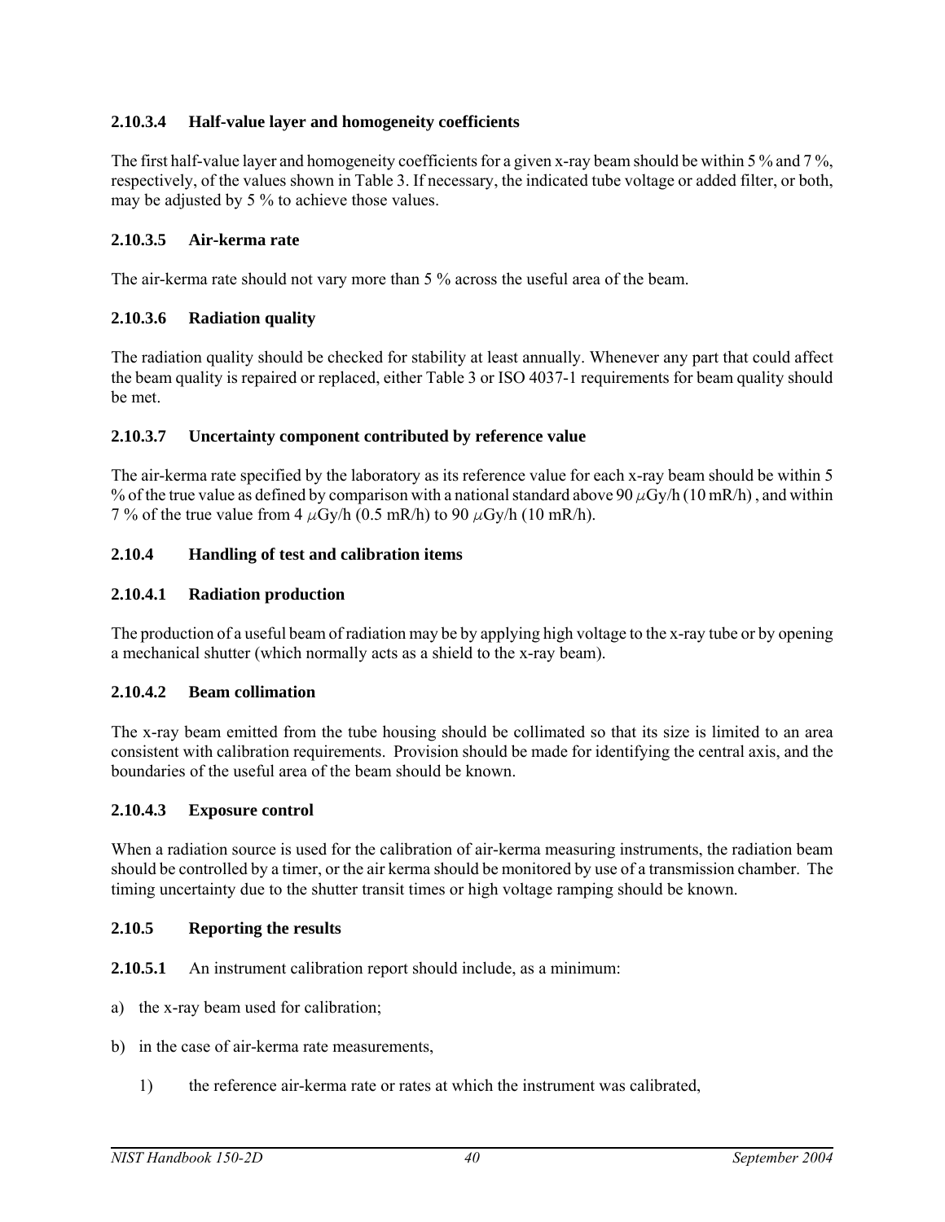#### 2.10.3.4 Half-value layer and homogeneity coefficients

The first half-value layer and homogeneity coefficients for a given x-ray beam should be within 5 % and 7 %, respectively, of the values shown in Table 3. If necessary, the indicated tube voltage or added filter, or both, may be adjusted by 5 % to achieve those values.

#### 2.10.3.5 Air-kerma rate

The air-kerma rate should not vary more than 5 % across the useful area of the beam.

#### 2.10.3.6 Radiation quality

The radiation quality should be checked for stability at least annually. Whenever any part that could affect the beam quality is repaired or replaced, either Table 3 or ISO 4037-1 requirements for beam quality should be met.

#### 2.10.3.7 Uncertainty component contributed by reference value

The air-kerma rate specified by the laboratory as its reference value for each x-ray beam should be within 5 % of the true value as defined by comparison with a national standard above 90 $\mu$Gy/h (10 mR/h) , and within 7 % of the true value from 4 $\mu$Gy/h (0.5 mR/h) to 90 $\mu$Gy/h (10 mR/h).

### 2.10.4 Handling of test and calibration items

#### 2.10.4.1 Radiation production

The production of a useful beam of radiation may be by applying high voltage to the x-ray tube or by opening a mechanical shutter (which normally acts as a shield to the x-ray beam).

#### 2.10.4.2 Beam collimation

The x-ray beam emitted from the tube housing should be collimated so that its size is limited to an area consistent with calibration requirements. Provision should be made for identifying the central axis, and the boundaries of the useful area of the beam should be known.

#### 2.10.4.3 Exposure control

When a radiation source is used for the calibration of air-kerma measuring instruments, the radiation beam should be controlled by a timer, or the air kerma should be monitored by use of a transmission chamber. The timing uncertainty due to the shutter transit times or high voltage ramping should be known.

### 2.10.5 Reporting the results

**2.10.5.1** An instrument calibration report should include, as a minimum:

a) the x-ray beam used for calibration;

b) in the case of air-kerma rate measurements,

   1) the reference air-kerma rate or rates at which the instrument was calibrated,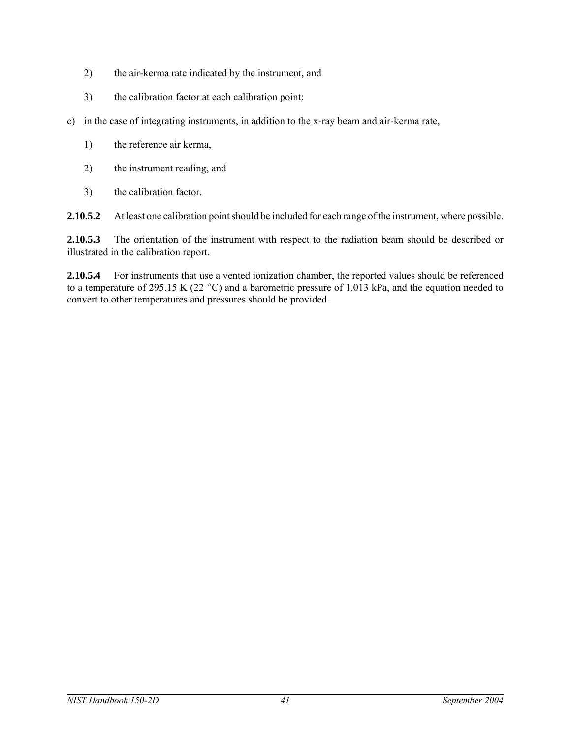2) the air-kerma rate indicated by the instrument, and

3) the calibration factor at each calibration point;

c) in the case of integrating instruments, in addition to the x-ray beam and air-kerma rate,

1) the reference air kerma,

2) the instrument reading, and

3) the calibration factor.

**2.10.5.2** At least one calibration point should be included for each range of the instrument, where possible.

**2.10.5.3** The orientation of the instrument with respect to the radiation beam should be described or illustrated in the calibration report.

**2.10.5.4** For instruments that use a vented ionization chamber, the reported values should be referenced to a temperature of 295.15 K (22 °C) and a barometric pressure of 1.013 kPa, and the equation needed to convert to other temperatures and pressures should be provided.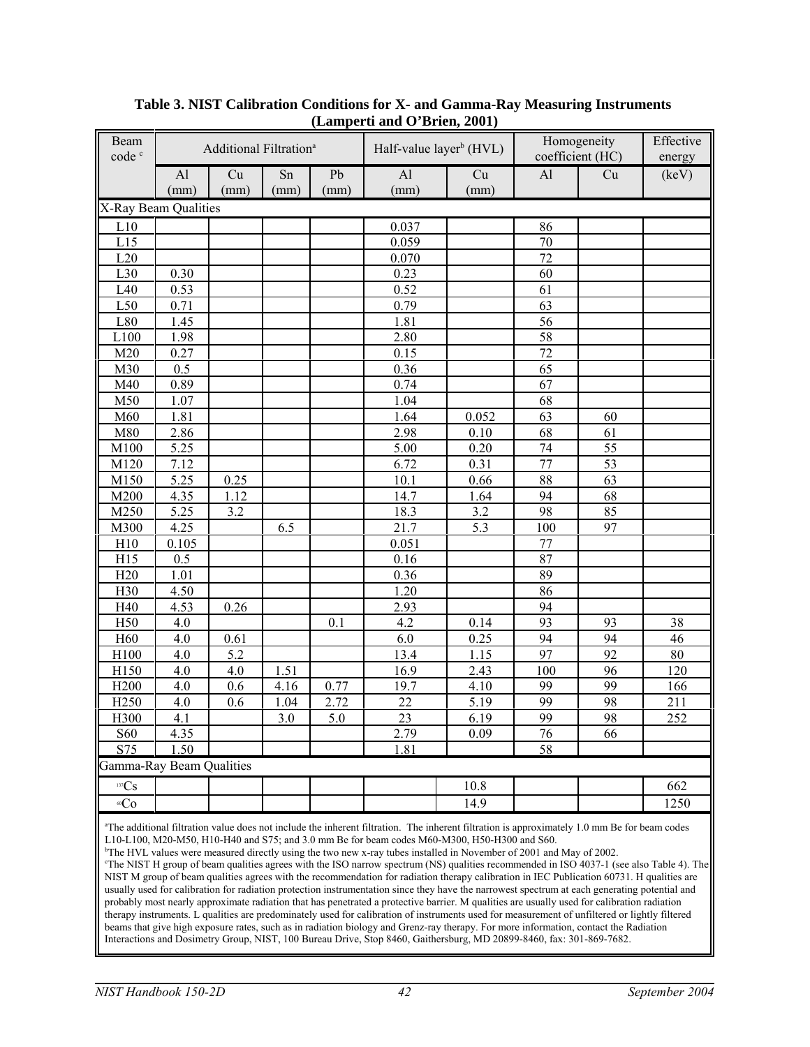**Table 3. NIST Calibration Conditions for X- and Gamma-Ray Measuring Instruments (Lamperti and O'Brien, 2001)**

| Beam code [c] | Additional Filtration[a] | | | | Half-value layer[b] (HVL) | | Homogeneity coefficient (HC) | | Effective energy |
|---|---|---|---|---|---|---|---|---|---|
| | Al (mm) | Cu (mm) | Sn (mm) | Pb (mm) | Al (mm) | Cu (mm) | Al | Cu | (keV) |
| X-Ray Beam Qualities | | | | | | | | | |
| L10 | | | | | 0.037 | | 86 | | |
| L15 | | | | | 0.059 | | 70 | | |
| L20 | | | | | 0.070 | | 72 | | |
| L30 | 0.30 | | | | 0.23 | | 60 | | |
| L40 | 0.53 | | | | 0.52 | | 61 | | |
| L50 | 0.71 | | | | 0.79 | | 63 | | |
| L80 | 1.45 | | | | 1.81 | | 56 | | |
| L100 | 1.98 | | | | 2.80 | | 58 | | |
| M20 | 0.27 | | | | 0.15 | | 72 | | |
| M30 | 0.5 | | | | 0.36 | | 65 | | |
| M40 | 0.89 | | | | 0.74 | | 67 | | |
| M50 | 1.07 | | | | 1.04 | | 68 | | |
| M60 | 1.81 | | | | 1.64 | 0.052 | 63 | 60 | |
| M80 | 2.86 | | | | 2.98 | 0.10 | 68 | 61 | |
| M100 | 5.25 | | | | 5.00 | 0.20 | 74 | 55 | |
| M120 | 7.12 | | | | 6.72 | 0.31 | 77 | 53 | |
| M150 | 5.25 | 0.25 | | | 10.1 | 0.66 | 88 | 63 | |
| M200 | 4.35 | 1.12 | | | 14.7 | 1.64 | 94 | 68 | |
| M250 | 5.25 | 3.2 | | | 18.3 | 3.2 | 98 | 85 | |
| M300 | 4.25 | | 6.5 | | 21.7 | 5.3 | 100 | 97 | |
| H10 | 0.105 | | | | 0.051 | | 77 | | |
| H15 | 0.5 | | | | 0.16 | | 87 | | |
| H20 | 1.01 | | | | 0.36 | | 89 | | |
| H30 | 4.50 | | | | 1.20 | | 86 | | |
| H40 | 4.53 | 0.26 | | | 2.93 | | 94 | | |
| H50 | 4.0 | | | 0.1 | 4.2 | 0.14 | 93 | 93 | 38 |
| H60 | 4.0 | 0.61 | | | 6.0 | 0.25 | 94 | 94 | 46 |
| H100 | 4.0 | 5.2 | | | 13.4 | 1.15 | 97 | 92 | 80 |
| H150 | 4.0 | 4.0 | 1.51 | | 16.9 | 2.43 | 100 | 96 | 120 |
| H200 | 4.0 | 0.6 | 4.16 | 0.77 | 19.7 | 4.10 | 99 | 99 | 166 |
| H250 | 4.0 | 0.6 | 1.04 | 2.72 | 22 | 5.19 | 99 | 98 | 211 |
| H300 | 4.1 | | 3.0 | 5.0 | 23 | 6.19 | 99 | 98 | 252 |
| S60 | 4.35 | | | | 2.79 | 0.09 | 76 | 66 | |
| S75 | 1.50 | | | | 1.81 | | 58 | | |
| Gamma-Ray Beam Qualities | | | | | | | | | |
| $^{137}Cs$ | | | | | | 10.8 | | | 662 |
| $^{60}Co$ | | | | | | 14.9 | | | 1250 |

[a]The additional filtration value does not include the inherent filtration. The inherent filtration is approximately 1.0 mm Be for beam codes L10-L100, M20-M50, H10-H40 and S75; and 3.0 mm Be for beam codes M60-M300, H50-H300 and S60.
[b]The HVL values were measured directly using the two new x-ray tubes installed in November of 2001 and May of 2002.
[c]The NIST H group of beam qualities agrees with the ISO narrow spectrum (NS) qualities recommended in ISO 4037-1 (see also Table 4). The NIST M group of beam qualities agrees with the recommendation for radiation therapy calibration in IEC Publication 60731. H qualities are usually used for calibration for radiation protection instrumentation since they have the narrowest spectrum at each generating potential and probably most nearly approximate radiation that has penetrated a protective barrier. M qualities are usually used for calibration radiation therapy instruments. L qualities are predominately used for calibration of instruments used for measurement of unfiltered or lightly filtered beams that give high exposure rates, such as in radiation biology and Grenz-ray therapy. For more information, contact the Radiation Interactions and Dosimetry Group, NIST, 100 Bureau Drive, Stop 8460, Gaithersburg, MD 20899-8460, fax: 301-869-7682.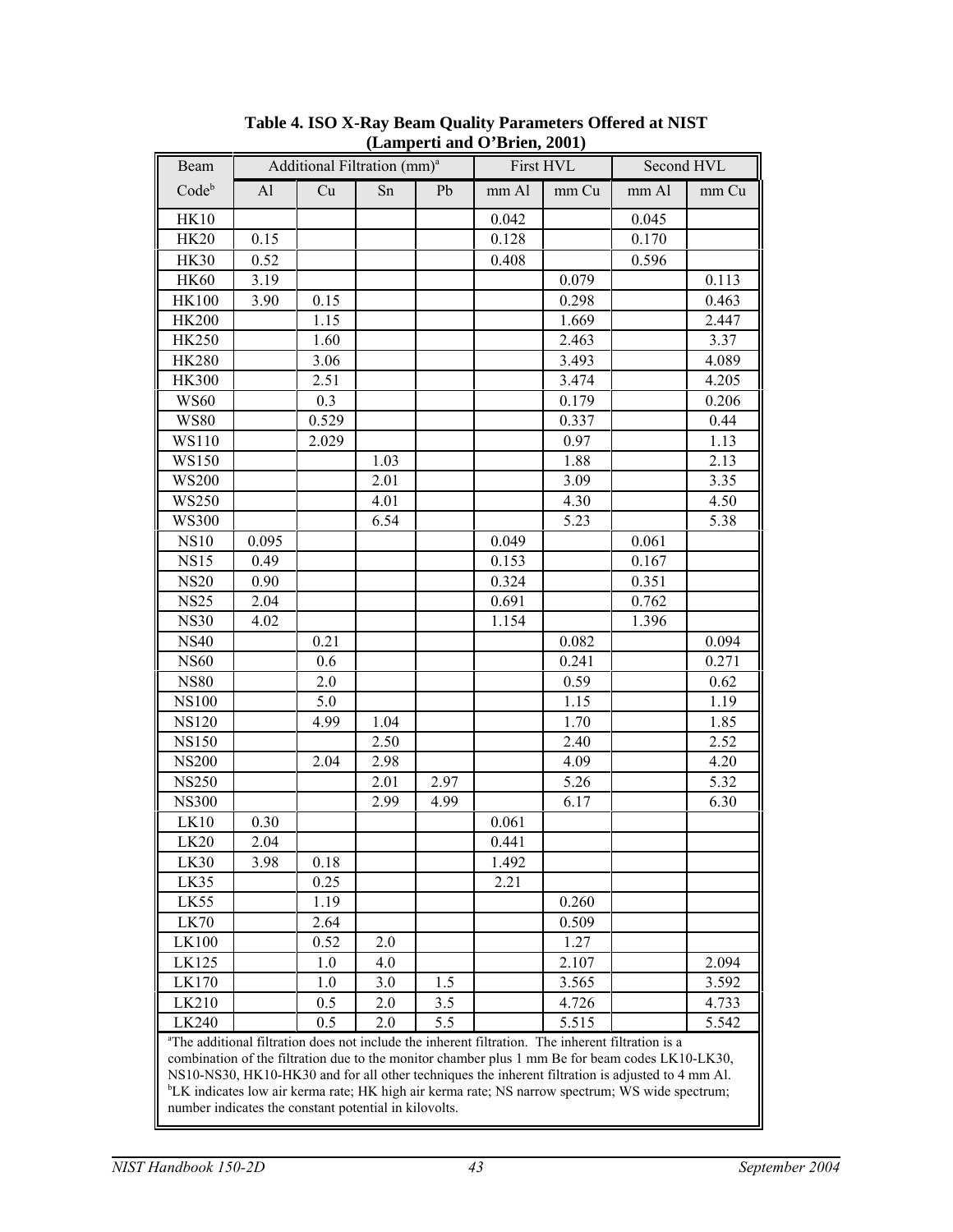**Table 4. ISO X-Ray Beam Quality Parameters Offered at NIST (Lamperti and O'Brien, 2001)**

| Beam | Additional Filtration (mm)[a] | | | | First HVL | | Second HVL | |
|---|---|---|---|---|---|---|---|---|
| Code[b] | Al | Cu | Sn | Pb | mm Al | mm Cu | mm Al | mm Cu |
| HK10 | | | | | 0.042 | | 0.045 | |
| HK20 | 0.15 | | | | 0.128 | | 0.170 | |
| HK30 | 0.52 | | | | 0.408 | | 0.596 | |
| HK60 | 3.19 | | | | | 0.079 | | 0.113 |
| HK100 | 3.90 | 0.15 | | | | 0.298 | | 0.463 |
| HK200 | | 1.15 | | | | 1.669 | | 2.447 |
| HK250 | | 1.60 | | | | 2.463 | | 3.37 |
| HK280 | | 3.06 | | | | 3.493 | | 4.089 |
| HK300 | | 2.51 | | | | 3.474 | | 4.205 |
| WS60 | | 0.3 | | | | 0.179 | | 0.206 |
| WS80 | | 0.529 | | | | 0.337 | | 0.44 |
| WS110 | | 2.029 | | | | 0.97 | | 1.13 |
| WS150 | | | 1.03 | | | 1.88 | | 2.13 |
| WS200 | | | 2.01 | | | 3.09 | | 3.35 |
| WS250 | | | 4.01 | | | 4.30 | | 4.50 |
| WS300 | | | 6.54 | | | 5.23 | | 5.38 |
| NS10 | 0.095 | | | | 0.049 | | 0.061 | |
| NS15 | 0.49 | | | | 0.153 | | 0.167 | |
| NS20 | 0.90 | | | | 0.324 | | 0.351 | |
| NS25 | 2.04 | | | | 0.691 | | 0.762 | |
| NS30 | 4.02 | | | | 1.154 | | 1.396 | |
| NS40 | | 0.21 | | | | 0.082 | | 0.094 |
| NS60 | | 0.6 | | | | 0.241 | | 0.271 |
| NS80 | | 2.0 | | | | 0.59 | | 0.62 |
| NS100 | | 5.0 | | | | 1.15 | | 1.19 |
| NS120 | | 4.99 | 1.04 | | | 1.70 | | 1.85 |
| NS150 | | | 2.50 | | | 2.40 | | 2.52 |
| NS200 | | 2.04 | 2.98 | | | 4.09 | | 4.20 |
| NS250 | | | 2.01 | 2.97 | | 5.26 | | 5.32 |
| NS300 | | | 2.99 | 4.99 | | 6.17 | | 6.30 |
| LK10 | 0.30 | | | | 0.061 | | | |
| LK20 | 2.04 | | | | 0.441 | | | |
| LK30 | 3.98 | 0.18 | | | 1.492 | | | |
| LK35 | | 0.25 | | | 2.21 | | | |
| LK55 | | 1.19 | | | | 0.260 | | |
| LK70 | | 2.64 | | | | 0.509 | | |
| LK100 | | 0.52 | 2.0 | | | 1.27 | | |
| LK125 | | 1.0 | 4.0 | | | 2.107 | | 2.094 |
| LK170 | | 1.0 | 3.0 | 1.5 | | 3.565 | | 3.592 |
| LK210 | | 0.5 | 2.0 | 3.5 | | 4.726 | | 4.733 |
| LK240 | | 0.5 | 2.0 | 5.5 | | 5.515 | | 5.542 |

[a]The additional filtration does not include the inherent filtration. The inherent filtration is a combination of the filtration due to the monitor chamber plus 1 mm Be for beam codes LK10-LK30, NS10-NS30, HK10-HK30 and for all other techniques the inherent filtration is adjusted to 4 mm Al.
[b]LK indicates low air kerma rate; HK high air kerma rate; NS narrow spectrum; WS wide spectrum; number indicates the constant potential in kilovolts.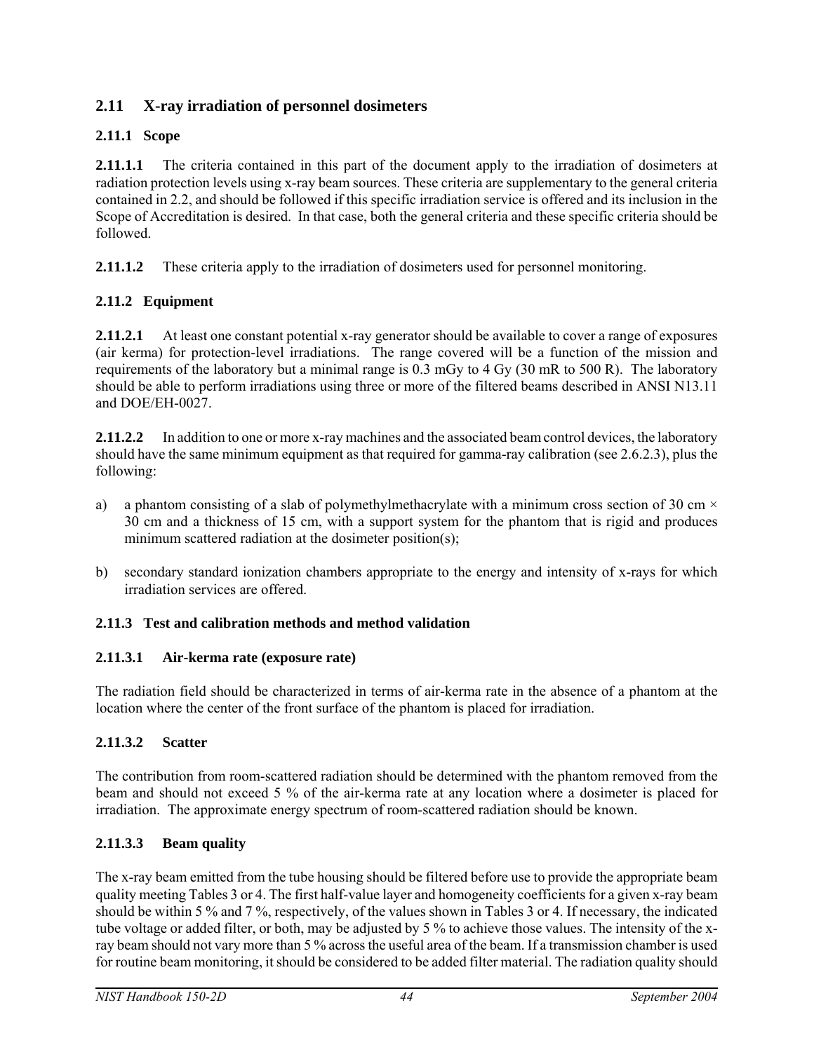## 2.11 X-ray irradiation of personnel dosimeters

### 2.11.1 Scope

**2.11.1.1** The criteria contained in this part of the document apply to the irradiation of dosimeters at radiation protection levels using x-ray beam sources. These criteria are supplementary to the general criteria contained in 2.2, and should be followed if this specific irradiation service is offered and its inclusion in the Scope of Accreditation is desired. In that case, both the general criteria and these specific criteria should be followed.

**2.11.1.2** These criteria apply to the irradiation of dosimeters used for personnel monitoring.

### 2.11.2 Equipment

**2.11.2.1** At least one constant potential x-ray generator should be available to cover a range of exposures (air kerma) for protection-level irradiations. The range covered will be a function of the mission and requirements of the laboratory but a minimal range is 0.3 mGy to 4 Gy (30 mR to 500 R). The laboratory should be able to perform irradiations using three or more of the filtered beams described in ANSI N13.11 and DOE/EH-0027.

**2.11.2.2** In addition to one or more x-ray machines and the associated beam control devices, the laboratory should have the same minimum equipment as that required for gamma-ray calibration (see 2.6.2.3), plus the following:

a) a phantom consisting of a slab of polymethylmethacrylate with a minimum cross section of 30 cm × 30 cm and a thickness of 15 cm, with a support system for the phantom that is rigid and produces minimum scattered radiation at the dosimeter position(s);

b) secondary standard ionization chambers appropriate to the energy and intensity of x-rays for which irradiation services are offered.

### 2.11.3 Test and calibration methods and method validation

#### 2.11.3.1 Air-kerma rate (exposure rate)

The radiation field should be characterized in terms of air-kerma rate in the absence of a phantom at the location where the center of the front surface of the phantom is placed for irradiation.

#### 2.11.3.2 Scatter

The contribution from room-scattered radiation should be determined with the phantom removed from the beam and should not exceed 5 % of the air-kerma rate at any location where a dosimeter is placed for irradiation. The approximate energy spectrum of room-scattered radiation should be known.

#### 2.11.3.3 Beam quality

The x-ray beam emitted from the tube housing should be filtered before use to provide the appropriate beam quality meeting Tables 3 or 4. The first half-value layer and homogeneity coefficients for a given x-ray beam should be within 5 % and 7 %, respectively, of the values shown in Tables 3 or 4. If necessary, the indicated tube voltage or added filter, or both, may be adjusted by 5 % to achieve those values. The intensity of the x-ray beam should not vary more than 5 % across the useful area of the beam. If a transmission chamber is used for routine beam monitoring, it should be considered to be added filter material. The radiation quality should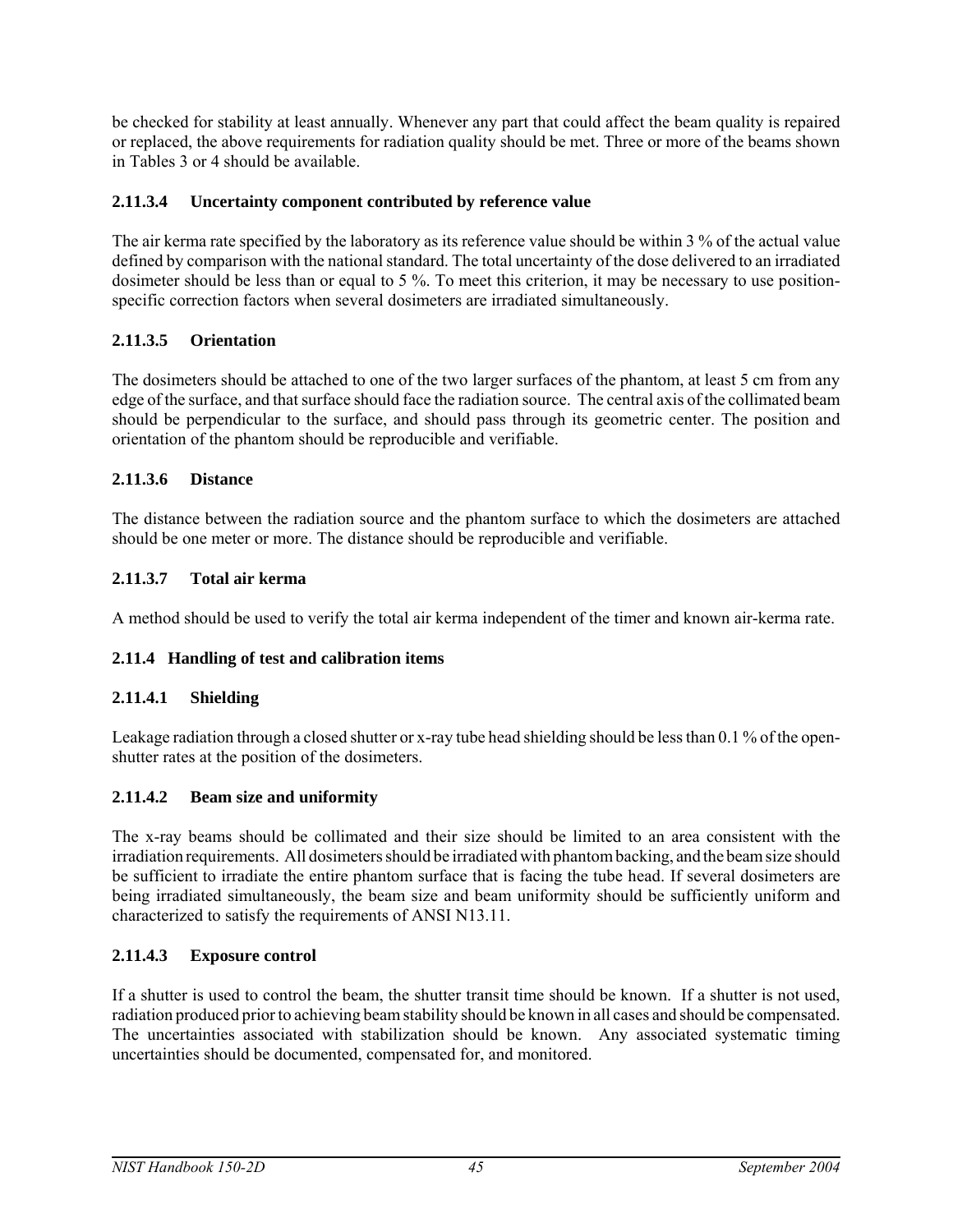be checked for stability at least annually. Whenever any part that could affect the beam quality is repaired or replaced, the above requirements for radiation quality should be met. Three or more of the beams shown in Tables 3 or 4 should be available.

#### 2.11.3.4 Uncertainty component contributed by reference value

The air kerma rate specified by the laboratory as its reference value should be within 3 % of the actual value defined by comparison with the national standard. The total uncertainty of the dose delivered to an irradiated dosimeter should be less than or equal to 5 %. To meet this criterion, it may be necessary to use position-specific correction factors when several dosimeters are irradiated simultaneously.

#### 2.11.3.5 Orientation

The dosimeters should be attached to one of the two larger surfaces of the phantom, at least 5 cm from any edge of the surface, and that surface should face the radiation source. The central axis of the collimated beam should be perpendicular to the surface, and should pass through its geometric center. The position and orientation of the phantom should be reproducible and verifiable.

#### 2.11.3.6 Distance

The distance between the radiation source and the phantom surface to which the dosimeters are attached should be one meter or more. The distance should be reproducible and verifiable.

#### 2.11.3.7 Total air kerma

A method should be used to verify the total air kerma independent of the timer and known air-kerma rate.

### 2.11.4 Handling of test and calibration items

#### 2.11.4.1 Shielding

Leakage radiation through a closed shutter or x-ray tube head shielding should be less than 0.1 % of the open-shutter rates at the position of the dosimeters.

#### 2.11.4.2 Beam size and uniformity

The x-ray beams should be collimated and their size should be limited to an area consistent with the irradiation requirements. All dosimeters should be irradiated with phantom backing, and the beam size should be sufficient to irradiate the entire phantom surface that is facing the tube head. If several dosimeters are being irradiated simultaneously, the beam size and beam uniformity should be sufficiently uniform and characterized to satisfy the requirements of ANSI N13.11.

#### 2.11.4.3 Exposure control

If a shutter is used to control the beam, the shutter transit time should be known. If a shutter is not used, radiation produced prior to achieving beam stability should be known in all cases and should be compensated. The uncertainties associated with stabilization should be known. Any associated systematic timing uncertainties should be documented, compensated for, and monitored.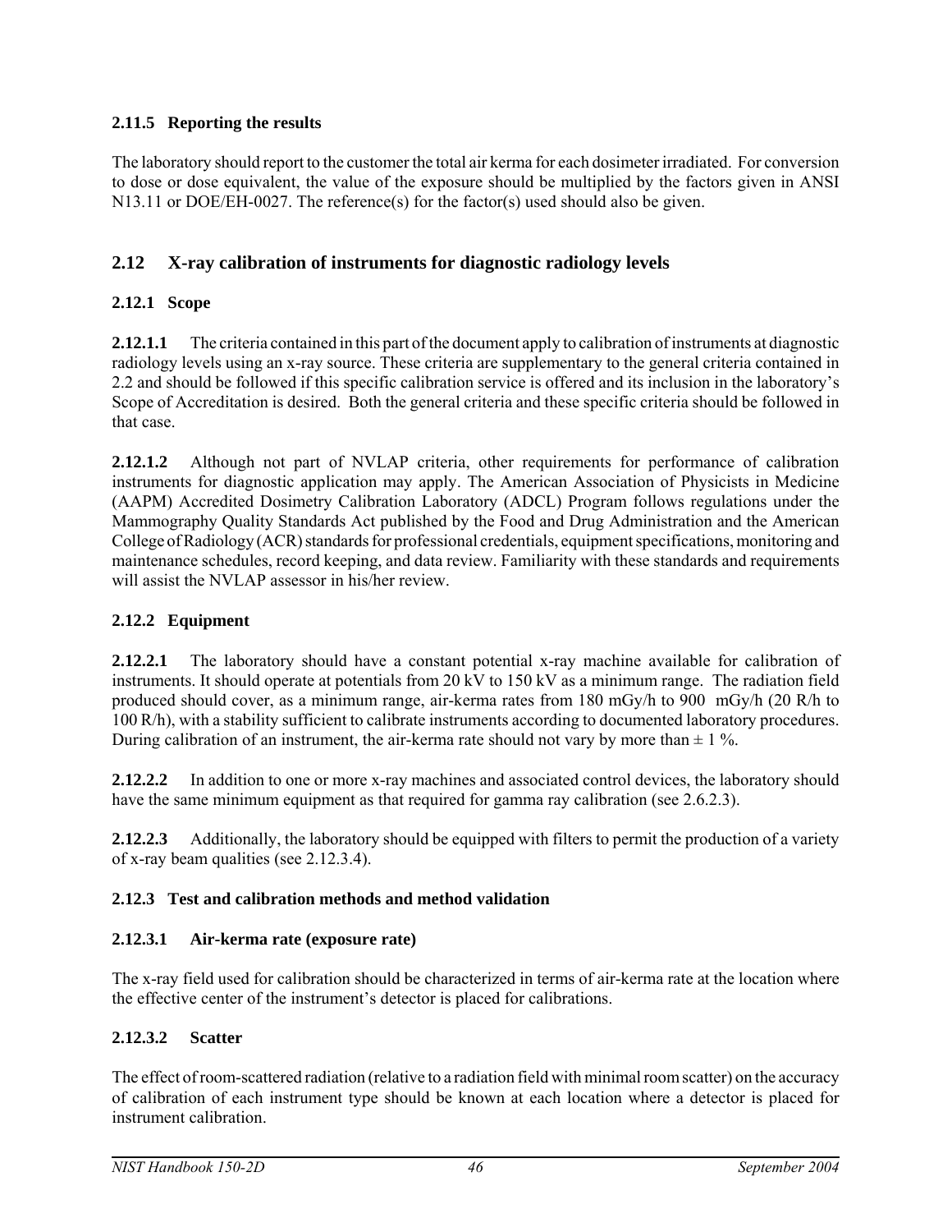### 2.11.5 Reporting the results

The laboratory should report to the customer the total air kerma for each dosimeter irradiated. For conversion to dose or dose equivalent, the value of the exposure should be multiplied by the factors given in ANSI N13.11 or DOE/EH-0027. The reference(s) for the factor(s) used should also be given.

## 2.12 X-ray calibration of instruments for diagnostic radiology levels

### 2.12.1 Scope

**2.12.1.1** The criteria contained in this part of the document apply to calibration of instruments at diagnostic radiology levels using an x-ray source. These criteria are supplementary to the general criteria contained in 2.2 and should be followed if this specific calibration service is offered and its inclusion in the laboratory's Scope of Accreditation is desired. Both the general criteria and these specific criteria should be followed in that case.

**2.12.1.2** Although not part of NVLAP criteria, other requirements for performance of calibration instruments for diagnostic application may apply. The American Association of Physicists in Medicine (AAPM) Accredited Dosimetry Calibration Laboratory (ADCL) Program follows regulations under the Mammography Quality Standards Act published by the Food and Drug Administration and the American College of Radiology (ACR) standards for professional credentials, equipment specifications, monitoring and maintenance schedules, record keeping, and data review. Familiarity with these standards and requirements will assist the NVLAP assessor in his/her review.

### 2.12.2 Equipment

**2.12.2.1** The laboratory should have a constant potential x-ray machine available for calibration of instruments. It should operate at potentials from 20 kV to 150 kV as a minimum range. The radiation field produced should cover, as a minimum range, air-kerma rates from 180 mGy/h to 900 mGy/h (20 R/h to 100 R/h), with a stability sufficient to calibrate instruments according to documented laboratory procedures. During calibration of an instrument, the air-kerma rate should not vary by more than ± 1 %.

**2.12.2.2** In addition to one or more x-ray machines and associated control devices, the laboratory should have the same minimum equipment as that required for gamma ray calibration (see 2.6.2.3).

**2.12.2.3** Additionally, the laboratory should be equipped with filters to permit the production of a variety of x-ray beam qualities (see 2.12.3.4).

### 2.12.3 Test and calibration methods and method validation

#### 2.12.3.1 Air-kerma rate (exposure rate)

The x-ray field used for calibration should be characterized in terms of air-kerma rate at the location where the effective center of the instrument's detector is placed for calibrations.

#### 2.12.3.2 Scatter

The effect of room-scattered radiation (relative to a radiation field with minimal room scatter) on the accuracy of calibration of each instrument type should be known at each location where a detector is placed for instrument calibration.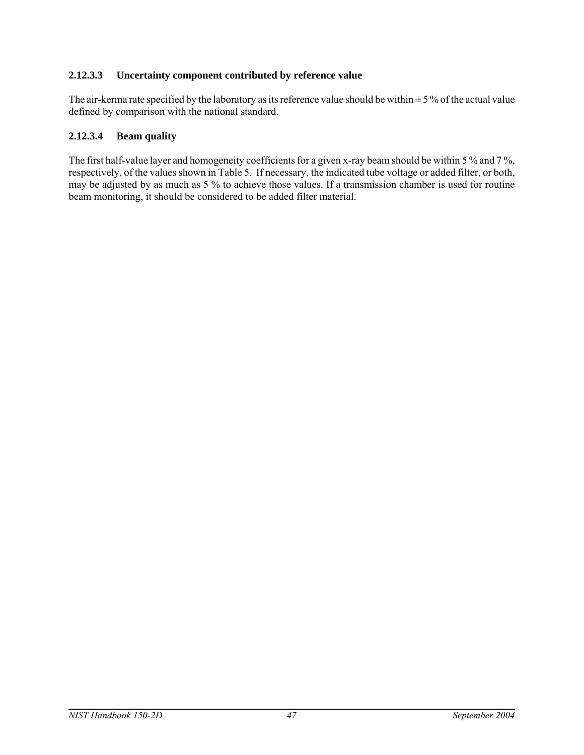#### 2.12.3.3 Uncertainty component contributed by reference value

The air-kerma rate specified by the laboratory as its reference value should be within ± 5 % of the actual value defined by comparison with the national standard.

#### 2.12.3.4 Beam quality

The first half-value layer and homogeneity coefficients for a given x-ray beam should be within 5 % and 7 %, respectively, of the values shown in Table 5. If necessary, the indicated tube voltage or added filter, or both, may be adjusted by as much as 5 % to achieve those values. If a transmission chamber is used for routine beam monitoring, it should be considered to be added filter material.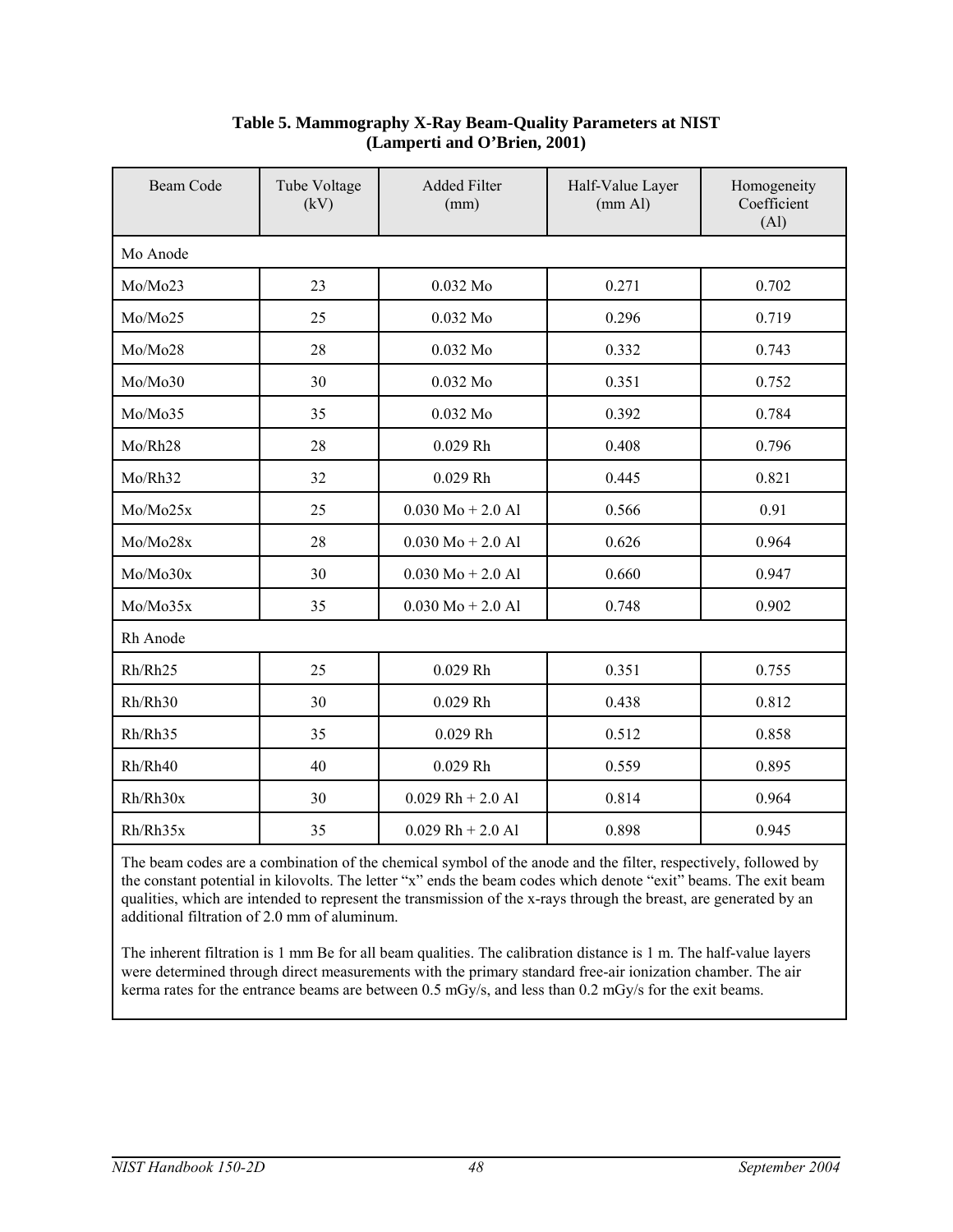**Table 5. Mammography X-Ray Beam-Quality Parameters at NIST (Lamperti and O'Brien, 2001)**

| Beam Code | Tube Voltage (kV) | Added Filter (mm) | Half-Value Layer (mm Al) | Homogeneity Coefficient (Al) |
|---|---|---|---|---|
| Mo Anode | | | | |
| Mo/Mo23 | 23 | 0.032 Mo | 0.271 | 0.702 |
| Mo/Mo25 | 25 | 0.032 Mo | 0.296 | 0.719 |
| Mo/Mo28 | 28 | 0.032 Mo | 0.332 | 0.743 |
| Mo/Mo30 | 30 | 0.032 Mo | 0.351 | 0.752 |
| Mo/Mo35 | 35 | 0.032 Mo | 0.392 | 0.784 |
| Mo/Rh28 | 28 | 0.029 Rh | 0.408 | 0.796 |
| Mo/Rh32 | 32 | 0.029 Rh | 0.445 | 0.821 |
| Mo/Mo25x | 25 | 0.030 Mo + 2.0 Al | 0.566 | 0.91 |
| Mo/Mo28x | 28 | 0.030 Mo + 2.0 Al | 0.626 | 0.964 |
| Mo/Mo30x | 30 | 0.030 Mo + 2.0 Al | 0.660 | 0.947 |
| Mo/Mo35x | 35 | 0.030 Mo + 2.0 Al | 0.748 | 0.902 |
| Rh Anode | | | | |
| Rh/Rh25 | 25 | 0.029 Rh | 0.351 | 0.755 |
| Rh/Rh30 | 30 | 0.029 Rh | 0.438 | 0.812 |
| Rh/Rh35 | 35 | 0.029 Rh | 0.512 | 0.858 |
| Rh/Rh40 | 40 | 0.029 Rh | 0.559 | 0.895 |
| Rh/Rh30x | 30 | 0.029 Rh + 2.0 Al | 0.814 | 0.964 |
| Rh/Rh35x | 35 | 0.029 Rh + 2.0 Al | 0.898 | 0.945 |

The beam codes are a combination of the chemical symbol of the anode and the filter, respectively, followed by the constant potential in kilovolts. The letter "x" ends the beam codes which denote "exit" beams. The exit beam qualities, which are intended to represent the transmission of the x-rays through the breast, are generated by an additional filtration of 2.0 mm of aluminum.

The inherent filtration is 1 mm Be for all beam qualities. The calibration distance is 1 m. The half-value layers were determined through direct measurements with the primary standard free-air ionization chamber. The air kerma rates for the entrance beams are between 0.5 mGy/s, and less than 0.2 mGy/s for the exit beams.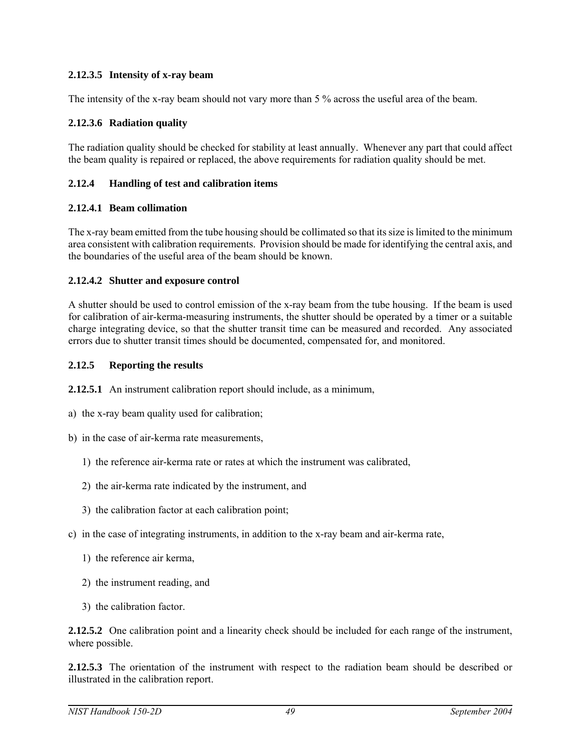#### 2.12.3.5 Intensity of x-ray beam

The intensity of the x-ray beam should not vary more than 5 % across the useful area of the beam.

#### 2.12.3.6 Radiation quality

The radiation quality should be checked for stability at least annually. Whenever any part that could affect the beam quality is repaired or replaced, the above requirements for radiation quality should be met.

### 2.12.4 Handling of test and calibration items

#### 2.12.4.1 Beam collimation

The x-ray beam emitted from the tube housing should be collimated so that its size is limited to the minimum area consistent with calibration requirements. Provision should be made for identifying the central axis, and the boundaries of the useful area of the beam should be known.

#### 2.12.4.2 Shutter and exposure control

A shutter should be used to control emission of the x-ray beam from the tube housing. If the beam is used for calibration of air-kerma-measuring instruments, the shutter should be operated by a timer or a suitable charge integrating device, so that the shutter transit time can be measured and recorded. Any associated errors due to shutter transit times should be documented, compensated for, and monitored.

### 2.12.5 Reporting the results

**2.12.5.1** An instrument calibration report should include, as a minimum,

a) the x-ray beam quality used for calibration;

b) in the case of air-kerma rate measurements,

  1) the reference air-kerma rate or rates at which the instrument was calibrated,

  2) the air-kerma rate indicated by the instrument, and

  3) the calibration factor at each calibration point;

c) in the case of integrating instruments, in addition to the x-ray beam and air-kerma rate,

  1) the reference air kerma,

  2) the instrument reading, and

  3) the calibration factor.

**2.12.5.2** One calibration point and a linearity check should be included for each range of the instrument, where possible.

**2.12.5.3** The orientation of the instrument with respect to the radiation beam should be described or illustrated in the calibration report.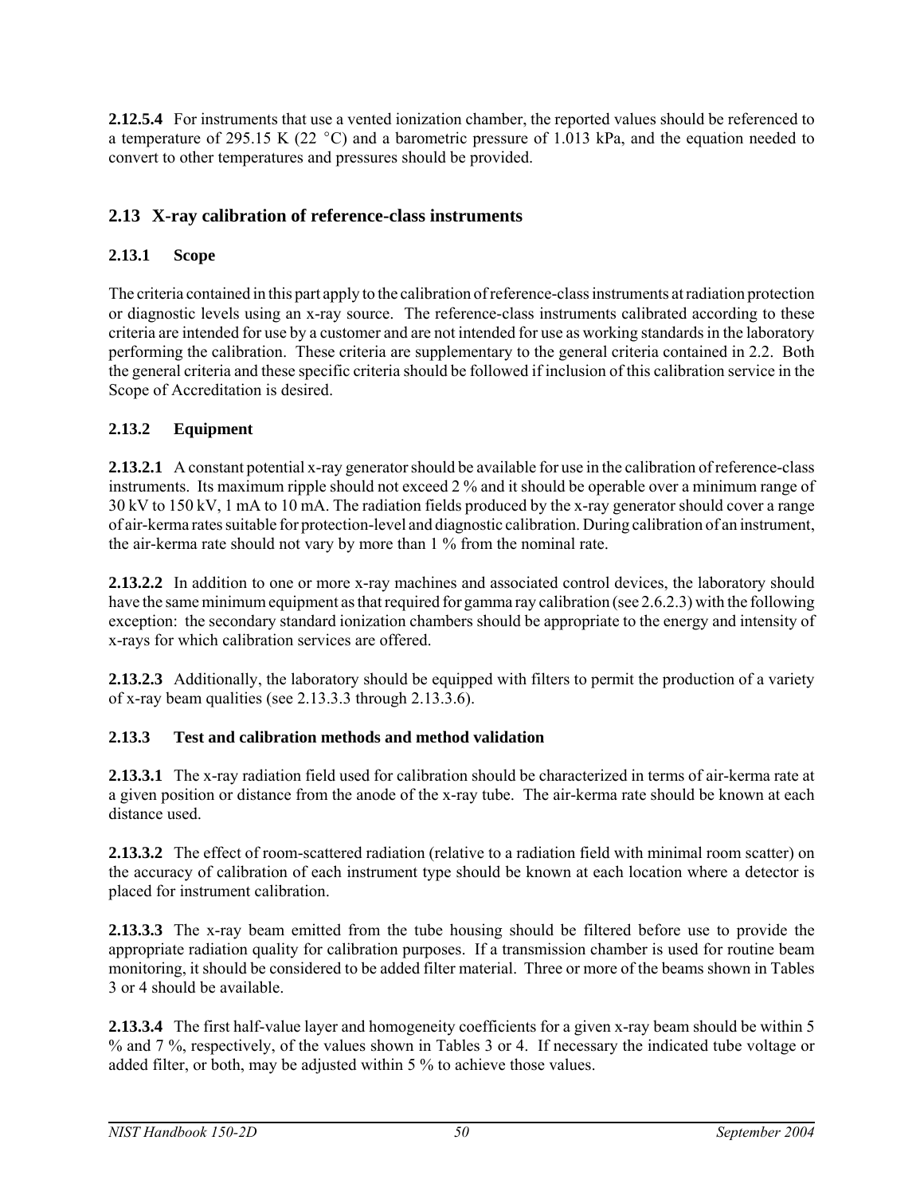**2.12.5.4** For instruments that use a vented ionization chamber, the reported values should be referenced to a temperature of 295.15 K (22 °C) and a barometric pressure of 1.013 kPa, and the equation needed to convert to other temperatures and pressures should be provided.

## 2.13 X-ray calibration of reference-class instruments

### 2.13.1 Scope

The criteria contained in this part apply to the calibration of reference-class instruments at radiation protection or diagnostic levels using an x-ray source. The reference-class instruments calibrated according to these criteria are intended for use by a customer and are not intended for use as working standards in the laboratory performing the calibration. These criteria are supplementary to the general criteria contained in 2.2. Both the general criteria and these specific criteria should be followed if inclusion of this calibration service in the Scope of Accreditation is desired.

### 2.13.2 Equipment

**2.13.2.1** A constant potential x-ray generator should be available for use in the calibration of reference-class instruments. Its maximum ripple should not exceed 2 % and it should be operable over a minimum range of 30 kV to 150 kV, 1 mA to 10 mA. The radiation fields produced by the x-ray generator should cover a range of air-kerma rates suitable for protection-level and diagnostic calibration. During calibration of an instrument, the air-kerma rate should not vary by more than 1 % from the nominal rate.

**2.13.2.2** In addition to one or more x-ray machines and associated control devices, the laboratory should have the same minimum equipment as that required for gamma ray calibration (see 2.6.2.3) with the following exception: the secondary standard ionization chambers should be appropriate to the energy and intensity of x-rays for which calibration services are offered.

**2.13.2.3** Additionally, the laboratory should be equipped with filters to permit the production of a variety of x-ray beam qualities (see 2.13.3.3 through 2.13.3.6).

### 2.13.3 Test and calibration methods and method validation

**2.13.3.1** The x-ray radiation field used for calibration should be characterized in terms of air-kerma rate at a given position or distance from the anode of the x-ray tube. The air-kerma rate should be known at each distance used.

**2.13.3.2** The effect of room-scattered radiation (relative to a radiation field with minimal room scatter) on the accuracy of calibration of each instrument type should be known at each location where a detector is placed for instrument calibration.

**2.13.3.3** The x-ray beam emitted from the tube housing should be filtered before use to provide the appropriate radiation quality for calibration purposes. If a transmission chamber is used for routine beam monitoring, it should be considered to be added filter material. Three or more of the beams shown in Tables 3 or 4 should be available.

**2.13.3.4** The first half-value layer and homogeneity coefficients for a given x-ray beam should be within 5 % and 7 %, respectively, of the values shown in Tables 3 or 4. If necessary the indicated tube voltage or added filter, or both, may be adjusted within 5 % to achieve those values.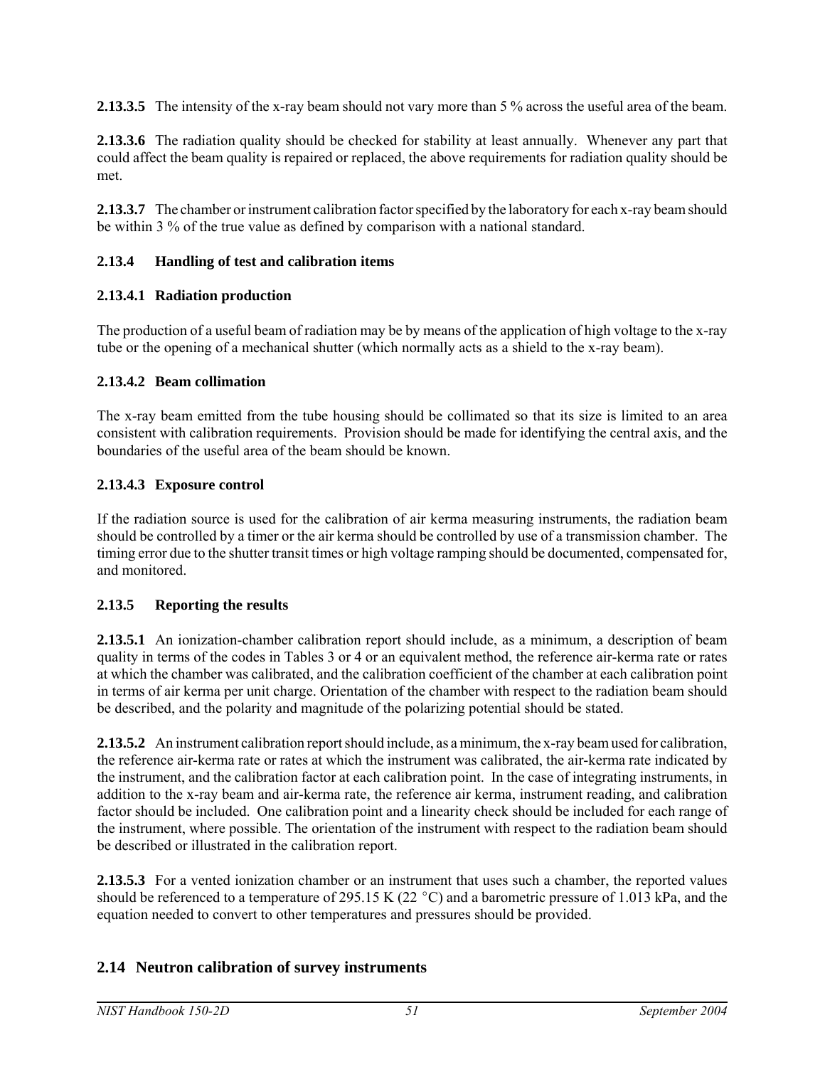**2.13.3.5** The intensity of the x-ray beam should not vary more than 5 % across the useful area of the beam.

**2.13.3.6** The radiation quality should be checked for stability at least annually. Whenever any part that could affect the beam quality is repaired or replaced, the above requirements for radiation quality should be met.

**2.13.3.7** The chamber or instrument calibration factor specified by the laboratory for each x-ray beam should be within 3 % of the true value as defined by comparison with a national standard.

### 2.13.4 Handling of test and calibration items

#### 2.13.4.1 Radiation production

The production of a useful beam of radiation may be by means of the application of high voltage to the x-ray tube or the opening of a mechanical shutter (which normally acts as a shield to the x-ray beam).

#### 2.13.4.2 Beam collimation

The x-ray beam emitted from the tube housing should be collimated so that its size is limited to an area consistent with calibration requirements. Provision should be made for identifying the central axis, and the boundaries of the useful area of the beam should be known.

#### 2.13.4.3 Exposure control

If the radiation source is used for the calibration of air kerma measuring instruments, the radiation beam should be controlled by a timer or the air kerma should be controlled by use of a transmission chamber. The timing error due to the shutter transit times or high voltage ramping should be documented, compensated for, and monitored.

### 2.13.5 Reporting the results

**2.13.5.1** An ionization-chamber calibration report should include, as a minimum, a description of beam quality in terms of the codes in Tables 3 or 4 or an equivalent method, the reference air-kerma rate or rates at which the chamber was calibrated, and the calibration coefficient of the chamber at each calibration point in terms of air kerma per unit charge. Orientation of the chamber with respect to the radiation beam should be described, and the polarity and magnitude of the polarizing potential should be stated.

**2.13.5.2** An instrument calibration report should include, as a minimum, the x-ray beam used for calibration, the reference air-kerma rate or rates at which the instrument was calibrated, the air-kerma rate indicated by the instrument, and the calibration factor at each calibration point. In the case of integrating instruments, in addition to the x-ray beam and air-kerma rate, the reference air kerma, instrument reading, and calibration factor should be included. One calibration point and a linearity check should be included for each range of the instrument, where possible. The orientation of the instrument with respect to the radiation beam should be described or illustrated in the calibration report.

**2.13.5.3** For a vented ionization chamber or an instrument that uses such a chamber, the reported values should be referenced to a temperature of 295.15 K (22 °C) and a barometric pressure of 1.013 kPa, and the equation needed to convert to other temperatures and pressures should be provided.

## 2.14 Neutron calibration of survey instruments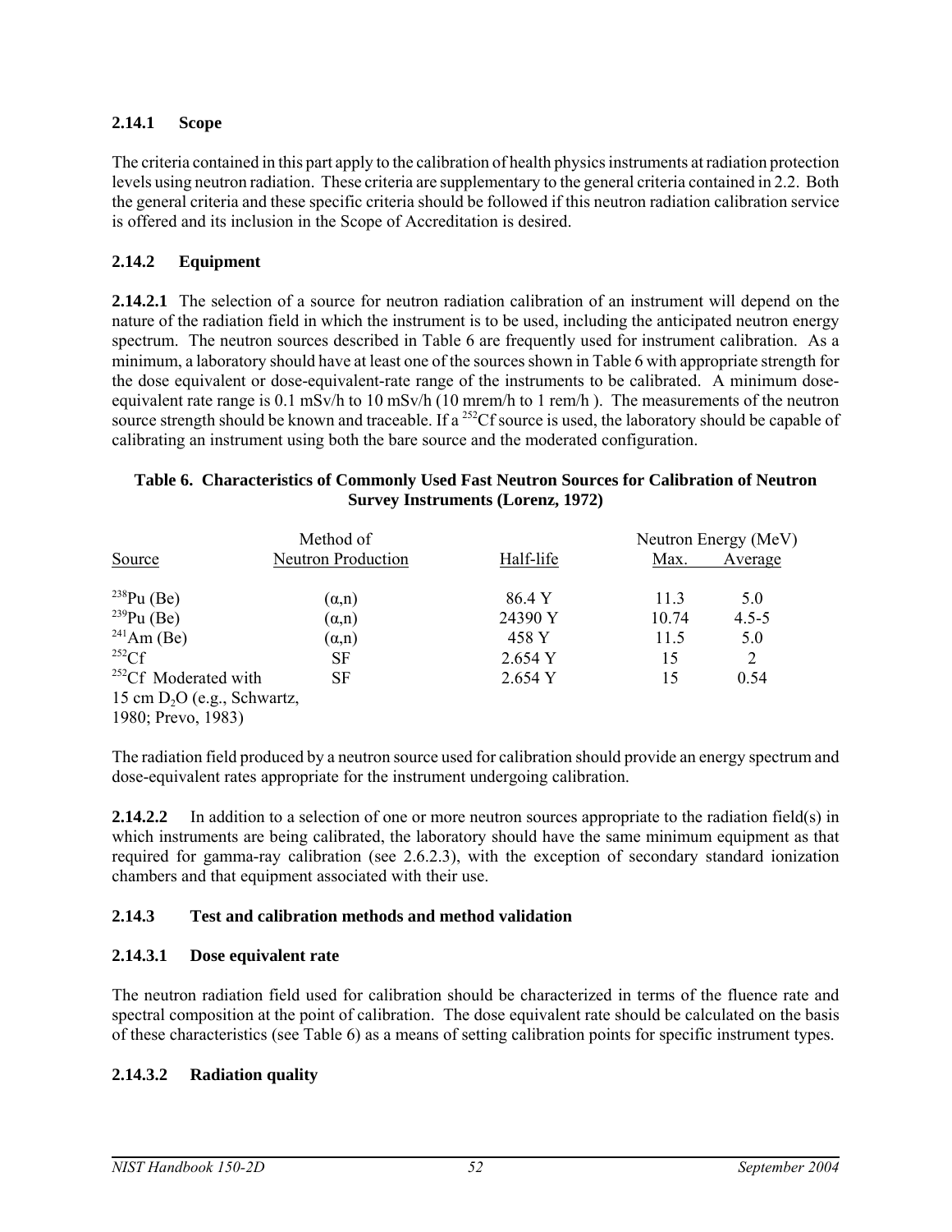### 2.14.1 Scope

The criteria contained in this part apply to the calibration of health physics instruments at radiation protection levels using neutron radiation. These criteria are supplementary to the general criteria contained in 2.2. Both the general criteria and these specific criteria should be followed if this neutron radiation calibration service is offered and its inclusion in the Scope of Accreditation is desired.

### 2.14.2 Equipment

**2.14.2.1** The selection of a source for neutron radiation calibration of an instrument will depend on the nature of the radiation field in which the instrument is to be used, including the anticipated neutron energy spectrum. The neutron sources described in Table 6 are frequently used for instrument calibration. As a minimum, a laboratory should have at least one of the sources shown in Table 6 with appropriate strength for the dose equivalent or dose-equivalent-rate range of the instruments to be calibrated. A minimum dose-equivalent rate range is 0.1 mSv/h to 10 mSv/h (10 mrem/h to 1 rem/h ). The measurements of the neutron source strength should be known and traceable. If a $^{252}$Cf source is used, the laboratory should be capable of calibrating an instrument using both the bare source and the moderated configuration.

**Table 6. Characteristics of Commonly Used Fast Neutron Sources for Calibration of Neutron Survey Instruments (Lorenz, 1972)**

| Source | Method of Neutron Production | Half-life | Neutron Energy (MeV) Max. | Neutron Energy (MeV) Average |
|---|---|---|---|---|
| $^{238}$Pu (Be) | (α,n) | 86.4 Y | 11.3 | 5.0 |
| $^{239}$Pu (Be) | (α,n) | 24390 Y | 10.74 | 4.5-5 |
| $^{241}$Am (Be) | (α,n) | 458 Y | 11.5 | 5.0 |
| $^{252}$Cf | SF | 2.654 Y | 15 | 2 |
| $^{252}$Cf Moderated with 15 cm $D_2O$ (e.g., Schwartz, 1980; Prevo, 1983) | SF | 2.654 Y | 15 | 0.54 |

The radiation field produced by a neutron source used for calibration should provide an energy spectrum and dose-equivalent rates appropriate for the instrument undergoing calibration.

**2.14.2.2** In addition to a selection of one or more neutron sources appropriate to the radiation field(s) in which instruments are being calibrated, the laboratory should have the same minimum equipment as that required for gamma-ray calibration (see 2.6.2.3), with the exception of secondary standard ionization chambers and that equipment associated with their use.

### 2.14.3 Test and calibration methods and method validation

#### 2.14.3.1 Dose equivalent rate

The neutron radiation field used for calibration should be characterized in terms of the fluence rate and spectral composition at the point of calibration. The dose equivalent rate should be calculated on the basis of these characteristics (see Table 6) as a means of setting calibration points for specific instrument types.

#### 2.14.3.2 Radiation quality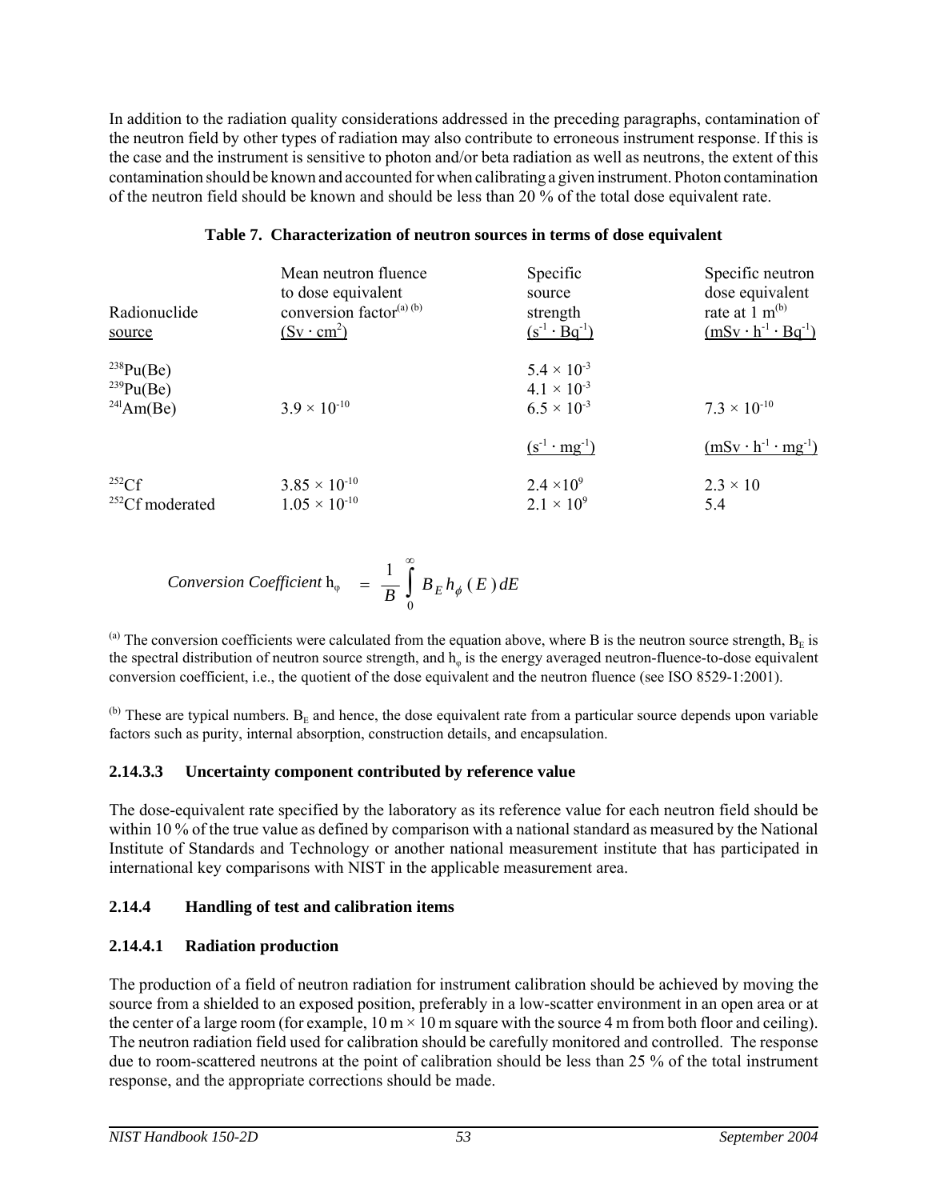In addition to the radiation quality considerations addressed in the preceding paragraphs, contamination of the neutron field by other types of radiation may also contribute to erroneous instrument response. If this is the case and the instrument is sensitive to photon and/or beta radiation as well as neutrons, the extent of this contamination should be known and accounted for when calibrating a given instrument. Photon contamination of the neutron field should be known and should be less than 20 % of the total dose equivalent rate.

**Table 7. Characterization of neutron sources in terms of dose equivalent**

| Radionuclide source | Mean neutron fluence to dose equivalent conversion factor[(a) (b)] ($Sv \cdot cm^2$) | Specific source strength ($s^{-1} \cdot Bq^{-1}$) | Specific neutron dose equivalent rate at 1 m[(b)] ($mSv \cdot h^{-1} \cdot Bq^{-1}$) |
|---|---|---|---|
| $^{238}$Pu(Be) | | $5.4 \times 10^{-3}$ | |
| $^{239}$Pu(Be) | | $4.1 \times 10^{-3}$ | |
| $^{241}$Am(Be) | $3.9 \times 10^{-10}$ | $6.5 \times 10^{-3}$ | $7.3 \times 10^{-10}$ |
| | | ($s^{-1} \cdot mg^{-1}$) | ($mSv \cdot h^{-1} \cdot mg^{-1}$) |
| $^{252}$Cf | $3.85 \times 10^{-10}$ | $2.4 \times 10^{9}$ | $2.3 \times 10$ |
| $^{252}$Cf moderated | $1.05 \times 10^{-10}$ | $2.1 \times 10^{9}$ | 5.4 |

$$\textit{Conversion Coefficient } h_\varphi = \frac{1}{B}\int_0^\infty B_E h_\phi(E)\,dE$$

[(a)] The conversion coefficients were calculated from the equation above, where B is the neutron source strength, $B_E$ is the spectral distribution of neutron source strength, and $h_\varphi$ is the energy averaged neutron-fluence-to-dose equivalent conversion coefficient, i.e., the quotient of the dose equivalent and the neutron fluence (see ISO 8529-1:2001).

[(b)] These are typical numbers. $B_E$ and hence, the dose equivalent rate from a particular source depends upon variable factors such as purity, internal absorption, construction details, and encapsulation.

#### 2.14.3.3 Uncertainty component contributed by reference value

The dose-equivalent rate specified by the laboratory as its reference value for each neutron field should be within 10 % of the true value as defined by comparison with a national standard as measured by the National Institute of Standards and Technology or another national measurement institute that has participated in international key comparisons with NIST in the applicable measurement area.

### 2.14.4 Handling of test and calibration items

#### 2.14.4.1 Radiation production

The production of a field of neutron radiation for instrument calibration should be achieved by moving the source from a shielded to an exposed position, preferably in a low-scatter environment in an open area or at the center of a large room (for example, 10 m × 10 m square with the source 4 m from both floor and ceiling). The neutron radiation field used for calibration should be carefully monitored and controlled. The response due to room-scattered neutrons at the point of calibration should be less than 25 % of the total instrument response, and the appropriate corrections should be made.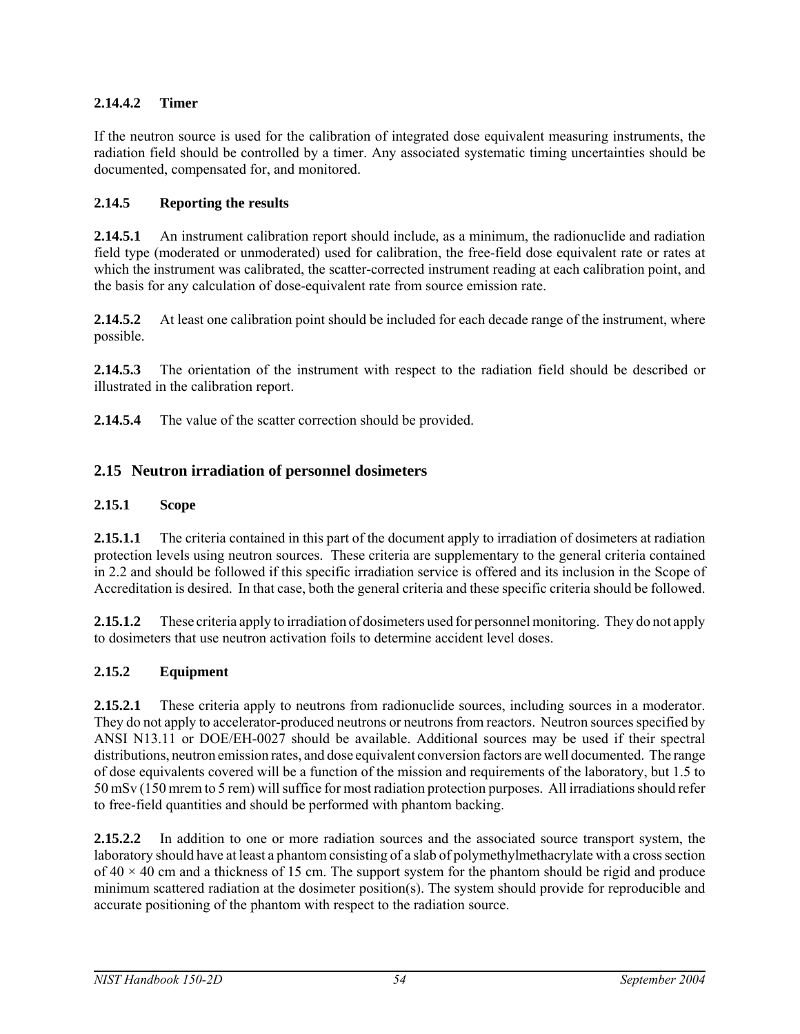#### 2.14.4.2 Timer

If the neutron source is used for the calibration of integrated dose equivalent measuring instruments, the radiation field should be controlled by a timer. Any associated systematic timing uncertainties should be documented, compensated for, and monitored.

### 2.14.5 Reporting the results

**2.14.5.1** An instrument calibration report should include, as a minimum, the radionuclide and radiation field type (moderated or unmoderated) used for calibration, the free-field dose equivalent rate or rates at which the instrument was calibrated, the scatter-corrected instrument reading at each calibration point, and the basis for any calculation of dose-equivalent rate from source emission rate.

**2.14.5.2** At least one calibration point should be included for each decade range of the instrument, where possible.

**2.14.5.3** The orientation of the instrument with respect to the radiation field should be described or illustrated in the calibration report.

**2.14.5.4** The value of the scatter correction should be provided.

## 2.15 Neutron irradiation of personnel dosimeters

### 2.15.1 Scope

**2.15.1.1** The criteria contained in this part of the document apply to irradiation of dosimeters at radiation protection levels using neutron sources. These criteria are supplementary to the general criteria contained in 2.2 and should be followed if this specific irradiation service is offered and its inclusion in the Scope of Accreditation is desired. In that case, both the general criteria and these specific criteria should be followed.

**2.15.1.2** These criteria apply to irradiation of dosimeters used for personnel monitoring. They do not apply to dosimeters that use neutron activation foils to determine accident level doses.

### 2.15.2 Equipment

**2.15.2.1** These criteria apply to neutrons from radionuclide sources, including sources in a moderator. They do not apply to accelerator-produced neutrons or neutrons from reactors. Neutron sources specified by ANSI N13.11 or DOE/EH-0027 should be available. Additional sources may be used if their spectral distributions, neutron emission rates, and dose equivalent conversion factors are well documented. The range of dose equivalents covered will be a function of the mission and requirements of the laboratory, but 1.5 to 50 mSv (150 mrem to 5 rem) will suffice for most radiation protection purposes. All irradiations should refer to free-field quantities and should be performed with phantom backing.

**2.15.2.2** In addition to one or more radiation sources and the associated source transport system, the laboratory should have at least a phantom consisting of a slab of polymethylmethacrylate with a cross section of $40 \times 40$ cm and a thickness of 15 cm. The support system for the phantom should be rigid and produce minimum scattered radiation at the dosimeter position(s). The system should provide for reproducible and accurate positioning of the phantom with respect to the radiation source.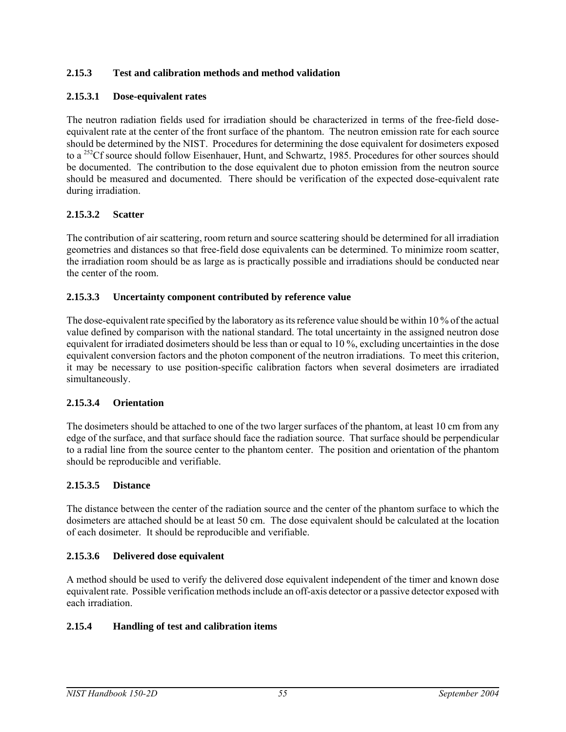### 2.15.3 Test and calibration methods and method validation

#### 2.15.3.1 Dose-equivalent rates

The neutron radiation fields used for irradiation should be characterized in terms of the free-field dose-equivalent rate at the center of the front surface of the phantom. The neutron emission rate for each source should be determined by the NIST. Procedures for determining the dose equivalent for dosimeters exposed to a $^{252}$Cf source should follow Eisenhauer, Hunt, and Schwartz, 1985. Procedures for other sources should be documented. The contribution to the dose equivalent due to photon emission from the neutron source should be measured and documented. There should be verification of the expected dose-equivalent rate during irradiation.

#### 2.15.3.2 Scatter

The contribution of air scattering, room return and source scattering should be determined for all irradiation geometries and distances so that free-field dose equivalents can be determined. To minimize room scatter, the irradiation room should be as large as is practically possible and irradiations should be conducted near the center of the room.

#### 2.15.3.3 Uncertainty component contributed by reference value

The dose-equivalent rate specified by the laboratory as its reference value should be within 10 % of the actual value defined by comparison with the national standard. The total uncertainty in the assigned neutron dose equivalent for irradiated dosimeters should be less than or equal to 10 %, excluding uncertainties in the dose equivalent conversion factors and the photon component of the neutron irradiations. To meet this criterion, it may be necessary to use position-specific calibration factors when several dosimeters are irradiated simultaneously.

#### 2.15.3.4 Orientation

The dosimeters should be attached to one of the two larger surfaces of the phantom, at least 10 cm from any edge of the surface, and that surface should face the radiation source. That surface should be perpendicular to a radial line from the source center to the phantom center. The position and orientation of the phantom should be reproducible and verifiable.

#### 2.15.3.5 Distance

The distance between the center of the radiation source and the center of the phantom surface to which the dosimeters are attached should be at least 50 cm. The dose equivalent should be calculated at the location of each dosimeter. It should be reproducible and verifiable.

#### 2.15.3.6 Delivered dose equivalent

A method should be used to verify the delivered dose equivalent independent of the timer and known dose equivalent rate. Possible verification methods include an off-axis detector or a passive detector exposed with each irradiation.

### 2.15.4 Handling of test and calibration items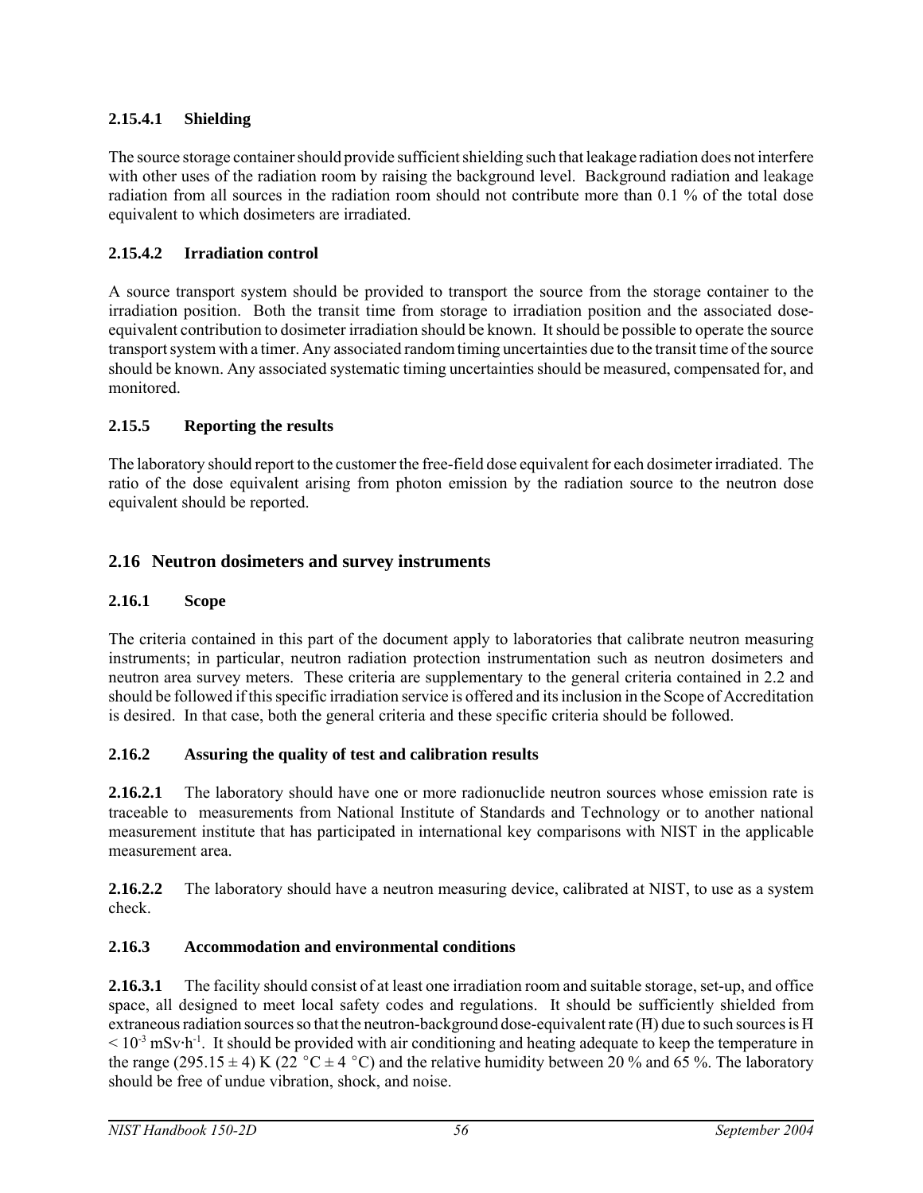#### 2.15.4.1 Shielding

The source storage container should provide sufficient shielding such that leakage radiation does not interfere with other uses of the radiation room by raising the background level. Background radiation and leakage radiation from all sources in the radiation room should not contribute more than 0.1 % of the total dose equivalent to which dosimeters are irradiated.

#### 2.15.4.2 Irradiation control

A source transport system should be provided to transport the source from the storage container to the irradiation position. Both the transit time from storage to irradiation position and the associated dose-equivalent contribution to dosimeter irradiation should be known. It should be possible to operate the source transport system with a timer. Any associated random timing uncertainties due to the transit time of the source should be known. Any associated systematic timing uncertainties should be measured, compensated for, and monitored.

### 2.15.5 Reporting the results

The laboratory should report to the customer the free-field dose equivalent for each dosimeter irradiated. The ratio of the dose equivalent arising from photon emission by the radiation source to the neutron dose equivalent should be reported.

## 2.16 Neutron dosimeters and survey instruments

### 2.16.1 Scope

The criteria contained in this part of the document apply to laboratories that calibrate neutron measuring instruments; in particular, neutron radiation protection instrumentation such as neutron dosimeters and neutron area survey meters. These criteria are supplementary to the general criteria contained in 2.2 and should be followed if this specific irradiation service is offered and its inclusion in the Scope of Accreditation is desired. In that case, both the general criteria and these specific criteria should be followed.

### 2.16.2 Assuring the quality of test and calibration results

**2.16.2.1** The laboratory should have one or more radionuclide neutron sources whose emission rate is traceable to measurements from National Institute of Standards and Technology or to another national measurement institute that has participated in international key comparisons with NIST in the applicable measurement area.

**2.16.2.2** The laboratory should have a neutron measuring device, calibrated at NIST, to use as a system check.

### 2.16.3 Accommodation and environmental conditions

**2.16.3.1** The facility should consist of at least one irradiation room and suitable storage, set-up, and office space, all designed to meet local safety codes and regulations. It should be sufficiently shielded from extraneous radiation sources so that the neutron-background dose-equivalent rate ($\dot{H}$) due to such sources is $\dot{H} < 10^{-3}$ mSv·h$^{-1}$. It should be provided with air conditioning and heating adequate to keep the temperature in the range (295.15 ± 4) K (22 °C ± 4 °C) and the relative humidity between 20 % and 65 %. The laboratory should be free of undue vibration, shock, and noise.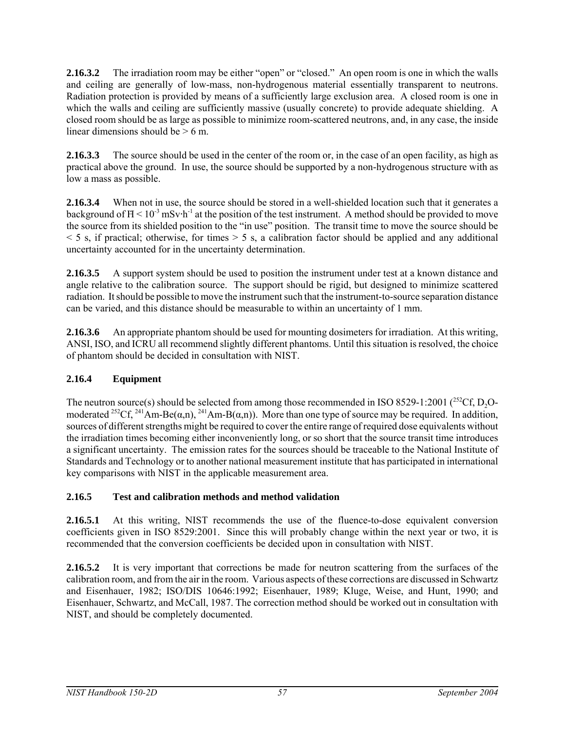**2.16.3.2** The irradiation room may be either "open" or "closed." An open room is one in which the walls and ceiling are generally of low-mass, non-hydrogenous material essentially transparent to neutrons. Radiation protection is provided by means of a sufficiently large exclusion area. A closed room is one in which the walls and ceiling are sufficiently massive (usually concrete) to provide adequate shielding. A closed room should be as large as possible to minimize room-scattered neutrons, and, in any case, the inside linear dimensions should be > 6 m.

**2.16.3.3** The source should be used in the center of the room or, in the case of an open facility, as high as practical above the ground. In use, the source should be supported by a non-hydrogenous structure with as low a mass as possible.

**2.16.3.4** When not in use, the source should be stored in a well-shielded location such that it generates a background of $\dot{H} < 10^{-3}$ mSv·h$^{-1}$ at the position of the test instrument. A method should be provided to move the source from its shielded position to the "in use" position. The transit time to move the source should be < 5 s, if practical; otherwise, for times > 5 s, a calibration factor should be applied and any additional uncertainty accounted for in the uncertainty determination.

**2.16.3.5** A support system should be used to position the instrument under test at a known distance and angle relative to the calibration source. The support should be rigid, but designed to minimize scattered radiation. It should be possible to move the instrument such that the instrument-to-source separation distance can be varied, and this distance should be measurable to within an uncertainty of 1 mm.

**2.16.3.6** An appropriate phantom should be used for mounting dosimeters for irradiation. At this writing, ANSI, ISO, and ICRU all recommend slightly different phantoms. Until this situation is resolved, the choice of phantom should be decided in consultation with NIST.

### 2.16.4 Equipment

The neutron source(s) should be selected from among those recommended in ISO 8529-1:2001 ($^{252}$Cf, $D_2O$-moderated $^{252}$Cf, $^{241}$Am-Be(α,n), $^{241}$Am-B(α,n)). More than one type of source may be required. In addition, sources of different strengths might be required to cover the entire range of required dose equivalents without the irradiation times becoming either inconveniently long, or so short that the source transit time introduces a significant uncertainty. The emission rates for the sources should be traceable to the National Institute of Standards and Technology or to another national measurement institute that has participated in international key comparisons with NIST in the applicable measurement area.

### 2.16.5 Test and calibration methods and method validation

**2.16.5.1** At this writing, NIST recommends the use of the fluence-to-dose equivalent conversion coefficients given in ISO 8529:2001. Since this will probably change within the next year or two, it is recommended that the conversion coefficients be decided upon in consultation with NIST.

**2.16.5.2** It is very important that corrections be made for neutron scattering from the surfaces of the calibration room, and from the air in the room. Various aspects of these corrections are discussed in Schwartz and Eisenhauer, 1982; ISO/DIS 10646:1992; Eisenhauer, 1989; Kluge, Weise, and Hunt, 1990; and Eisenhauer, Schwartz, and McCall, 1987. The correction method should be worked out in consultation with NIST, and should be completely documented.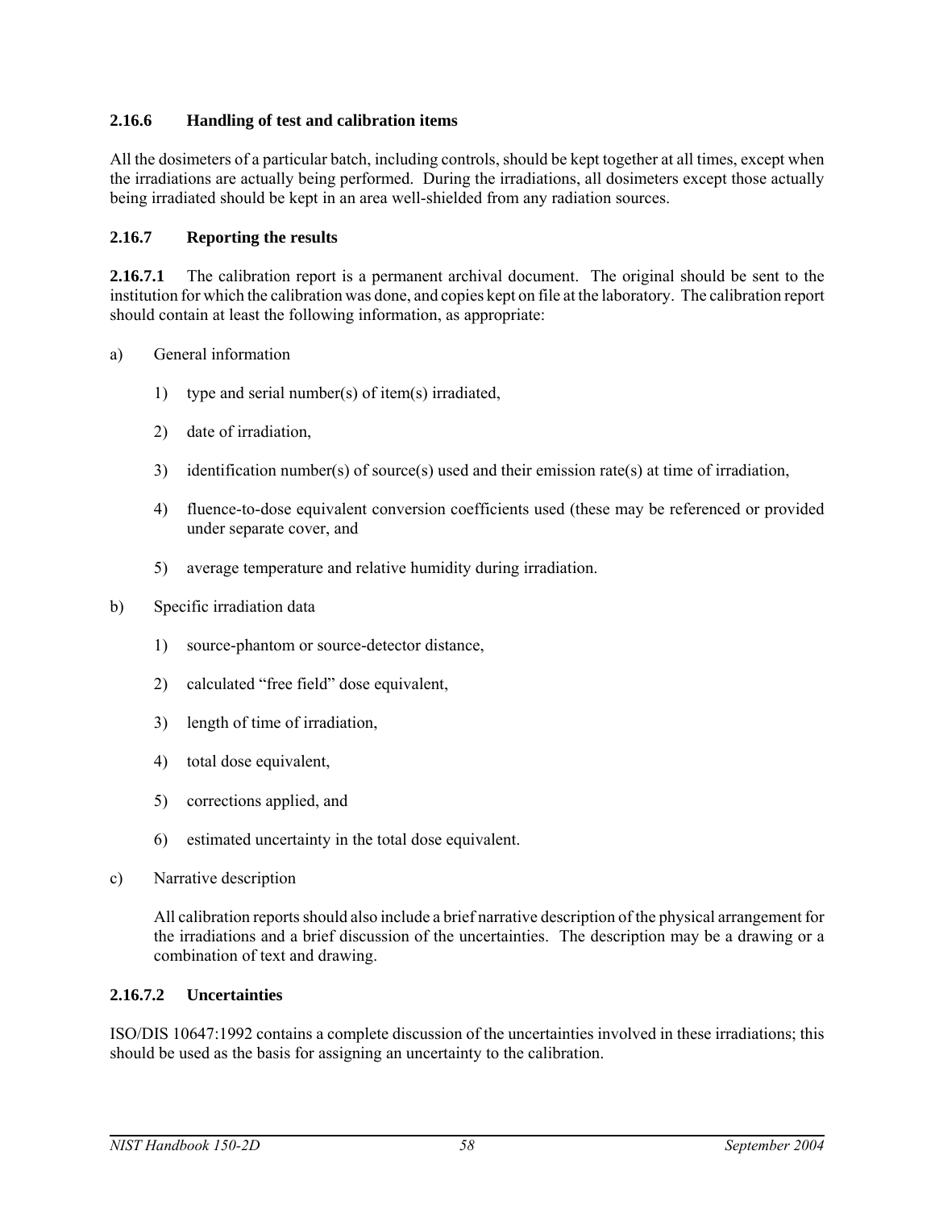### 2.16.6 Handling of test and calibration items

All the dosimeters of a particular batch, including controls, should be kept together at all times, except when the irradiations are actually being performed. During the irradiations, all dosimeters except those actually being irradiated should be kept in an area well-shielded from any radiation sources.

### 2.16.7 Reporting the results

**2.16.7.1** The calibration report is a permanent archival document. The original should be sent to the institution for which the calibration was done, and copies kept on file at the laboratory. The calibration report should contain at least the following information, as appropriate:

a) General information

   1) type and serial number(s) of item(s) irradiated,

   2) date of irradiation,

   3) identification number(s) of source(s) used and their emission rate(s) at time of irradiation,

   4) fluence-to-dose equivalent conversion coefficients used (these may be referenced or provided under separate cover, and

   5) average temperature and relative humidity during irradiation.

b) Specific irradiation data

   1) source-phantom or source-detector distance,

   2) calculated "free field" dose equivalent,

   3) length of time of irradiation,

   4) total dose equivalent,

   5) corrections applied, and

   6) estimated uncertainty in the total dose equivalent.

c) Narrative description

   All calibration reports should also include a brief narrative description of the physical arrangement for the irradiations and a brief discussion of the uncertainties. The description may be a drawing or a combination of text and drawing.

#### 2.16.7.2 Uncertainties

ISO/DIS 10647:1992 contains a complete discussion of the uncertainties involved in these irradiations; this should be used as the basis for assigning an uncertainty to the calibration.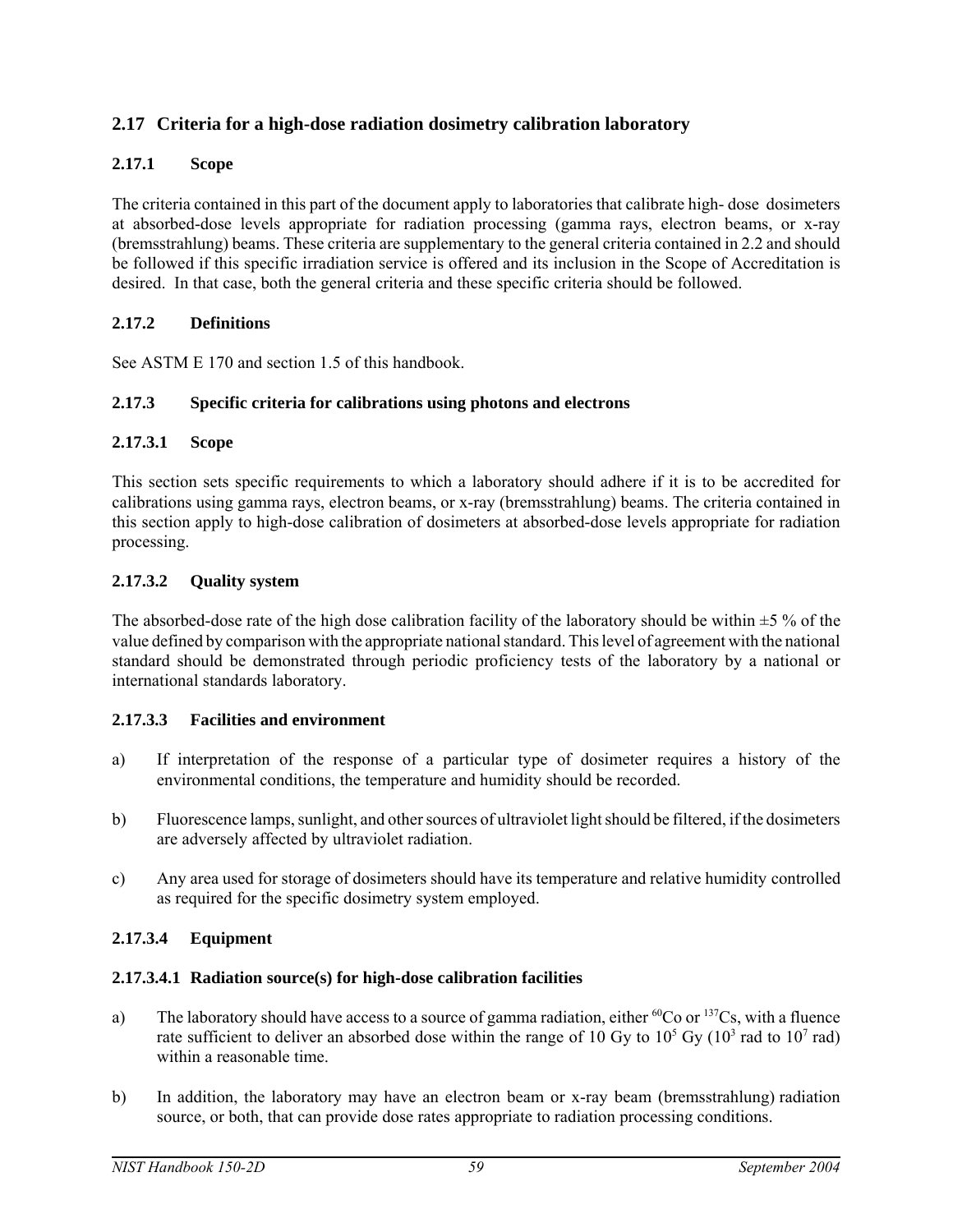## 2.17 Criteria for a high-dose radiation dosimetry calibration laboratory

### 2.17.1 Scope

The criteria contained in this part of the document apply to laboratories that calibrate high- dose dosimeters at absorbed-dose levels appropriate for radiation processing (gamma rays, electron beams, or x-ray (bremsstrahlung) beams. These criteria are supplementary to the general criteria contained in 2.2 and should be followed if this specific irradiation service is offered and its inclusion in the Scope of Accreditation is desired. In that case, both the general criteria and these specific criteria should be followed.

### 2.17.2 Definitions

See ASTM E 170 and section 1.5 of this handbook.

### 2.17.3 Specific criteria for calibrations using photons and electrons

#### 2.17.3.1 Scope

This section sets specific requirements to which a laboratory should adhere if it is to be accredited for calibrations using gamma rays, electron beams, or x-ray (bremsstrahlung) beams. The criteria contained in this section apply to high-dose calibration of dosimeters at absorbed-dose levels appropriate for radiation processing.

#### 2.17.3.2 Quality system

The absorbed-dose rate of the high dose calibration facility of the laboratory should be within ±5 % of the value defined by comparison with the appropriate national standard. This level of agreement with the national standard should be demonstrated through periodic proficiency tests of the laboratory by a national or international standards laboratory.

#### 2.17.3.3 Facilities and environment

a) If interpretation of the response of a particular type of dosimeter requires a history of the environmental conditions, the temperature and humidity should be recorded.

b) Fluorescence lamps, sunlight, and other sources of ultraviolet light should be filtered, if the dosimeters are adversely affected by ultraviolet radiation.

c) Any area used for storage of dosimeters should have its temperature and relative humidity controlled as required for the specific dosimetry system employed.

#### 2.17.3.4 Equipment

##### 2.17.3.4.1 Radiation source(s) for high-dose calibration facilities

a) The laboratory should have access to a source of gamma radiation, either $^{60}Co$ or $^{137}Cs$, with a fluence rate sufficient to deliver an absorbed dose within the range of 10 Gy to $10^5$ Gy ($10^3$ rad to $10^7$ rad) within a reasonable time.

b) In addition, the laboratory may have an electron beam or x-ray beam (bremsstrahlung) radiation source, or both, that can provide dose rates appropriate to radiation processing conditions.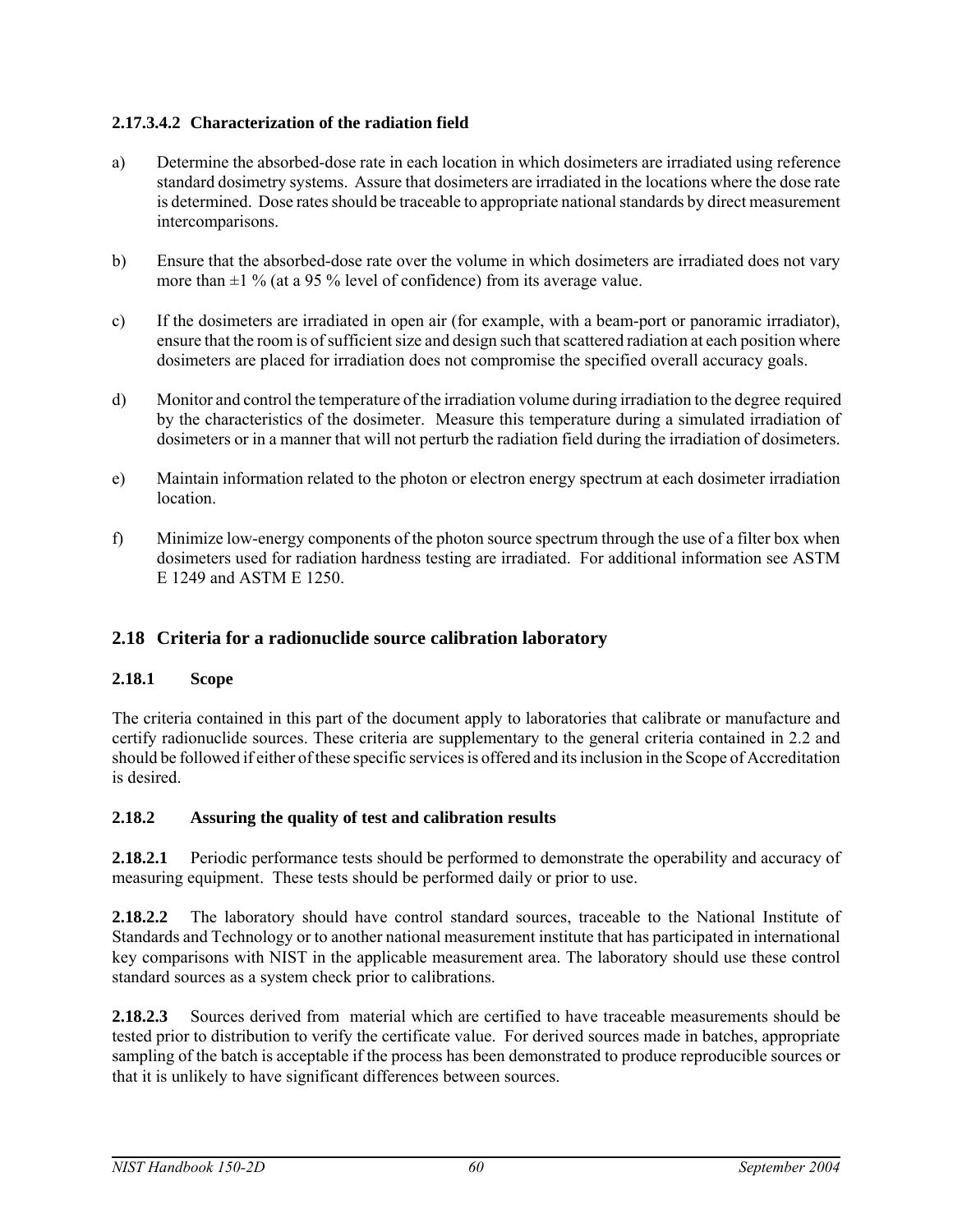#### 2.17.3.4.2 Characterization of the radiation field

a) Determine the absorbed-dose rate in each location in which dosimeters are irradiated using reference standard dosimetry systems. Assure that dosimeters are irradiated in the locations where the dose rate is determined. Dose rates should be traceable to appropriate national standards by direct measurement intercomparisons.

b) Ensure that the absorbed-dose rate over the volume in which dosimeters are irradiated does not vary more than ±1 % (at a 95 % level of confidence) from its average value.

c) If the dosimeters are irradiated in open air (for example, with a beam-port or panoramic irradiator), ensure that the room is of sufficient size and design such that scattered radiation at each position where dosimeters are placed for irradiation does not compromise the specified overall accuracy goals.

d) Monitor and control the temperature of the irradiation volume during irradiation to the degree required by the characteristics of the dosimeter. Measure this temperature during a simulated irradiation of dosimeters or in a manner that will not perturb the radiation field during the irradiation of dosimeters.

e) Maintain information related to the photon or electron energy spectrum at each dosimeter irradiation location.

f) Minimize low-energy components of the photon source spectrum through the use of a filter box when dosimeters used for radiation hardness testing are irradiated. For additional information see ASTM E 1249 and ASTM E 1250.

## 2.18 Criteria for a radionuclide source calibration laboratory

### 2.18.1 Scope

The criteria contained in this part of the document apply to laboratories that calibrate or manufacture and certify radionuclide sources. These criteria are supplementary to the general criteria contained in 2.2 and should be followed if either of these specific services is offered and its inclusion in the Scope of Accreditation is desired.

### 2.18.2 Assuring the quality of test and calibration results

**2.18.2.1** Periodic performance tests should be performed to demonstrate the operability and accuracy of measuring equipment. These tests should be performed daily or prior to use.

**2.18.2.2** The laboratory should have control standard sources, traceable to the National Institute of Standards and Technology or to another national measurement institute that has participated in international key comparisons with NIST in the applicable measurement area. The laboratory should use these control standard sources as a system check prior to calibrations.

**2.18.2.3** Sources derived from material which are certified to have traceable measurements should be tested prior to distribution to verify the certificate value. For derived sources made in batches, appropriate sampling of the batch is acceptable if the process has been demonstrated to produce reproducible sources or that it is unlikely to have significant differences between sources.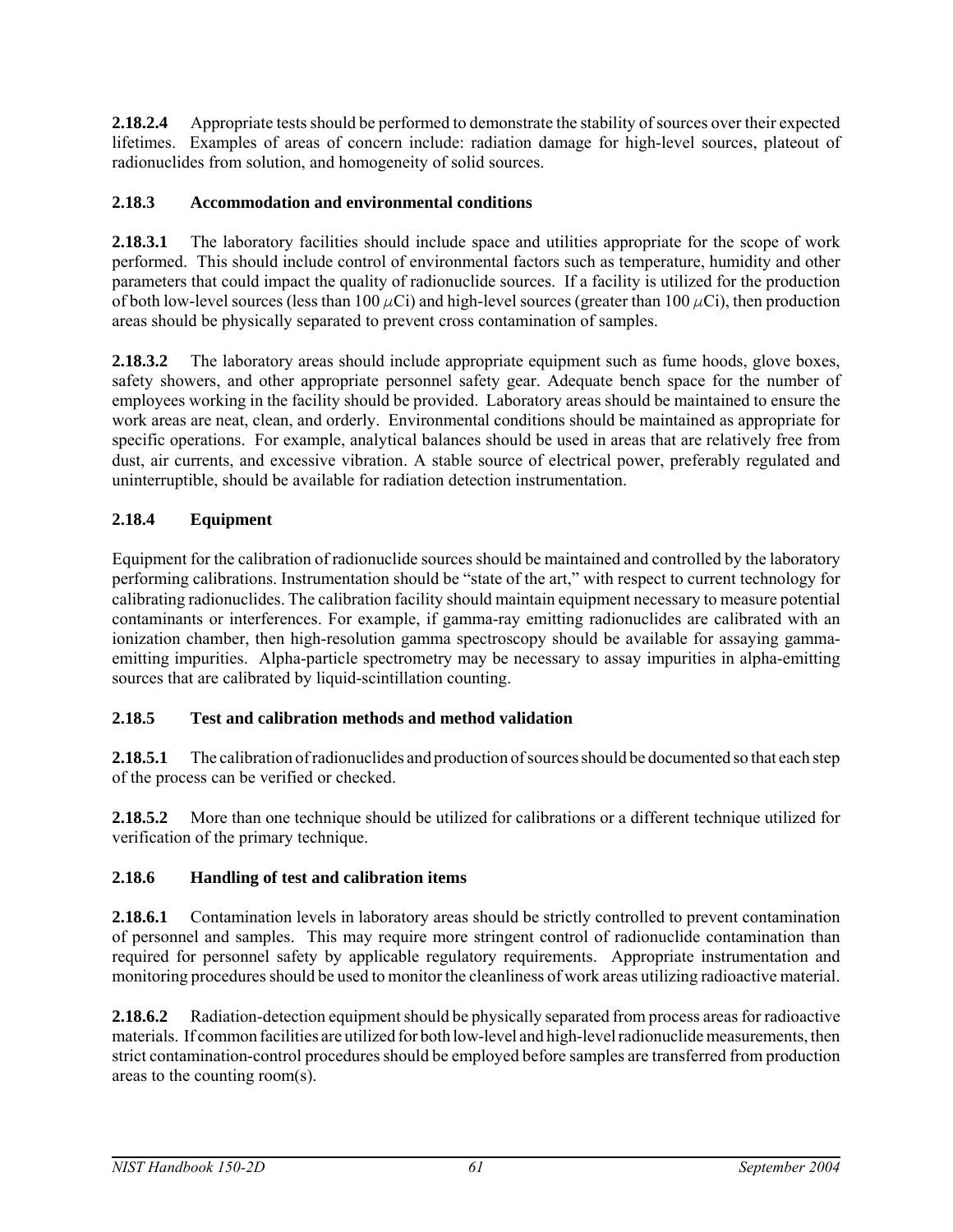**2.18.2.4** Appropriate tests should be performed to demonstrate the stability of sources over their expected lifetimes. Examples of areas of concern include: radiation damage for high-level sources, plateout of radionuclides from solution, and homogeneity of solid sources.

### 2.18.3 Accommodation and environmental conditions

**2.18.3.1** The laboratory facilities should include space and utilities appropriate for the scope of work performed. This should include control of environmental factors such as temperature, humidity and other parameters that could impact the quality of radionuclide sources. If a facility is utilized for the production of both low-level sources (less than 100 $\mu$Ci) and high-level sources (greater than 100 $\mu$Ci), then production areas should be physically separated to prevent cross contamination of samples.

**2.18.3.2** The laboratory areas should include appropriate equipment such as fume hoods, glove boxes, safety showers, and other appropriate personnel safety gear. Adequate bench space for the number of employees working in the facility should be provided. Laboratory areas should be maintained to ensure the work areas are neat, clean, and orderly. Environmental conditions should be maintained as appropriate for specific operations. For example, analytical balances should be used in areas that are relatively free from dust, air currents, and excessive vibration. A stable source of electrical power, preferably regulated and uninterruptible, should be available for radiation detection instrumentation.

### 2.18.4 Equipment

Equipment for the calibration of radionuclide sources should be maintained and controlled by the laboratory performing calibrations. Instrumentation should be "state of the art," with respect to current technology for calibrating radionuclides. The calibration facility should maintain equipment necessary to measure potential contaminants or interferences. For example, if gamma-ray emitting radionuclides are calibrated with an ionization chamber, then high-resolution gamma spectroscopy should be available for assaying gamma-emitting impurities. Alpha-particle spectrometry may be necessary to assay impurities in alpha-emitting sources that are calibrated by liquid-scintillation counting.

### 2.18.5 Test and calibration methods and method validation

**2.18.5.1** The calibration of radionuclides and production of sources should be documented so that each step of the process can be verified or checked.

**2.18.5.2** More than one technique should be utilized for calibrations or a different technique utilized for verification of the primary technique.

### 2.18.6 Handling of test and calibration items

**2.18.6.1** Contamination levels in laboratory areas should be strictly controlled to prevent contamination of personnel and samples. This may require more stringent control of radionuclide contamination than required for personnel safety by applicable regulatory requirements. Appropriate instrumentation and monitoring procedures should be used to monitor the cleanliness of work areas utilizing radioactive material.

**2.18.6.2** Radiation-detection equipment should be physically separated from process areas for radioactive materials. If common facilities are utilized for both low-level and high-level radionuclide measurements, then strict contamination-control procedures should be employed before samples are transferred from production areas to the counting room(s).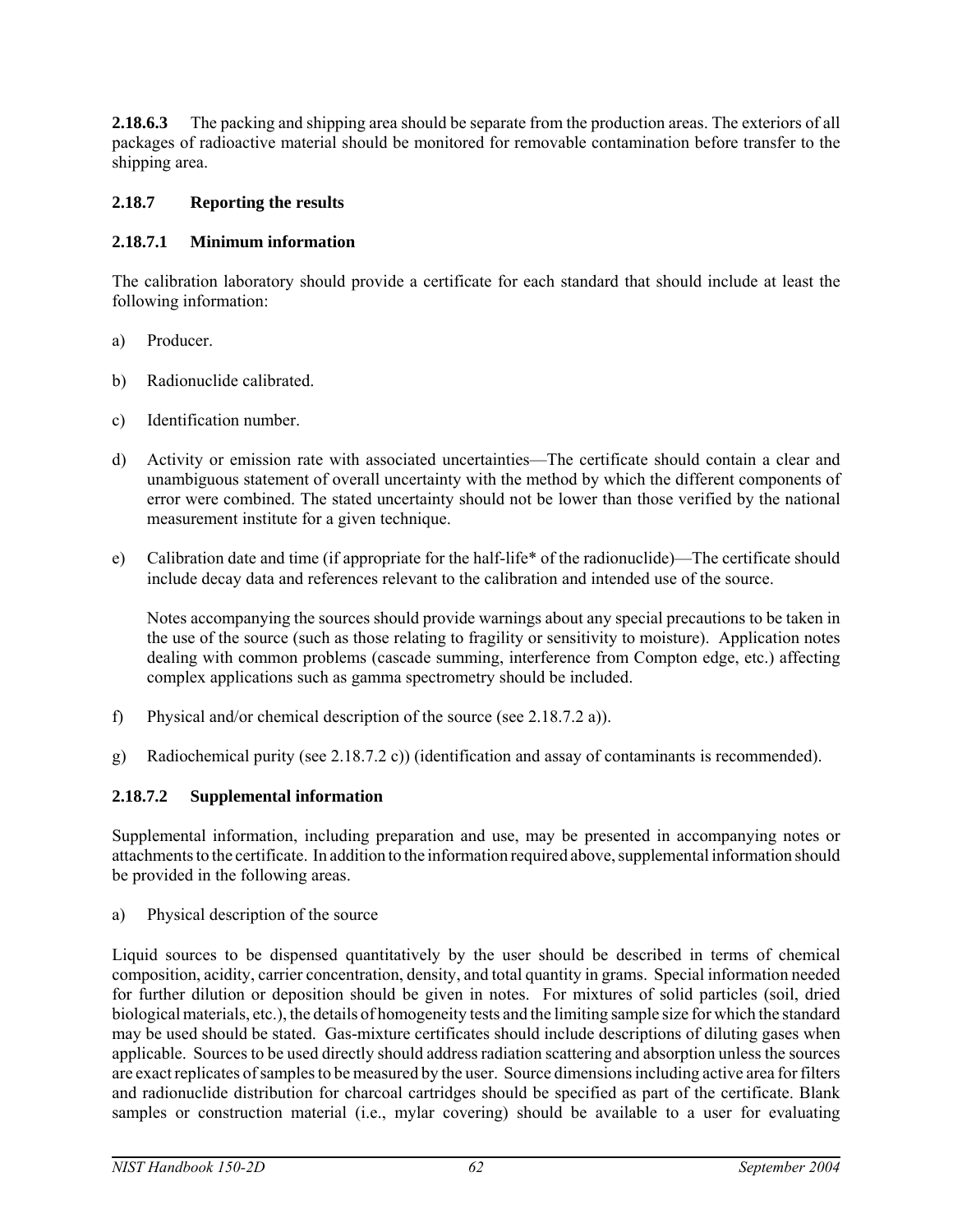**2.18.6.3** The packing and shipping area should be separate from the production areas. The exteriors of all packages of radioactive material should be monitored for removable contamination before transfer to the shipping area.

### 2.18.7 Reporting the results

#### 2.18.7.1 Minimum information

The calibration laboratory should provide a certificate for each standard that should include at least the following information:

a) Producer.

b) Radionuclide calibrated.

c) Identification number.

d) Activity or emission rate with associated uncertainties—The certificate should contain a clear and unambiguous statement of overall uncertainty with the method by which the different components of error were combined. The stated uncertainty should not be lower than those verified by the national measurement institute for a given technique.

e) Calibration date and time (if appropriate for the half-life* of the radionuclide)—The certificate should include decay data and references relevant to the calibration and intended use of the source.

   Notes accompanying the sources should provide warnings about any special precautions to be taken in the use of the source (such as those relating to fragility or sensitivity to moisture). Application notes dealing with common problems (cascade summing, interference from Compton edge, etc.) affecting complex applications such as gamma spectrometry should be included.

f) Physical and/or chemical description of the source (see 2.18.7.2 a)).

g) Radiochemical purity (see 2.18.7.2 c)) (identification and assay of contaminants is recommended).

#### 2.18.7.2 Supplemental information

Supplemental information, including preparation and use, may be presented in accompanying notes or attachments to the certificate. In addition to the information required above, supplemental information should be provided in the following areas.

a) Physical description of the source

Liquid sources to be dispensed quantitatively by the user should be described in terms of chemical composition, acidity, carrier concentration, density, and total quantity in grams. Special information needed for further dilution or deposition should be given in notes. For mixtures of solid particles (soil, dried biological materials, etc.), the details of homogeneity tests and the limiting sample size for which the standard may be used should be stated. Gas-mixture certificates should include descriptions of diluting gases when applicable. Sources to be used directly should address radiation scattering and absorption unless the sources are exact replicates of samples to be measured by the user. Source dimensions including active area for filters and radionuclide distribution for charcoal cartridges should be specified as part of the certificate. Blank samples or construction material (i.e., mylar covering) should be available to a user for evaluating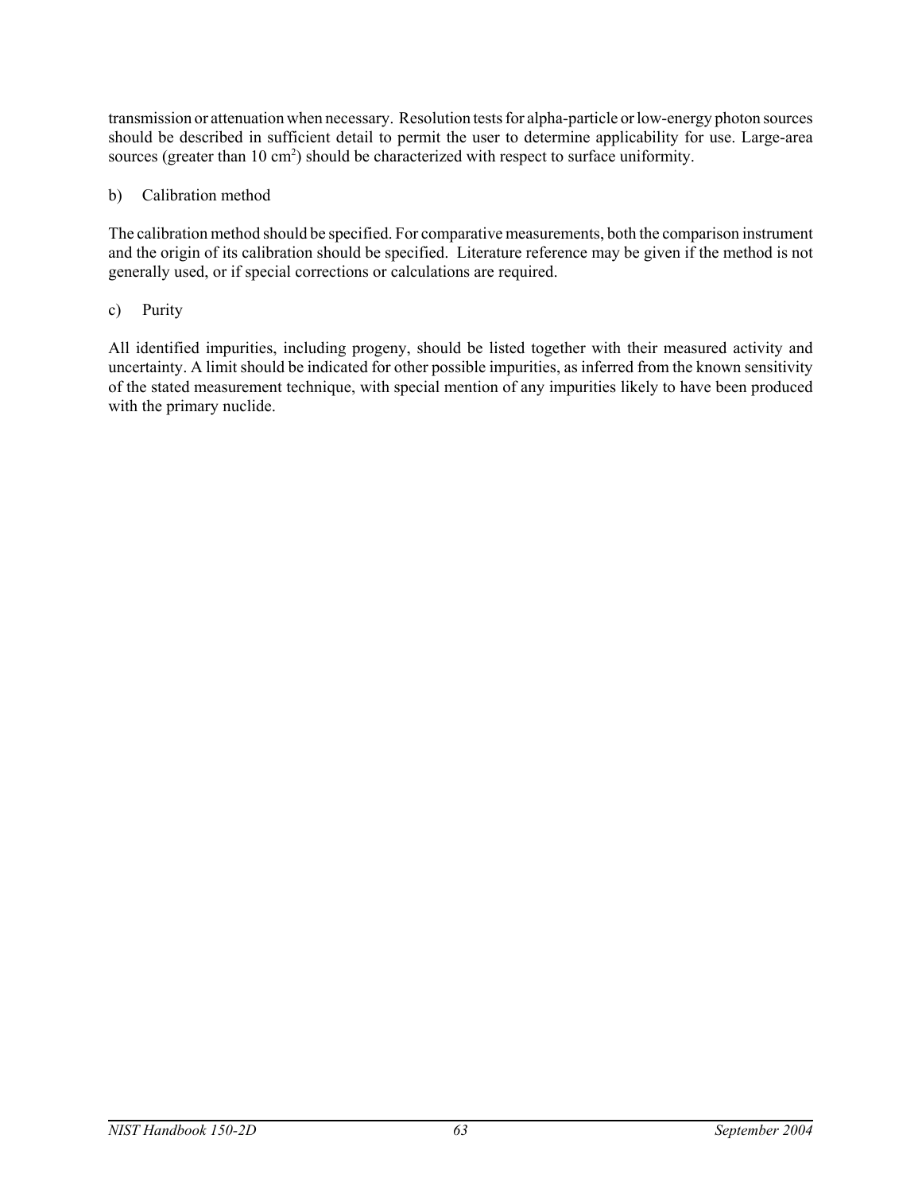transmission or attenuation when necessary. Resolution tests for alpha-particle or low-energy photon sources should be described in sufficient detail to permit the user to determine applicability for use. Large-area sources (greater than 10 $cm^2$) should be characterized with respect to surface uniformity.

b) Calibration method

The calibration method should be specified. For comparative measurements, both the comparison instrument and the origin of its calibration should be specified. Literature reference may be given if the method is not generally used, or if special corrections or calculations are required.

c) Purity

All identified impurities, including progeny, should be listed together with their measured activity and uncertainty. A limit should be indicated for other possible impurities, as inferred from the known sensitivity of the stated measurement technique, with special mention of any impurities likely to have been produced with the primary nuclide.